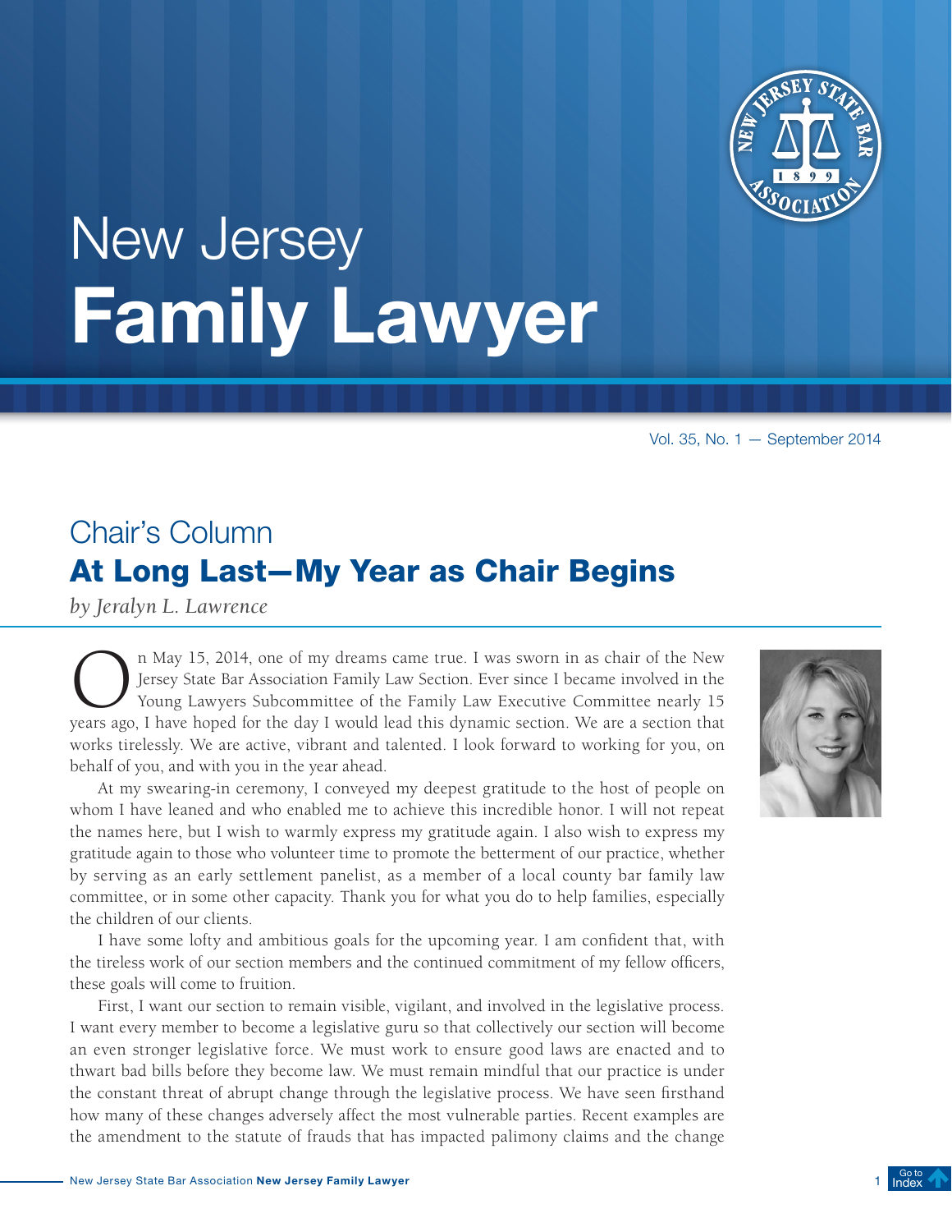# New Jersey Family Lawyer

Vol. 35, No. 1 — September 2014

## Chair's Column

## At Long Last—My Year as Chair Begins

*by Jeralyn L. Lawrence*

On May 15, 2014, one of my dreams came true. I was sworn in as chair of the New Jersey State Bar Association Family Law Section. Ever since I became involved in the Young Lawyers Subcommittee of the Family Law Executive Committee nearly 15 years ago, I have hoped for the day I would lead this dynamic section. We are a section that works tirelessly. We are active, vibrant and talented. I look forward to working for you, on behalf of you, and with you in the year ahead.

At my swearing-in ceremony, I conveyed my deepest gratitude to the host of people on whom I have leaned and who enabled me to achieve this incredible honor. I will not repeat the names here, but I wish to warmly express my gratitude again. I also wish to express my gratitude again to those who volunteer time to promote the betterment of our practice, whether by serving as an early settlement panelist, as a member of a local county bar family law committee, or in some other capacity. Thank you for what you do to help families, especially the children of our clients.

I have some lofty and ambitious goals for the upcoming year. I am confident that, with the tireless work of our section members and the continued commitment of my fellow officers, these goals will come to fruition.

First, I want our section to remain visible, vigilant, and involved in the legislative process. I want every member to become a legislative guru so that collectively our section will become an even stronger legislative force. We must work to ensure good laws are enacted and to thwart bad bills before they become law. We must remain mindful that our practice is under the constant threat of abrupt change through the legislative process. We have seen firsthand how many of these changes adversely affect the most vulnerable parties. Recent examples are the amendment to the statute of frauds that has impacted palimony claims and the change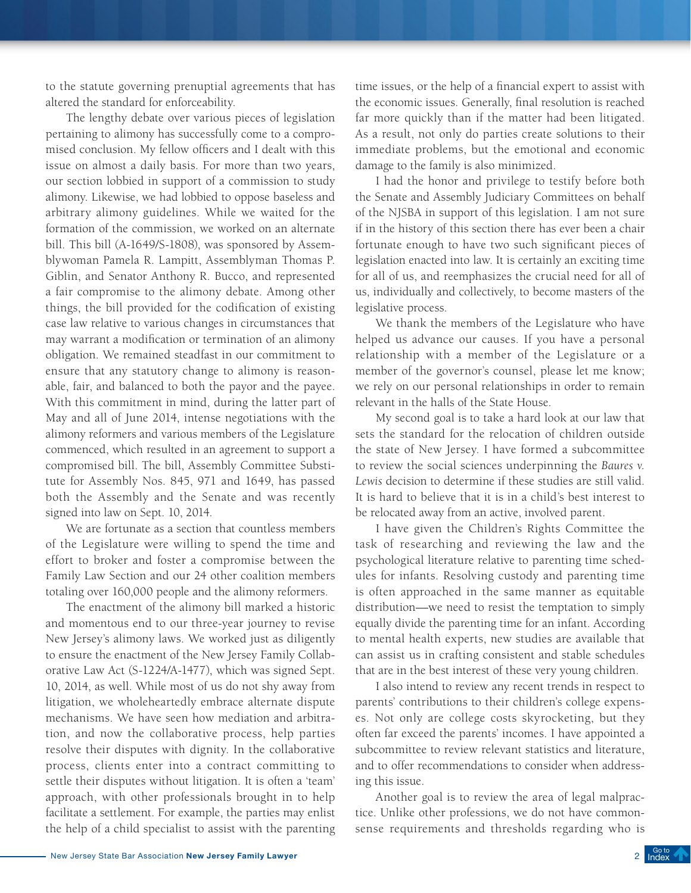to the statute governing prenuptial agreements that has altered the standard for enforceability.

The lengthy debate over various pieces of legislation pertaining to alimony has successfully come to a compromised conclusion. My fellow officers and I dealt with this issue on almost a daily basis. For more than two years, our section lobbied in support of a commission to study alimony. Likewise, we had lobbied to oppose baseless and arbitrary alimony guidelines. While we waited for the formation of the commission, we worked on an alternate bill. This bill (A-1649/S-1808), was sponsored by Assemblywoman Pamela R. Lampitt, Assemblyman Thomas P. Giblin, and Senator Anthony R. Bucco, and represented a fair compromise to the alimony debate. Among other things, the bill provided for the codification of existing case law relative to various changes in circumstances that may warrant a modification or termination of an alimony obligation. We remained steadfast in our commitment to ensure that any statutory change to alimony is reasonable, fair, and balanced to both the payor and the payee. With this commitment in mind, during the latter part of May and all of June 2014, intense negotiations with the alimony reformers and various members of the Legislature commenced, which resulted in an agreement to support a compromised bill. The bill, Assembly Committee Substitute for Assembly Nos. 845, 971 and 1649, has passed both the Assembly and the Senate and was recently signed into law on Sept. 10, 2014.

We are fortunate as a section that countless members of the Legislature were willing to spend the time and effort to broker and foster a compromise between the Family Law Section and our 24 other coalition members totaling over 160,000 people and the alimony reformers.

The enactment of the alimony bill marked a historic and momentous end to our three-year journey to revise New Jersey's alimony laws. We worked just as diligently to ensure the enactment of the New Jersey Family Collaborative Law Act (S-1224/A-1477), which was signed Sept. 10, 2014, as well. While most of us do not shy away from litigation, we wholeheartedly embrace alternate dispute mechanisms. We have seen how mediation and arbitration, and now the collaborative process, help parties resolve their disputes with dignity. In the collaborative process, clients enter into a contract committing to settle their disputes without litigation. It is often a 'team' approach, with other professionals brought in to help facilitate a settlement. For example, the parties may enlist the help of a child specialist to assist with the parenting time issues, or the help of a financial expert to assist with the economic issues. Generally, final resolution is reached far more quickly than if the matter had been litigated. As a result, not only do parties create solutions to their immediate problems, but the emotional and economic damage to the family is also minimized.

I had the honor and privilege to testify before both the Senate and Assembly Judiciary Committees on behalf of the NJSBA in support of this legislation. I am not sure if in the history of this section there has ever been a chair fortunate enough to have two such significant pieces of legislation enacted into law. It is certainly an exciting time for all of us, and reemphasizes the crucial need for all of us, individually and collectively, to become masters of the legislative process.

We thank the members of the Legislature who have helped us advance our causes. If you have a personal relationship with a member of the Legislature or a member of the governor's counsel, please let me know; we rely on our personal relationships in order to remain relevant in the halls of the State House.

My second goal is to take a hard look at our law that sets the standard for the relocation of children outside the state of New Jersey. I have formed a subcommittee to review the social sciences underpinning the *Baures v. Lewis* decision to determine if these studies are still valid. It is hard to believe that it is in a child's best interest to be relocated away from an active, involved parent.

I have given the Children's Rights Committee the task of researching and reviewing the law and the psychological literature relative to parenting time schedules for infants. Resolving custody and parenting time is often approached in the same manner as equitable distribution—we need to resist the temptation to simply equally divide the parenting time for an infant. According to mental health experts, new studies are available that can assist us in crafting consistent and stable schedules that are in the best interest of these very young children.

I also intend to review any recent trends in respect to parents' contributions to their children's college expenses. Not only are college costs skyrocketing, but they often far exceed the parents' incomes. I have appointed a subcommittee to review relevant statistics and literature, and to offer recommendations to consider when addressing this issue.

Another goal is to review the area of legal malpractice. Unlike other professions, we do not have common-sense requirements and thresholds regarding who is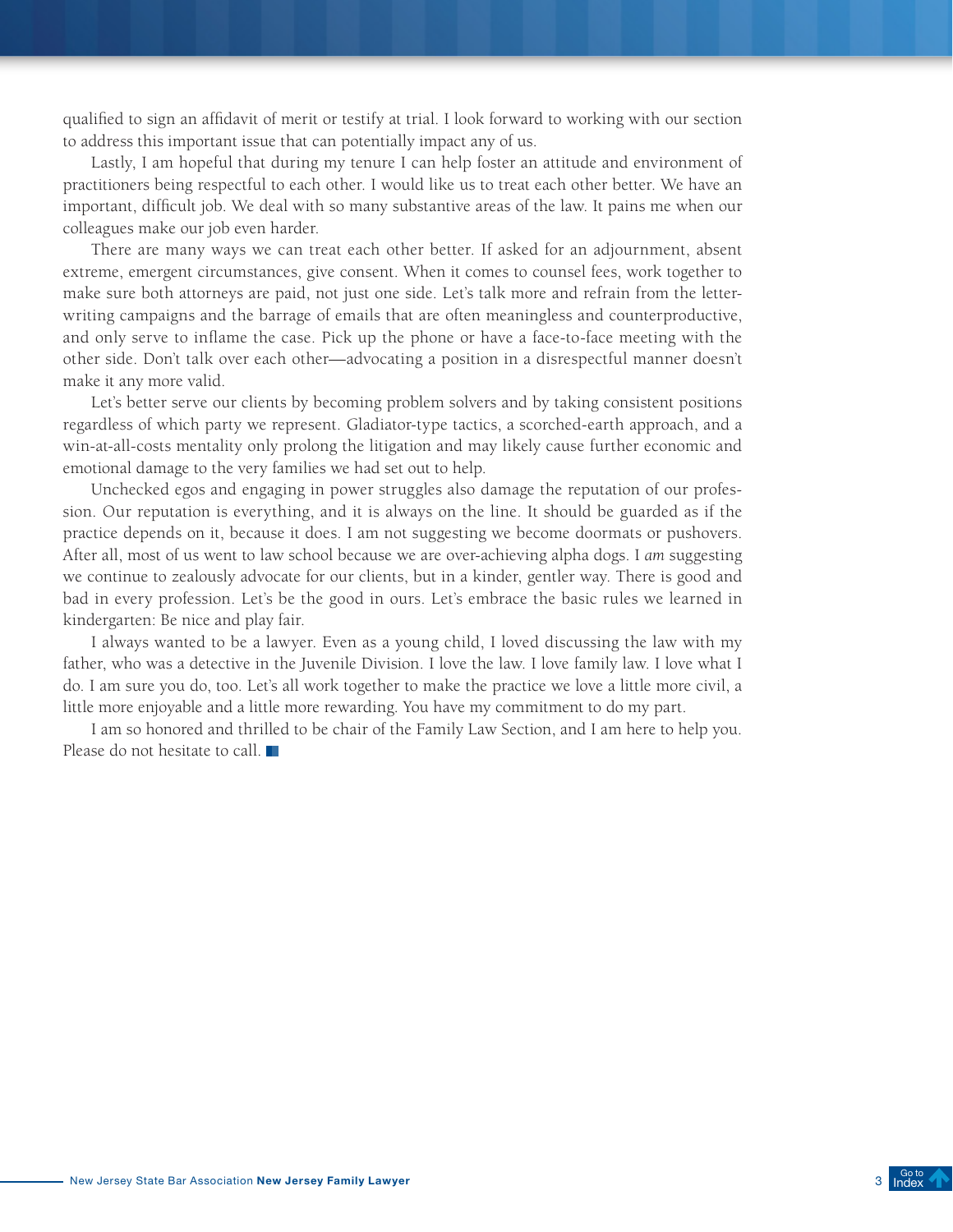qualified to sign an affidavit of merit or testify at trial. I look forward to working with our section to address this important issue that can potentially impact any of us.

Lastly, I am hopeful that during my tenure I can help foster an attitude and environment of practitioners being respectful to each other. I would like us to treat each other better. We have an important, difficult job. We deal with so many substantive areas of the law. It pains me when our colleagues make our job even harder.

There are many ways we can treat each other better. If asked for an adjournment, absent extreme, emergent circumstances, give consent. When it comes to counsel fees, work together to make sure both attorneys are paid, not just one side. Let's talk more and refrain from the letter-writing campaigns and the barrage of emails that are often meaningless and counterproductive, and only serve to inflame the case. Pick up the phone or have a face-to-face meeting with the other side. Don't talk over each other—advocating a position in a disrespectful manner doesn't make it any more valid.

Let's better serve our clients by becoming problem solvers and by taking consistent positions regardless of which party we represent. Gladiator-type tactics, a scorched-earth approach, and a win-at-all-costs mentality only prolong the litigation and may likely cause further economic and emotional damage to the very families we had set out to help.

Unchecked egos and engaging in power struggles also damage the reputation of our profession. Our reputation is everything, and it is always on the line. It should be guarded as if the practice depends on it, because it does. I am not suggesting we become doormats or pushovers. After all, most of us went to law school because we are over-achieving alpha dogs. I *am* suggesting we continue to zealously advocate for our clients, but in a kinder, gentler way. There is good and bad in every profession. Let's be the good in ours. Let's embrace the basic rules we learned in kindergarten: Be nice and play fair.

I always wanted to be a lawyer. Even as a young child, I loved discussing the law with my father, who was a detective in the Juvenile Division. I love the law. I love family law. I love what I do. I am sure you do, too. Let's all work together to make the practice we love a little more civil, a little more enjoyable and a little more rewarding. You have my commitment to do my part.

I am so honored and thrilled to be chair of the Family Law Section, and I am here to help you. Please do not hesitate to call.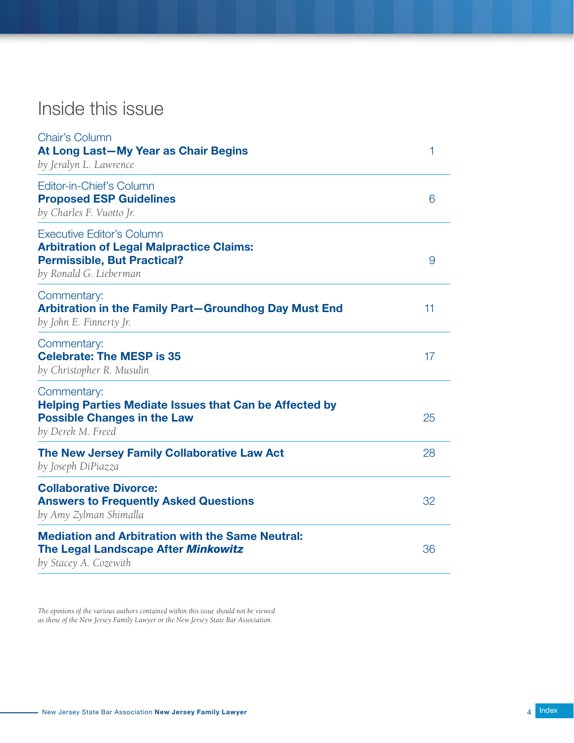# Inside this issue

Chair's Column
**At Long Last—My Year as Chair Begins** 1
*by Jeralyn L. Lawrence*

Editor-in-Chief's Column
**Proposed ESP Guidelines** 6
*by Charles F. Vuotto Jr.*

Executive Editor's Column
**Arbitration of Legal Malpractice Claims: Permissible, But Practical?** 9
*by Ronald G. Lieberman*

Commentary:
**Arbitration in the Family Part—Groundhog Day Must End** 11
*by John E. Finnerty Jr.*

Commentary:
**Celebrate: The MESP is 35** 17
*by Christopher R. Musulin*

Commentary:
**Helping Parties Mediate Issues that Can be Affected by Possible Changes in the Law** 25
*by Derek M. Freed*

**The New Jersey Family Collaborative Law Act** 28
*by Joseph DiPiazza*

**Collaborative Divorce: Answers to Frequently Asked Questions** 32
*by Amy Zylman Shimalla*

**Mediation and Arbitration with the Same Neutral: The Legal Landscape After *Minkowitz*** 36
*by Stacey A. Cozewith*

*The opinions of the various authors contained within this issue should not be viewed as those of the New Jersey Family Lawyer or the New Jersey State Bar Association.*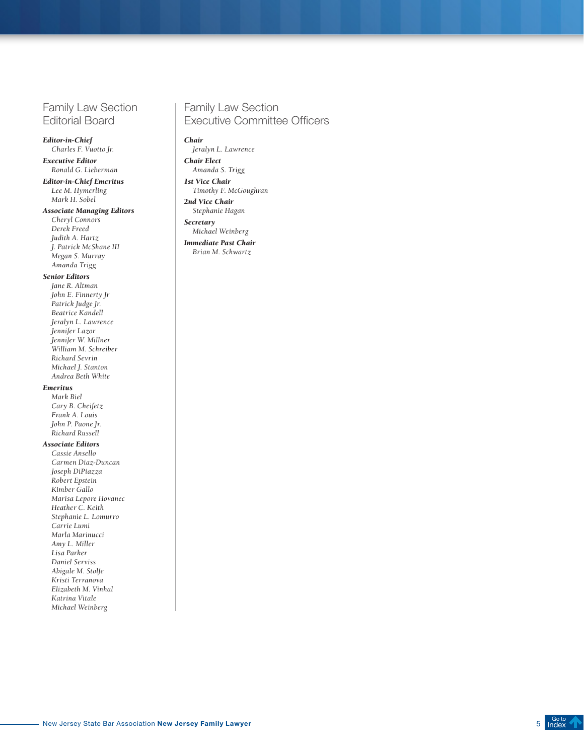## Family Law Section Editorial Board

***Editor-in-Chief***
*Charles F. Vuotto Jr.*

***Executive Editor***
*Ronald G. Lieberman*

***Editor-in-Chief Emeritus***
*Lee M. Hymerling*
*Mark H. Sobel*

***Associate Managing Editors***
*Cheryl Connors*
*Derek Freed*
*Judith A. Hartz*
*J. Patrick McShane III*
*Megan S. Murray*
*Amanda Trigg*

***Senior Editors***
*Jane R. Altman*
*John E. Finnerty Jr*
*Patrick Judge Jr.*
*Beatrice Kandell*
*Jeralyn L. Lawrence*
*Jennifer Lazor*
*Jennifer W. Millner*
*William M. Schreiber*
*Richard Sevrin*
*Michael J. Stanton*
*Andrea Beth White*

***Emeritus***
*Mark Biel*
*Cary B. Cheifetz*
*Frank A. Louis*
*John P. Paone Jr.*
*Richard Russell*

***Associate Editors***
*Cassie Ansello*
*Carmen Diaz-Duncan*
*Joseph DiPiazza*
*Robert Epstein*
*Kimber Gallo*
*Marisa Lepore Hovanec*
*Heather C. Keith*
*Stephanie L. Lomurro*
*Carrie Lumi*
*Marla Marinucci*
*Amy L. Miller*
*Lisa Parker*
*Daniel Serviss*
*Abigale M. Stolfe*
*Kristi Terranova*
*Elizabeth M. Vinhal*
*Katrina Vitale*
*Michael Weinberg*

## Family Law Section Executive Committee Officers

***Chair***
*Jeralyn L. Lawrence*

***Chair Elect***
*Amanda S. Trigg*

***1st Vice Chair***
*Timothy F. McGoughran*

***2nd Vice Chair***
*Stephanie Hagan*

***Secretary***
*Michael Weinberg*

***Immediate Past Chair***
*Brian M. Schwartz*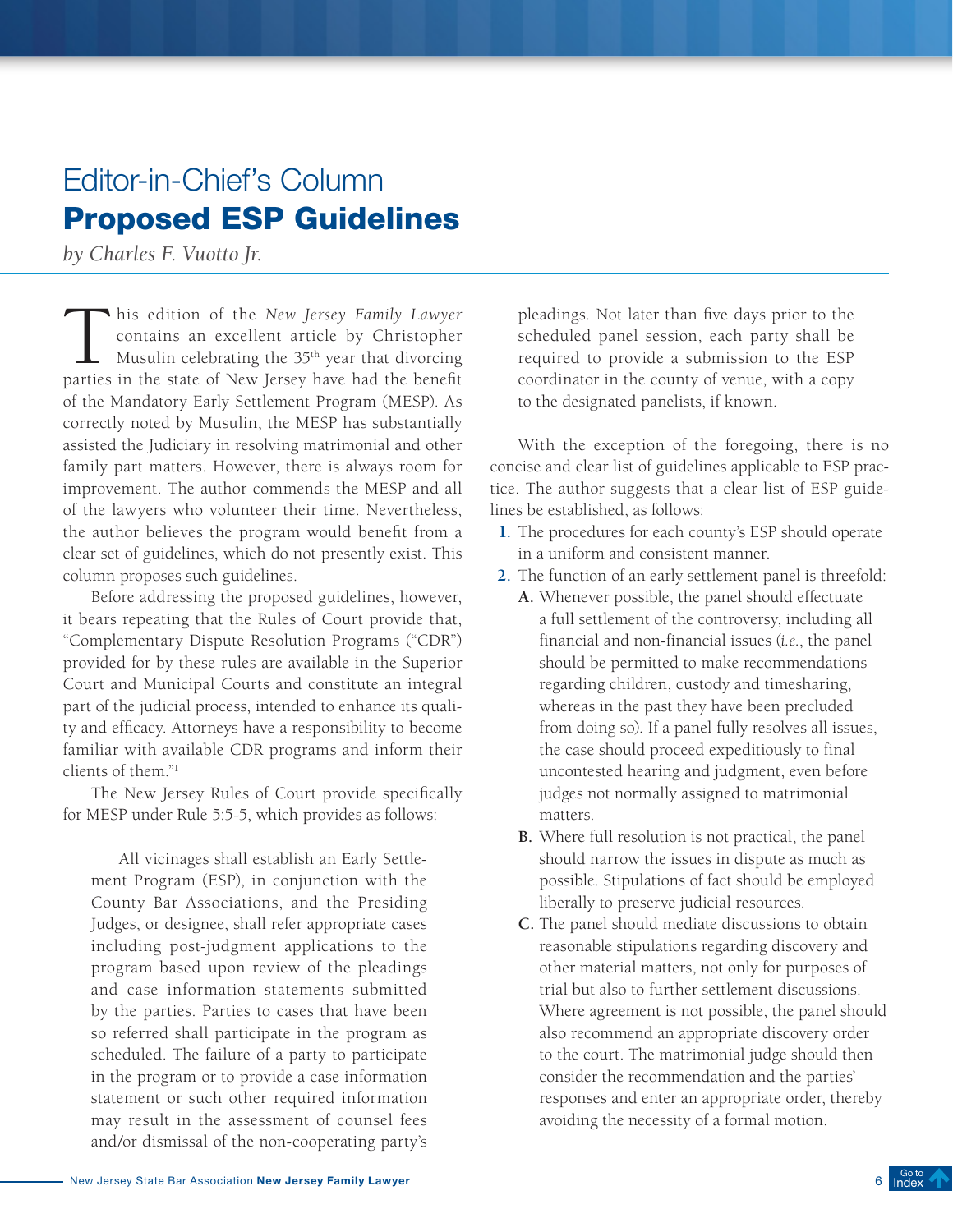# Editor-in-Chief's Column

## Proposed ESP Guidelines

*by Charles F. Vuotto Jr.*

This edition of the *New Jersey Family Lawyer* contains an excellent article by Christopher Musulin celebrating the 35th year that divorcing parties in the state of New Jersey have had the benefit of the Mandatory Early Settlement Program (MESP). As correctly noted by Musulin, the MESP has substantially assisted the Judiciary in resolving matrimonial and other family part matters. However, there is always room for improvement. The author commends the MESP and all of the lawyers who volunteer their time. Nevertheless, the author believes the program would benefit from a clear set of guidelines, which do not presently exist. This column proposes such guidelines.

Before addressing the proposed guidelines, however, it bears repeating that the Rules of Court provide that, "Complementary Dispute Resolution Programs ("CDR") provided for by these rules are available in the Superior Court and Municipal Courts and constitute an integral part of the judicial process, intended to enhance its quality and efficacy. Attorneys have a responsibility to become familiar with available CDR programs and inform their clients of them."[1]

The New Jersey Rules of Court provide specifically for MESP under Rule 5:5-5, which provides as follows:

> All vicinages shall establish an Early Settlement Program (ESP), in conjunction with the County Bar Associations, and the Presiding Judges, or designee, shall refer appropriate cases including post-judgment applications to the program based upon review of the pleadings and case information statements submitted by the parties. Parties to cases that have been so referred shall participate in the program as scheduled. The failure of a party to participate in the program or to provide a case information statement or such other required information may result in the assessment of counsel fees and/or dismissal of the non-cooperating party's pleadings. Not later than five days prior to the scheduled panel session, each party shall be required to provide a submission to the ESP coordinator in the county of venue, with a copy to the designated panelists, if known.

With the exception of the foregoing, there is no concise and clear list of guidelines applicable to ESP practice. The author suggests that a clear list of ESP guidelines be established, as follows:

1. The procedures for each county's ESP should operate in a uniform and consistent manner.
2. The function of an early settlement panel is threefold:
   - **A.** Whenever possible, the panel should effectuate a full settlement of the controversy, including all financial and non-financial issues (*i.e.*, the panel should be permitted to make recommendations regarding children, custody and timesharing, whereas in the past they have been precluded from doing so). If a panel fully resolves all issues, the case should proceed expeditiously to final uncontested hearing and judgment, even before judges not normally assigned to matrimonial matters.
   - **B.** Where full resolution is not practical, the panel should narrow the issues in dispute as much as possible. Stipulations of fact should be employed liberally to preserve judicial resources.
   - **C.** The panel should mediate discussions to obtain reasonable stipulations regarding discovery and other material matters, not only for purposes of trial but also to further settlement discussions. Where agreement is not possible, the panel should also recommend an appropriate discovery order to the court. The matrimonial judge should then consider the recommendation and the parties' responses and enter an appropriate order, thereby avoiding the necessity of a formal motion.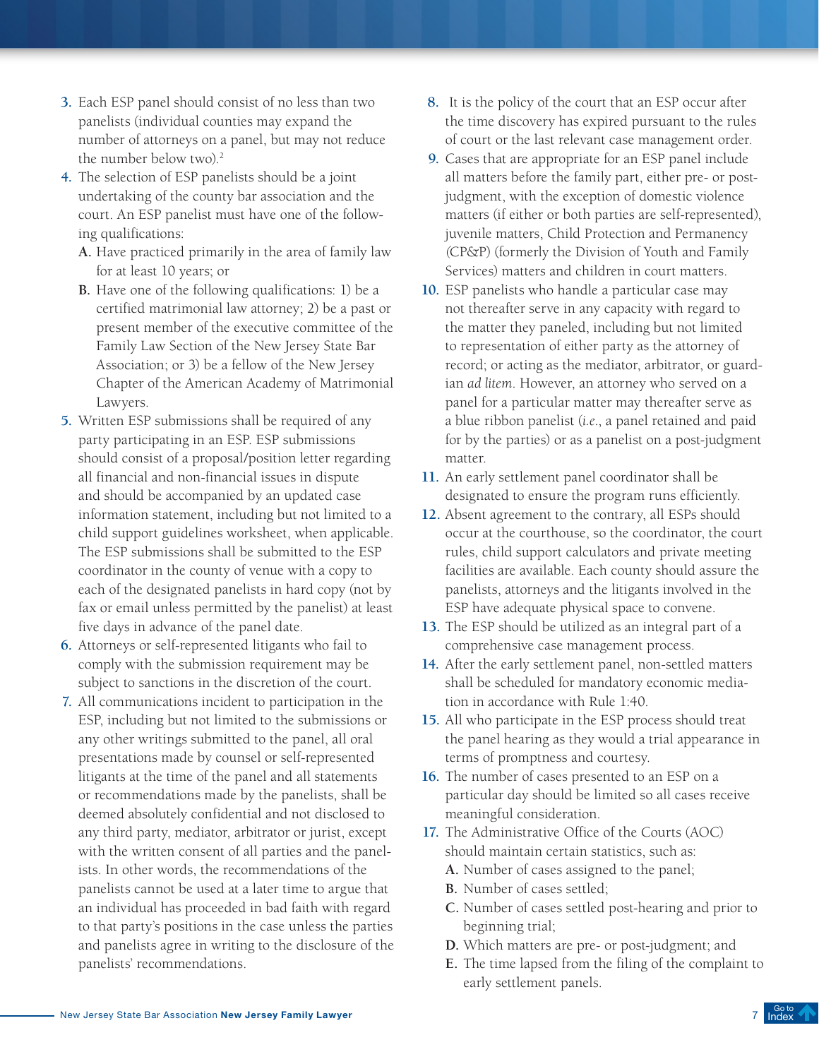3. Each ESP panel should consist of no less than two panelists (individual counties may expand the number of attorneys on a panel, but may not reduce the number below two).[2]
4. The selection of ESP panelists should be a joint undertaking of the county bar association and the court. An ESP panelist must have one of the following qualifications:
   - **A.** Have practiced primarily in the area of family law for at least 10 years; or
   - **B.** Have one of the following qualifications: 1) be a certified matrimonial law attorney; 2) be a past or present member of the executive committee of the Family Law Section of the New Jersey State Bar Association; or 3) be a fellow of the New Jersey Chapter of the American Academy of Matrimonial Lawyers.
5. Written ESP submissions shall be required of any party participating in an ESP. ESP submissions should consist of a proposal/position letter regarding all financial and non-financial issues in dispute and should be accompanied by an updated case information statement, including but not limited to a child support guidelines worksheet, when applicable. The ESP submissions shall be submitted to the ESP coordinator in the county of venue with a copy to each of the designated panelists in hard copy (not by fax or email unless permitted by the panelist) at least five days in advance of the panel date.
6. Attorneys or self-represented litigants who fail to comply with the submission requirement may be subject to sanctions in the discretion of the court.
7. All communications incident to participation in the ESP, including but not limited to the submissions or any other writings submitted to the panel, all oral presentations made by counsel or self-represented litigants at the time of the panel and all statements or recommendations made by the panelists, shall be deemed absolutely confidential and not disclosed to any third party, mediator, arbitrator or jurist, except with the written consent of all parties and the panelists. In other words, the recommendations of the panelists cannot be used at a later time to argue that an individual has proceeded in bad faith with regard to that party's positions in the case unless the parties and panelists agree in writing to the disclosure of the panelists' recommendations.
8. It is the policy of the court that an ESP occur after the time discovery has expired pursuant to the rules of court or the last relevant case management order.
9. Cases that are appropriate for an ESP panel include all matters before the family part, either pre- or post-judgment, with the exception of domestic violence matters (if either or both parties are self-represented), juvenile matters, Child Protection and Permanency (CP&P) (formerly the Division of Youth and Family Services) matters and children in court matters.
10. ESP panelists who handle a particular case may not thereafter serve in any capacity with regard to the matter they paneled, including but not limited to representation of either party as the attorney of record; or acting as the mediator, arbitrator, or guardian *ad litem*. However, an attorney who served on a panel for a particular matter may thereafter serve as a blue ribbon panelist (*i.e.*, a panel retained and paid for by the parties) or as a panelist on a post-judgment matter.
11. An early settlement panel coordinator shall be designated to ensure the program runs efficiently.
12. Absent agreement to the contrary, all ESPs should occur at the courthouse, so the coordinator, the court rules, child support calculators and private meeting facilities are available. Each county should assure the panelists, attorneys and the litigants involved in the ESP have adequate physical space to convene.
13. The ESP should be utilized as an integral part of a comprehensive case management process.
14. After the early settlement panel, non-settled matters shall be scheduled for mandatory economic mediation in accordance with Rule 1:40.
15. All who participate in the ESP process should treat the panel hearing as they would a trial appearance in terms of promptness and courtesy.
16. The number of cases presented to an ESP on a particular day should be limited so all cases receive meaningful consideration.
17. The Administrative Office of the Courts (AOC) should maintain certain statistics, such as:
    - **A.** Number of cases assigned to the panel;
    - **B.** Number of cases settled;
    - **C.** Number of cases settled post-hearing and prior to beginning trial;
    - **D.** Which matters are pre- or post-judgment; and
    - **E.** The time lapsed from the filing of the complaint to early settlement panels.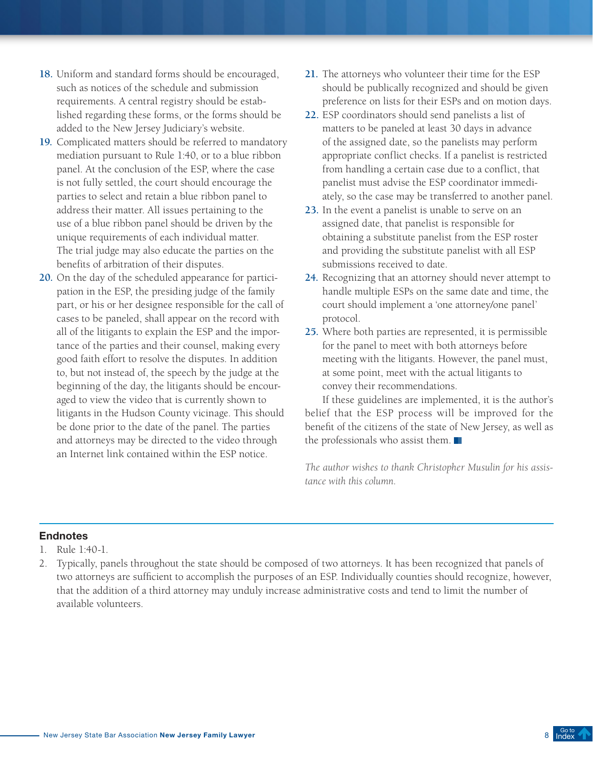18. Uniform and standard forms should be encouraged, such as notices of the schedule and submission requirements. A central registry should be established regarding these forms, or the forms should be added to the New Jersey Judiciary's website.
19. Complicated matters should be referred to mandatory mediation pursuant to Rule 1:40, or to a blue ribbon panel. At the conclusion of the ESP, where the case is not fully settled, the court should encourage the parties to select and retain a blue ribbon panel to address their matter. All issues pertaining to the use of a blue ribbon panel should be driven by the unique requirements of each individual matter. The trial judge may also educate the parties on the benefits of arbitration of their disputes.
20. On the day of the scheduled appearance for participation in the ESP, the presiding judge of the family part, or his or her designee responsible for the call of cases to be paneled, shall appear on the record with all of the litigants to explain the ESP and the importance of the parties and their counsel, making every good faith effort to resolve the disputes. In addition to, but not instead of, the speech by the judge at the beginning of the day, the litigants should be encouraged to view the video that is currently shown to litigants in the Hudson County vicinage. This should be done prior to the date of the panel. The parties and attorneys may be directed to the video through an Internet link contained within the ESP notice.
21. The attorneys who volunteer their time for the ESP should be publically recognized and should be given preference on lists for their ESPs and on motion days.
22. ESP coordinators should send panelists a list of matters to be paneled at least 30 days in advance of the assigned date, so the panelists may perform appropriate conflict checks. If a panelist is restricted from handling a certain case due to a conflict, that panelist must advise the ESP coordinator immediately, so the case may be transferred to another panel.
23. In the event a panelist is unable to serve on an assigned date, that panelist is responsible for obtaining a substitute panelist from the ESP roster and providing the substitute panelist with all ESP submissions received to date.
24. Recognizing that an attorney should never attempt to handle multiple ESPs on the same date and time, the court should implement a 'one attorney/one panel' protocol.
25. Where both parties are represented, it is permissible for the panel to meet with both attorneys before meeting with the litigants. However, the panel must, at some point, meet with the actual litigants to convey their recommendations.

If these guidelines are implemented, it is the author's belief that the ESP process will be improved for the benefit of the citizens of the state of New Jersey, as well as the professionals who assist them.

*The author wishes to thank Christopher Musulin for his assistance with this column.*

## Endnotes

1. Rule 1:40-1.
2. Typically, panels throughout the state should be composed of two attorneys. It has been recognized that panels of two attorneys are sufficient to accomplish the purposes of an ESP. Individually counties should recognize, however, that the addition of a third attorney may unduly increase administrative costs and tend to limit the number of available volunteers.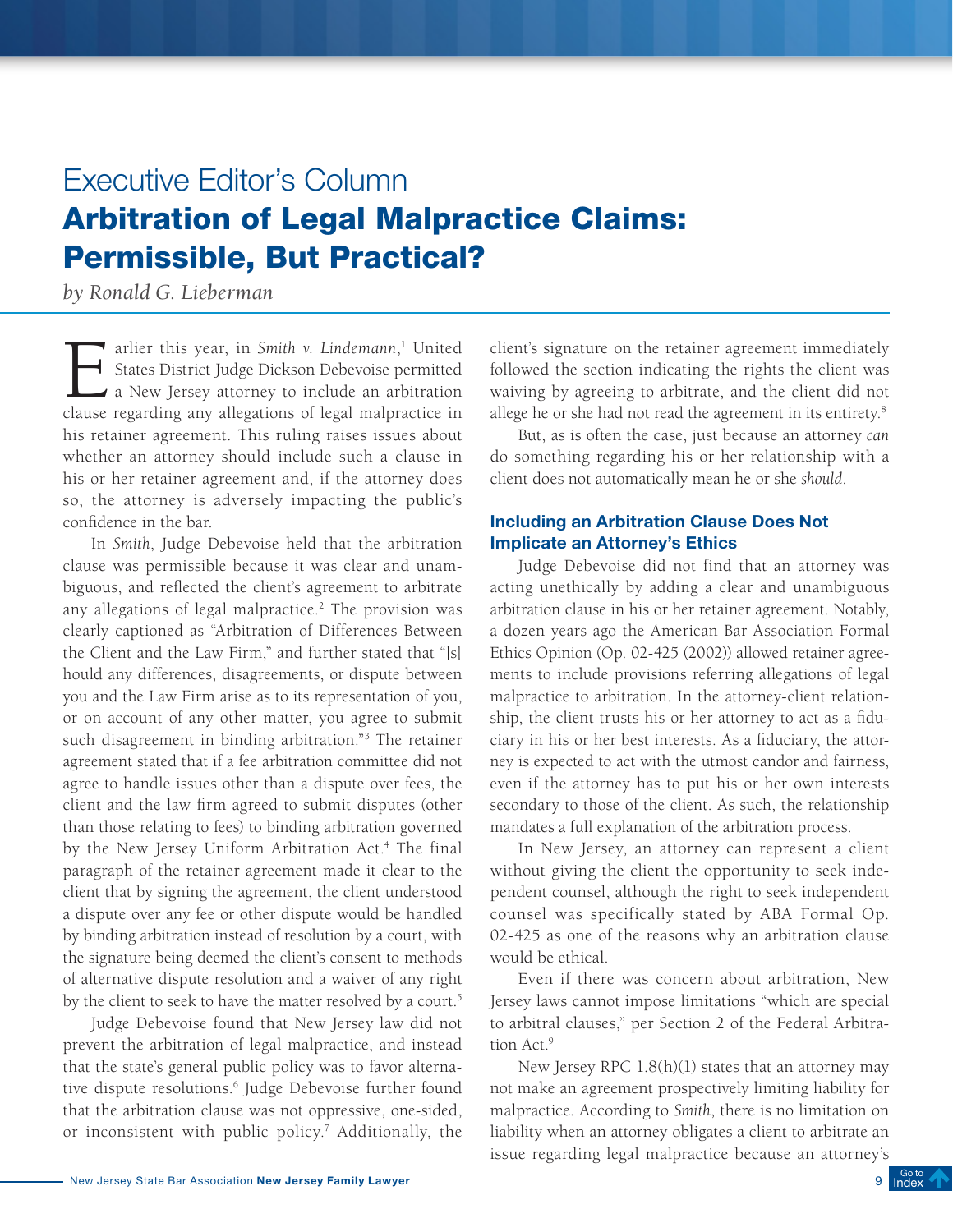# Executive Editor's Column
## Arbitration of Legal Malpractice Claims: Permissible, But Practical?

*by Ronald G. Lieberman*

Earlier this year, in *Smith v. Lindemann*,[1] United States District Judge Dickson Debevoise permitted a New Jersey attorney to include an arbitration clause regarding any allegations of legal malpractice in his retainer agreement. This ruling raises issues about whether an attorney should include such a clause in his or her retainer agreement and, if the attorney does so, the attorney is adversely impacting the public's confidence in the bar.

In *Smith*, Judge Debevoise held that the arbitration clause was permissible because it was clear and unambiguous, and reflected the client's agreement to arbitrate any allegations of legal malpractice.[2] The provision was clearly captioned as "Arbitration of Differences Between the Client and the Law Firm," and further stated that "[s]hould any differences, disagreements, or dispute between you and the Law Firm arise as to its representation of you, or on account of any other matter, you agree to submit such disagreement in binding arbitration."[3] The retainer agreement stated that if a fee arbitration committee did not agree to handle issues other than a dispute over fees, the client and the law firm agreed to submit disputes (other than those relating to fees) to binding arbitration governed by the New Jersey Uniform Arbitration Act.[4] The final paragraph of the retainer agreement made it clear to the client that by signing the agreement, the client understood a dispute over any fee or other dispute would be handled by binding arbitration instead of resolution by a court, with the signature being deemed the client's consent to methods of alternative dispute resolution and a waiver of any right by the client to seek to have the matter resolved by a court.[5]

Judge Debevoise found that New Jersey law did not prevent the arbitration of legal malpractice, and instead that the state's general public policy was to favor alternative dispute resolutions.[6] Judge Debevoise further found that the arbitration clause was not oppressive, one-sided, or inconsistent with public policy.[7] Additionally, the client's signature on the retainer agreement immediately followed the section indicating the rights the client was waiving by agreeing to arbitrate, and the client did not allege he or she had not read the agreement in its entirety.[8]

But, as is often the case, just because an attorney *can* do something regarding his or her relationship with a client does not automatically mean he or she *should*.

### Including an Arbitration Clause Does Not Implicate an Attorney's Ethics

Judge Debevoise did not find that an attorney was acting unethically by adding a clear and unambiguous arbitration clause in his or her retainer agreement. Notably, a dozen years ago the American Bar Association Formal Ethics Opinion (Op. 02-425 (2002)) allowed retainer agreements to include provisions referring allegations of legal malpractice to arbitration. In the attorney-client relationship, the client trusts his or her attorney to act as a fiduciary in his or her best interests. As a fiduciary, the attorney is expected to act with the utmost candor and fairness, even if the attorney has to put his or her own interests secondary to those of the client. As such, the relationship mandates a full explanation of the arbitration process.

In New Jersey, an attorney can represent a client without giving the client the opportunity to seek independent counsel, although the right to seek independent counsel was specifically stated by ABA Formal Op. 02-425 as one of the reasons why an arbitration clause would be ethical.

Even if there was concern about arbitration, New Jersey laws cannot impose limitations "which are special to arbitral clauses," per Section 2 of the Federal Arbitration Act.[9]

New Jersey RPC 1.8(h)(1) states that an attorney may not make an agreement prospectively limiting liability for malpractice. According to *Smith*, there is no limitation on liability when an attorney obligates a client to arbitrate an issue regarding legal malpractice because an attorney's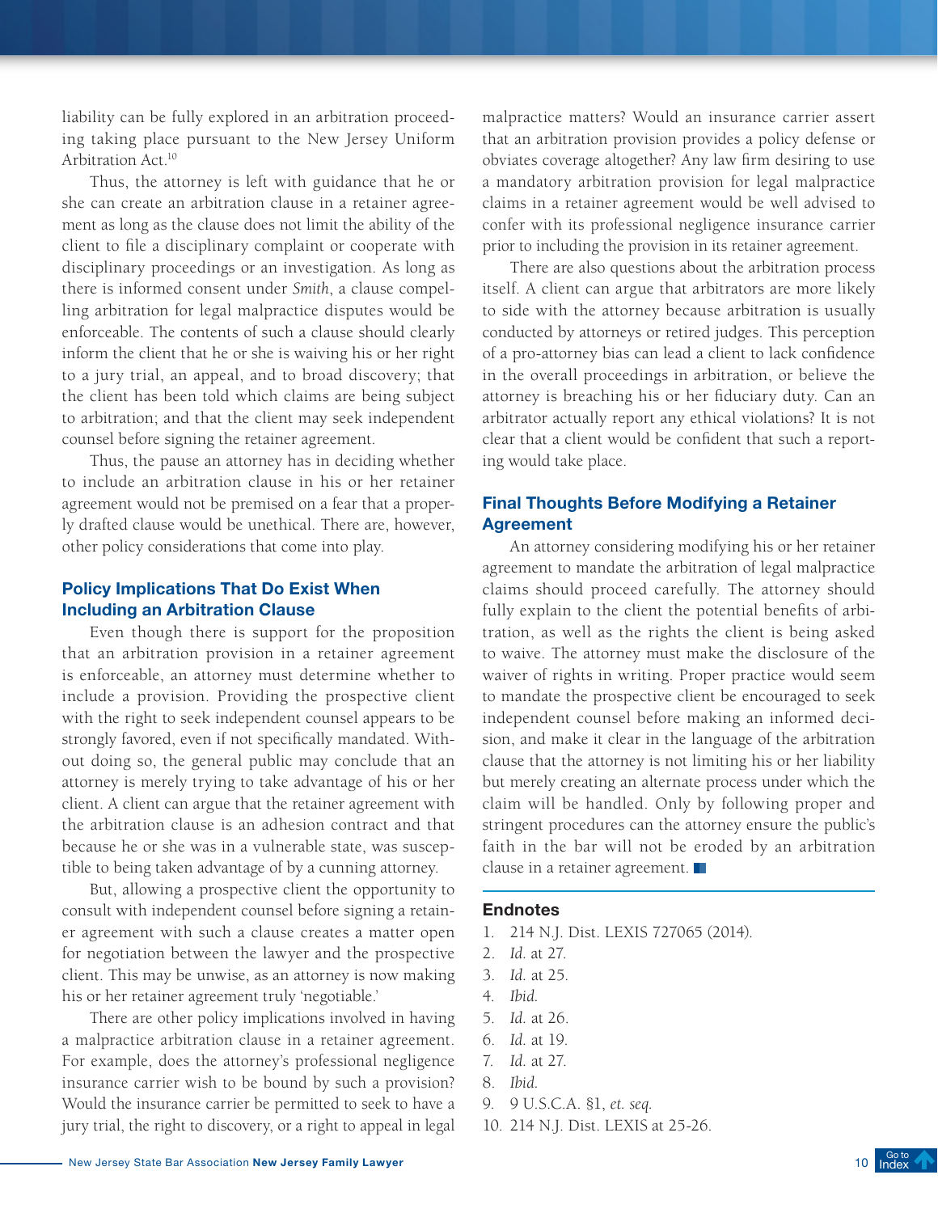liability can be fully explored in an arbitration proceeding taking place pursuant to the New Jersey Uniform Arbitration Act.[10]

Thus, the attorney is left with guidance that he or she can create an arbitration clause in a retainer agreement as long as the clause does not limit the ability of the client to file a disciplinary complaint or cooperate with disciplinary proceedings or an investigation. As long as there is informed consent under *Smith*, a clause compelling arbitration for legal malpractice disputes would be enforceable. The contents of such a clause should clearly inform the client that he or she is waiving his or her right to a jury trial, an appeal, and to broad discovery; that the client has been told which claims are being subject to arbitration; and that the client may seek independent counsel before signing the retainer agreement.

Thus, the pause an attorney has in deciding whether to include an arbitration clause in his or her retainer agreement would not be premised on a fear that a properly drafted clause would be unethical. There are, however, other policy considerations that come into play.

### Policy Implications That Do Exist When Including an Arbitration Clause

Even though there is support for the proposition that an arbitration provision in a retainer agreement is enforceable, an attorney must determine whether to include a provision. Providing the prospective client with the right to seek independent counsel appears to be strongly favored, even if not specifically mandated. Without doing so, the general public may conclude that an attorney is merely trying to take advantage of his or her client. A client can argue that the retainer agreement with the arbitration clause is an adhesion contract and that because he or she was in a vulnerable state, was susceptible to being taken advantage of by a cunning attorney.

But, allowing a prospective client the opportunity to consult with independent counsel before signing a retainer agreement with such a clause creates a matter open for negotiation between the lawyer and the prospective client. This may be unwise, as an attorney is now making his or her retainer agreement truly 'negotiable.'

There are other policy implications involved in having a malpractice arbitration clause in a retainer agreement. For example, does the attorney's professional negligence insurance carrier wish to be bound by such a provision? Would the insurance carrier be permitted to seek to have a jury trial, the right to discovery, or a right to appeal in legal malpractice matters? Would an insurance carrier assert that an arbitration provision provides a policy defense or obviates coverage altogether? Any law firm desiring to use a mandatory arbitration provision for legal malpractice claims in a retainer agreement would be well advised to confer with its professional negligence insurance carrier prior to including the provision in its retainer agreement.

There are also questions about the arbitration process itself. A client can argue that arbitrators are more likely to side with the attorney because arbitration is usually conducted by attorneys or retired judges. This perception of a pro-attorney bias can lead a client to lack confidence in the overall proceedings in arbitration, or believe the attorney is breaching his or her fiduciary duty. Can an arbitrator actually report any ethical violations? It is not clear that a client would be confident that such a reporting would take place.

### Final Thoughts Before Modifying a Retainer Agreement

An attorney considering modifying his or her retainer agreement to mandate the arbitration of legal malpractice claims should proceed carefully. The attorney should fully explain to the client the potential benefits of arbitration, as well as the rights the client is being asked to waive. The attorney must make the disclosure of the waiver of rights in writing. Proper practice would seem to mandate the prospective client be encouraged to seek independent counsel before making an informed decision, and make it clear in the language of the arbitration clause that the attorney is not limiting his or her liability but merely creating an alternate process under which the claim will be handled. Only by following proper and stringent procedures can the attorney ensure the public's faith in the bar will not be eroded by an arbitration clause in a retainer agreement.

### Endnotes

1. 214 N.J. Dist. LEXIS 727065 (2014).
2. *Id.* at 27.
3. *Id.* at 25.
4. *Ibid.*
5. *Id.* at 26.
6. *Id.* at 19.
7. *Id.* at 27.
8. *Ibid.*
9. 9 U.S.C.A. §1, *et. seq.*
10. 214 N.J. Dist. LEXIS at 25-26.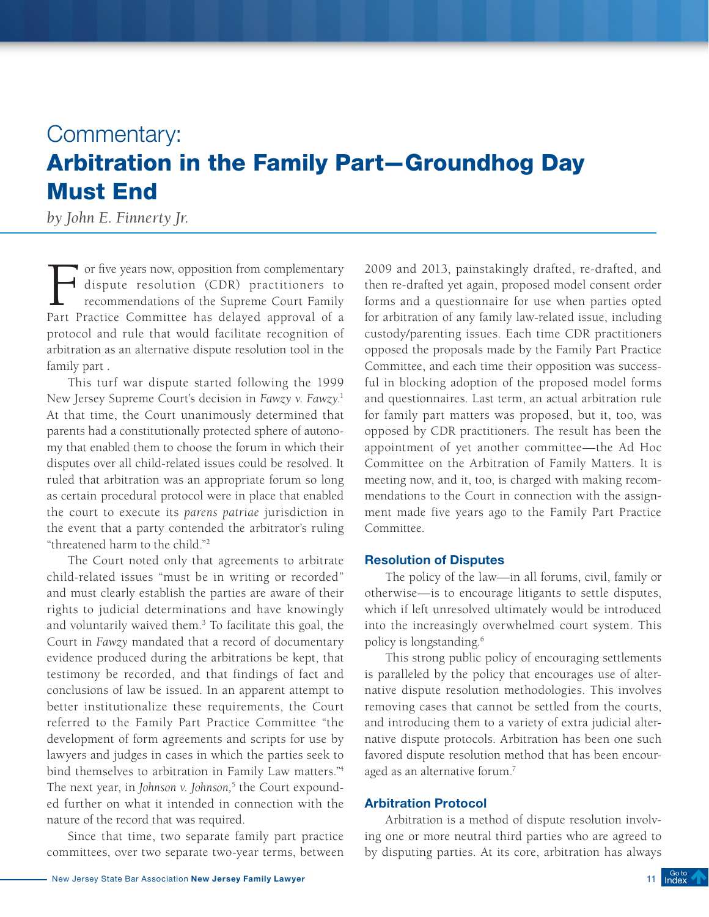# Commentary: Arbitration in the Family Part—Groundhog Day Must End

*by John E. Finnerty Jr.*

For five years now, opposition from complementary dispute resolution (CDR) practitioners to recommendations of the Supreme Court Family Part Practice Committee has delayed approval of a protocol and rule that would facilitate recognition of arbitration as an alternative dispute resolution tool in the family part .

This turf war dispute started following the 1999 New Jersey Supreme Court's decision in *Fawzy v. Fawzy*.[1] At that time, the Court unanimously determined that parents had a constitutionally protected sphere of autonomy that enabled them to choose the forum in which their disputes over all child-related issues could be resolved. It ruled that arbitration was an appropriate forum so long as certain procedural protocol were in place that enabled the court to execute its *parens patriae* jurisdiction in the event that a party contended the arbitrator's ruling "threatened harm to the child."[2]

The Court noted only that agreements to arbitrate child-related issues "must be in writing or recorded" and must clearly establish the parties are aware of their rights to judicial determinations and have knowingly and voluntarily waived them.[3] To facilitate this goal, the Court in *Fawzy* mandated that a record of documentary evidence produced during the arbitrations be kept, that testimony be recorded, and that findings of fact and conclusions of law be issued. In an apparent attempt to better institutionalize these requirements, the Court referred to the Family Part Practice Committee "the development of form agreements and scripts for use by lawyers and judges in cases in which the parties seek to bind themselves to arbitration in Family Law matters."[4] The next year, in *Johnson v. Johnson,*[5] the Court expounded further on what it intended in connection with the nature of the record that was required.

Since that time, two separate family part practice committees, over two separate two-year terms, between 2009 and 2013, painstakingly drafted, re-drafted, and then re-drafted yet again, proposed model consent order forms and a questionnaire for use when parties opted for arbitration of any family law-related issue, including custody/parenting issues. Each time CDR practitioners opposed the proposals made by the Family Part Practice Committee, and each time their opposition was successful in blocking adoption of the proposed model forms and questionnaires. Last term, an actual arbitration rule for family part matters was proposed, but it, too, was opposed by CDR practitioners. The result has been the appointment of yet another committee—the Ad Hoc Committee on the Arbitration of Family Matters. It is meeting now, and it, too, is charged with making recommendations to the Court in connection with the assignment made five years ago to the Family Part Practice Committee.

## Resolution of Disputes

The policy of the law—in all forums, civil, family or otherwise—is to encourage litigants to settle disputes, which if left unresolved ultimately would be introduced into the increasingly overwhelmed court system. This policy is longstanding.[6]

This strong public policy of encouraging settlements is paralleled by the policy that encourages use of alternative dispute resolution methodologies. This involves removing cases that cannot be settled from the courts, and introducing them to a variety of extra judicial alternative dispute protocols. Arbitration has been one such favored dispute resolution method that has been encouraged as an alternative forum.[7]

## Arbitration Protocol

Arbitration is a method of dispute resolution involving one or more neutral third parties who are agreed to by disputing parties. At its core, arbitration has always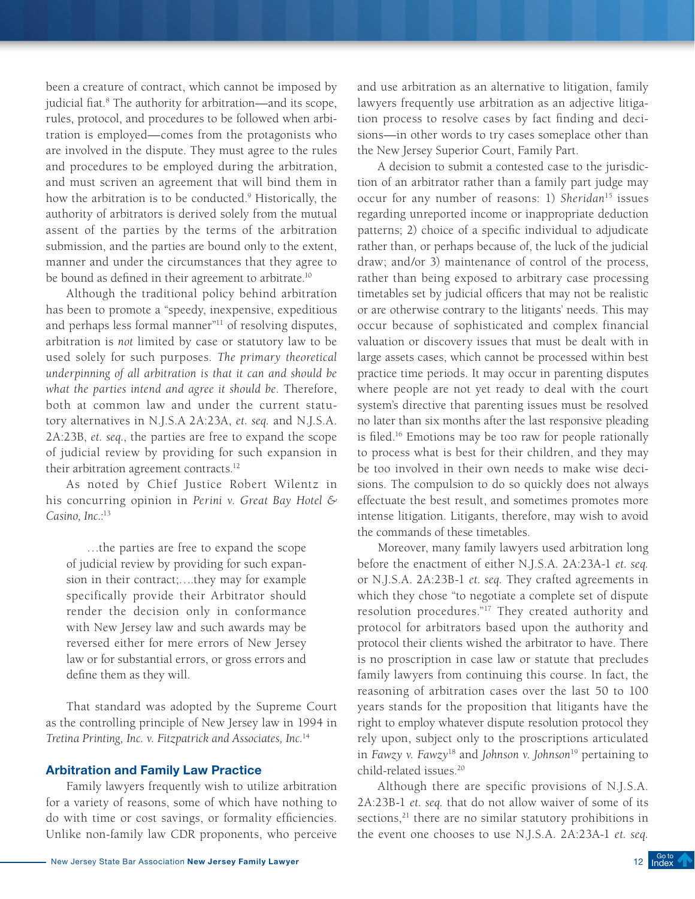been a creature of contract, which cannot be imposed by judicial fiat.[8] The authority for arbitration—and its scope, rules, protocol, and procedures to be followed when arbitration is employed—comes from the protagonists who are involved in the dispute. They must agree to the rules and procedures to be employed during the arbitration, and must scriven an agreement that will bind them in how the arbitration is to be conducted.[9] Historically, the authority of arbitrators is derived solely from the mutual assent of the parties by the terms of the arbitration submission, and the parties are bound only to the extent, manner and under the circumstances that they agree to be bound as defined in their agreement to arbitrate.[10]

Although the traditional policy behind arbitration has been to promote a "speedy, inexpensive, expeditious and perhaps less formal manner"[11] of resolving disputes, arbitration is *not* limited by case or statutory law to be used solely for such purposes. *The primary theoretical underpinning of all arbitration is that it can and should be what the parties intend and agree it should be*. Therefore, both at common law and under the current statutory alternatives in N.J.S.A 2A:23A, *et. seq.* and N.J.S.A. 2A:23B, *et. seq.*, the parties are free to expand the scope of judicial review by providing for such expansion in their arbitration agreement contracts.[12]

As noted by Chief Justice Robert Wilentz in his concurring opinion in *Perini v. Great Bay Hotel & Casino, Inc.*:[13]

> …the parties are free to expand the scope of judicial review by providing for such expansion in their contract;….they may for example specifically provide their Arbitrator should render the decision only in conformance with New Jersey law and such awards may be reversed either for mere errors of New Jersey law or for substantial errors, or gross errors and define them as they will.

That standard was adopted by the Supreme Court as the controlling principle of New Jersey law in 1994 in *Tretina Printing, Inc. v. Fitzpatrick and Associates, Inc.*[14]

### Arbitration and Family Law Practice

Family lawyers frequently wish to utilize arbitration for a variety of reasons, some of which have nothing to do with time or cost savings, or formality efficiencies. Unlike non-family law CDR proponents, who perceive and use arbitration as an alternative to litigation, family lawyers frequently use arbitration as an adjective litigation process to resolve cases by fact finding and decisions—in other words to try cases someplace other than the New Jersey Superior Court, Family Part.

A decision to submit a contested case to the jurisdiction of an arbitrator rather than a family part judge may occur for any number of reasons: 1) *Sheridan*[15] issues regarding unreported income or inappropriate deduction patterns; 2) choice of a specific individual to adjudicate rather than, or perhaps because of, the luck of the judicial draw; and/or 3) maintenance of control of the process, rather than being exposed to arbitrary case processing timetables set by judicial officers that may not be realistic or are otherwise contrary to the litigants' needs. This may occur because of sophisticated and complex financial valuation or discovery issues that must be dealt with in large assets cases, which cannot be processed within best practice time periods. It may occur in parenting disputes where people are not yet ready to deal with the court system's directive that parenting issues must be resolved no later than six months after the last responsive pleading is filed.[16] Emotions may be too raw for people rationally to process what is best for their children, and they may be too involved in their own needs to make wise decisions. The compulsion to do so quickly does not always effectuate the best result, and sometimes promotes more intense litigation. Litigants, therefore, may wish to avoid the commands of these timetables.

Moreover, many family lawyers used arbitration long before the enactment of either N.J.S.A. 2A:23A-1 *et. seq.* or N.J.S.A. 2A:23B-1 *et. seq.* They crafted agreements in which they chose "to negotiate a complete set of dispute resolution procedures."[17] They created authority and protocol for arbitrators based upon the authority and protocol their clients wished the arbitrator to have. There is no proscription in case law or statute that precludes family lawyers from continuing this course. In fact, the reasoning of arbitration cases over the last 50 to 100 years stands for the proposition that litigants have the right to employ whatever dispute resolution protocol they rely upon, subject only to the proscriptions articulated in *Fawzy v. Fawzy*[18] and *Johnson v. Johnson*[19] pertaining to child-related issues.[20]

Although there are specific provisions of N.J.S.A. 2A:23B-1 *et. seq.* that do not allow waiver of some of its sections,[21] there are no similar statutory prohibitions in the event one chooses to use N.J.S.A. 2A:23A-1 *et. seq.*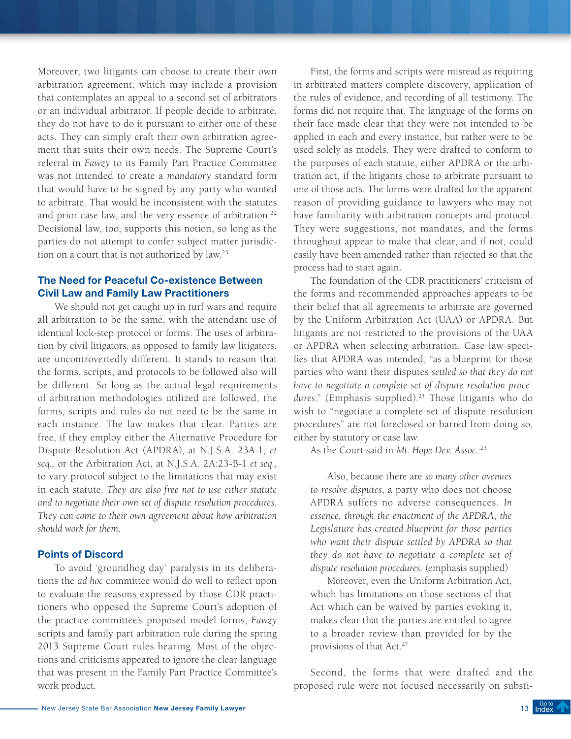Moreover, two litigants can choose to create their own arbitration agreement, which may include a provision that contemplates an appeal to a second set of arbitrators or an individual arbitrator. If people decide to arbitrate, they do not have to do it pursuant to either one of these acts. They can simply craft their own arbitration agreement that suits their own needs. The Supreme Court's referral in *Fawzy* to its Family Part Practice Committee was not intended to create a *mandatory* standard form that would have to be signed by any party who wanted to arbitrate. That would be inconsistent with the statutes and prior case law, and the very essence of arbitration.[22] Decisional law, too, supports this notion, so long as the parties do not attempt to confer subject matter jurisdiction on a court that is not authorized by law.[23]

## The Need for Peaceful Co-existence Between Civil Law and Family Law Practitioners

We should not get caught up in turf wars and require all arbitration to be the same, with the attendant use of identical lock-step protocol or forms. The uses of arbitration by civil litigators, as opposed to family law litigators, are uncontrovertedly different. It stands to reason that the forms, scripts, and protocols to be followed also will be different. So long as the actual legal requirements of arbitration methodologies utilized are followed, the forms, scripts and rules do not need to be the same in each instance. The law makes that clear. Parties are free, if they employ either the Alternative Procedure for Dispute Resolution Act (APDRA), at N.J.S.A. 23A-1, *et seq.,* or the Arbitration Act, at N.J.S.A. 2A:23-B-1 *et seq.*, to vary protocol subject to the limitations that may exist in each statute. *They are also free not to use either statute and to negotiate their own set of dispute resolution procedures. They can come to their own agreement about how arbitration should work for them.*

## Points of Discord

To avoid 'groundhog day' paralysis in its deliberations the *ad hoc* committee would do well to reflect upon to evaluate the reasons expressed by those CDR practitioners who opposed the Supreme Court's adoption of the practice committee's proposed model forms, *Fawzy* scripts and family part arbitration rule during the spring 2013 Supreme Court rules hearing. Most of the objections and criticisms appeared to ignore the clear language that was present in the Family Part Practice Committee's work product.

First, the forms and scripts were misread as requiring in arbitrated matters complete discovery, application of the rules of evidence, and recording of all testimony. The forms did not require that. The language of the forms on their face made clear that they were not intended to be applied in each and every instance, but rather were to be used solely as models. They were drafted to conform to the purposes of each statute, either APDRA or the arbitration act, if the litigants chose to arbitrate pursuant to one of those acts. The forms were drafted for the apparent reason of providing guidance to lawyers who may not have familiarity with arbitration concepts and protocol. They were suggestions, not mandates, and the forms throughout appear to make that clear, and if not, could easily have been amended rather than rejected so that the process had to start again.

The foundation of the CDR practitioners' criticism of the forms and recommended approaches appears to be their belief that all agreements to arbitrate are governed by the Uniform Arbitration Act (UAA) or APDRA. But litigants are not restricted to the provisions of the UAA or APDRA when selecting arbitration. Case law specifies that APDRA was intended, "as a blueprint for those parties who want their disputes *settled so that they do not have to negotiate a complete set of dispute resolution procedures*." (Emphasis supplied).[24] Those litigants who do wish to "negotiate a complete set of dispute resolution procedures" are not foreclosed or barred from doing so, either by statutory or case law.

As the Court said in *Mt. Hope Dev. Assoc.*:[25]

> Also, because there are *so many other avenues to resolve disputes*, a party who does not choose APDRA suffers no adverse consequences. *In essence, through the enactment of the APDRA, the Legislature has created blueprint for those parties who want their dispute settled by APDRA so that they do not have to negotiate a complete set of dispute resolution procedures.* (emphasis supplied)
>
> Moreover, even the Uniform Arbitration Act, which has limitations on those sections of that Act which can be waived by parties evoking it, makes clear that the parties are entitled to agree to a broader review than provided for by the provisions of that Act.[27]

Second, the forms that were drafted and the proposed rule were not focused necessarily on substi-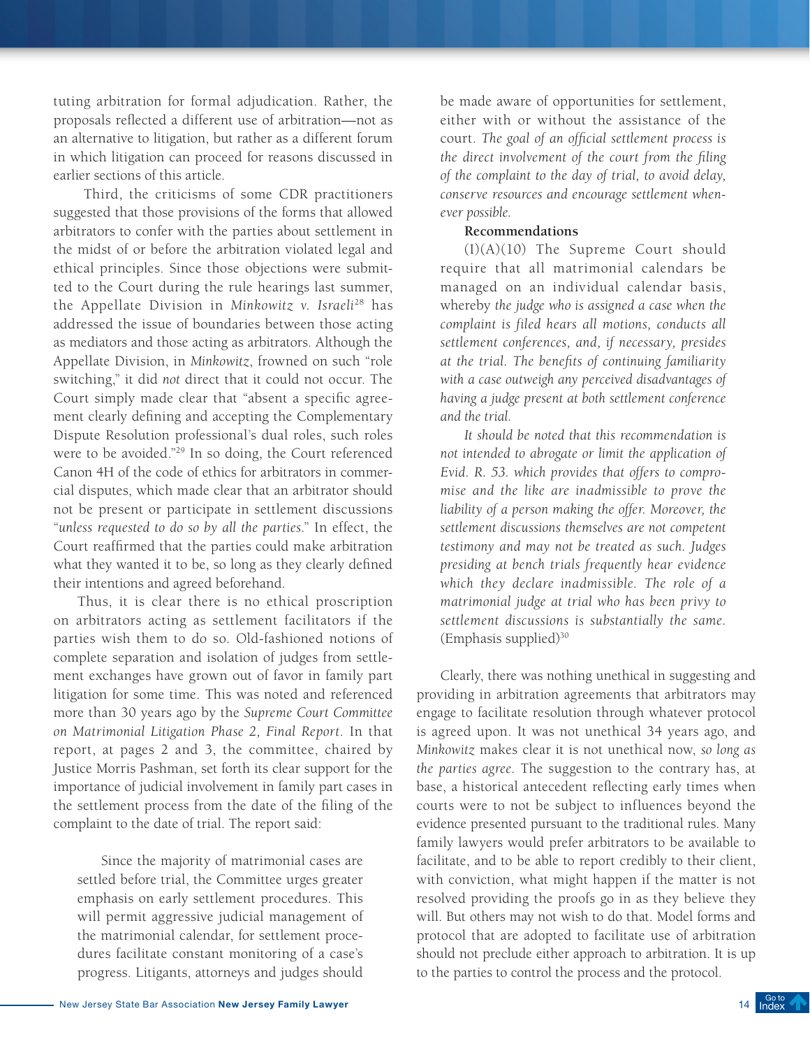tuting arbitration for formal adjudication. Rather, the proposals reflected a different use of arbitration—not as an alternative to litigation, but rather as a different forum in which litigation can proceed for reasons discussed in earlier sections of this article.

Third, the criticisms of some CDR practitioners suggested that those provisions of the forms that allowed arbitrators to confer with the parties about settlement in the midst of or before the arbitration violated legal and ethical principles. Since those objections were submitted to the Court during the rule hearings last summer, the Appellate Division in *Minkowitz v. Israeli*[28] has addressed the issue of boundaries between those acting as mediators and those acting as arbitrators. Although the Appellate Division, in *Minkowitz*, frowned on such "role switching," it did *not* direct that it could not occur. The Court simply made clear that "absent a specific agreement clearly defining and accepting the Complementary Dispute Resolution professional's dual roles, such roles were to be avoided."[29] In so doing, the Court referenced Canon 4H of the code of ethics for arbitrators in commercial disputes, which made clear that an arbitrator should not be present or participate in settlement discussions "*unless requested to do so by all the parties*." In effect, the Court reaffirmed that the parties could make arbitration what they wanted it to be, so long as they clearly defined their intentions and agreed beforehand.

Thus, it is clear there is no ethical proscription on arbitrators acting as settlement facilitators if the parties wish them to do so. Old-fashioned notions of complete separation and isolation of judges from settlement exchanges have grown out of favor in family part litigation for some time. This was noted and referenced more than 30 years ago by the *Supreme Court Committee on Matrimonial Litigation Phase 2, Final Report*. In that report, at pages 2 and 3, the committee, chaired by Justice Morris Pashman, set forth its clear support for the importance of judicial involvement in family part cases in the settlement process from the date of the filing of the complaint to the date of trial. The report said:

> Since the majority of matrimonial cases are settled before trial, the Committee urges greater emphasis on early settlement procedures. This will permit aggressive judicial management of the matrimonial calendar, for settlement procedures facilitate constant monitoring of a case's progress. Litigants, attorneys and judges should be made aware of opportunities for settlement, either with or without the assistance of the court. *The goal of an official settlement process is the direct involvement of the court from the filing of the complaint to the day of trial, to avoid delay, conserve resources and encourage settlement whenever possible.*
>
> **Recommendations**
>
> (I)(A)(10) The Supreme Court should require that all matrimonial calendars be managed on an individual calendar basis, whereby *the judge who is assigned a case when the complaint is filed hears all motions, conducts all settlement conferences, and, if necessary, presides at the trial. The benefits of continuing familiarity with a case outweigh any perceived disadvantages of having a judge present at both settlement conference and the trial.*
>
> *It should be noted that this recommendation is not intended to abrogate or limit the application of Evid. R. 53. which provides that offers to compromise and the like are inadmissible to prove the liability of a person making the offer. Moreover, the settlement discussions themselves are not competent testimony and may not be treated as such. Judges presiding at bench trials frequently hear evidence which they declare inadmissible. The role of a matrimonial judge at trial who has been privy to settlement discussions is substantially the same.* (Emphasis supplied)[30]

Clearly, there was nothing unethical in suggesting and providing in arbitration agreements that arbitrators may engage to facilitate resolution through whatever protocol is agreed upon. It was not unethical 34 years ago, and *Minkowitz* makes clear it is not unethical now, *so long as the parties agree*. The suggestion to the contrary has, at base, a historical antecedent reflecting early times when courts were to not be subject to influences beyond the evidence presented pursuant to the traditional rules. Many family lawyers would prefer arbitrators to be available to facilitate, and to be able to report credibly to their client, with conviction, what might happen if the matter is not resolved providing the proofs go in as they believe they will. But others may not wish to do that. Model forms and protocol that are adopted to facilitate use of arbitration should not preclude either approach to arbitration. It is up to the parties to control the process and the protocol.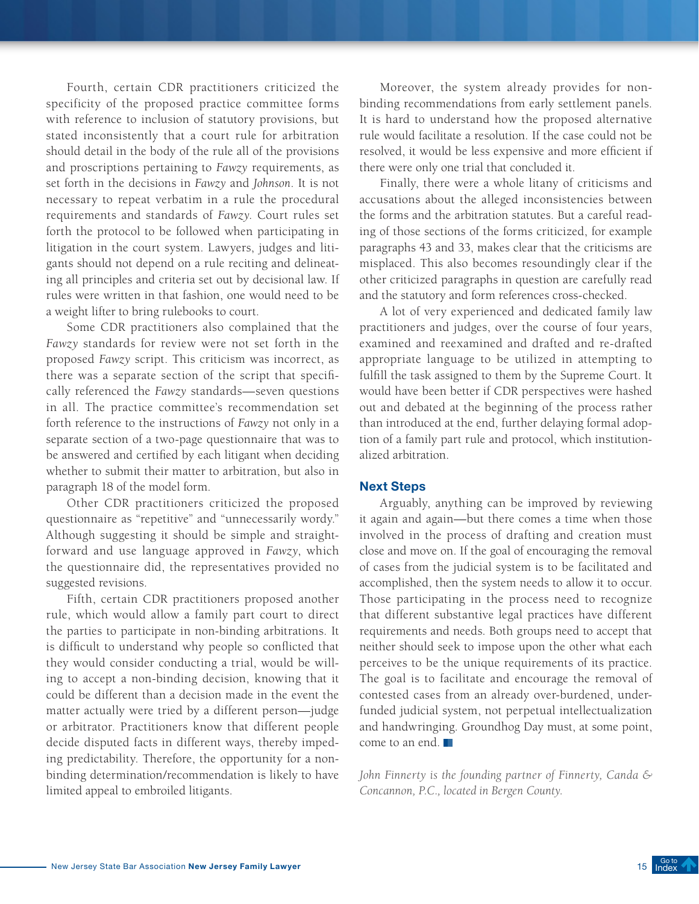Fourth, certain CDR practitioners criticized the specificity of the proposed practice committee forms with reference to inclusion of statutory provisions, but stated inconsistently that a court rule for arbitration should detail in the body of the rule all of the provisions and proscriptions pertaining to *Fawzy* requirements, as set forth in the decisions in *Fawzy* and *Johnson*. It is not necessary to repeat verbatim in a rule the procedural requirements and standards of *Fawzy*. Court rules set forth the protocol to be followed when participating in litigation in the court system. Lawyers, judges and litigants should not depend on a rule reciting and delineating all principles and criteria set out by decisional law. If rules were written in that fashion, one would need to be a weight lifter to bring rulebooks to court.

Some CDR practitioners also complained that the *Fawzy* standards for review were not set forth in the proposed *Fawzy* script. This criticism was incorrect, as there was a separate section of the script that specifically referenced the *Fawzy* standards—seven questions in all. The practice committee's recommendation set forth reference to the instructions of *Fawzy* not only in a separate section of a two-page questionnaire that was to be answered and certified by each litigant when deciding whether to submit their matter to arbitration, but also in paragraph 18 of the model form.

Other CDR practitioners criticized the proposed questionnaire as "repetitive" and "unnecessarily wordy." Although suggesting it should be simple and straightforward and use language approved in *Fawzy*, which the questionnaire did, the representatives provided no suggested revisions.

Fifth, certain CDR practitioners proposed another rule, which would allow a family part court to direct the parties to participate in non-binding arbitrations. It is difficult to understand why people so conflicted that they would consider conducting a trial, would be willing to accept a non-binding decision, knowing that it could be different than a decision made in the event the matter actually were tried by a different person—judge or arbitrator. Practitioners know that different people decide disputed facts in different ways, thereby impeding predictability. Therefore, the opportunity for a non-binding determination/recommendation is likely to have limited appeal to embroiled litigants.

Moreover, the system already provides for non-binding recommendations from early settlement panels. It is hard to understand how the proposed alternative rule would facilitate a resolution. If the case could not be resolved, it would be less expensive and more efficient if there were only one trial that concluded it.

Finally, there were a whole litany of criticisms and accusations about the alleged inconsistencies between the forms and the arbitration statutes. But a careful reading of those sections of the forms criticized, for example paragraphs 43 and 33, makes clear that the criticisms are misplaced. This also becomes resoundingly clear if the other criticized paragraphs in question are carefully read and the statutory and form references cross-checked.

A lot of very experienced and dedicated family law practitioners and judges, over the course of four years, examined and reexamined and drafted and re-drafted appropriate language to be utilized in attempting to fulfill the task assigned to them by the Supreme Court. It would have been better if CDR perspectives were hashed out and debated at the beginning of the process rather than introduced at the end, further delaying formal adoption of a family part rule and protocol, which institutionalized arbitration.

## Next Steps

Arguably, anything can be improved by reviewing it again and again—but there comes a time when those involved in the process of drafting and creation must close and move on. If the goal of encouraging the removal of cases from the judicial system is to be facilitated and accomplished, then the system needs to allow it to occur. Those participating in the process need to recognize that different substantive legal practices have different requirements and needs. Both groups need to accept that neither should seek to impose upon the other what each perceives to be the unique requirements of its practice. The goal is to facilitate and encourage the removal of contested cases from an already over-burdened, under-funded judicial system, not perpetual intellectualization and handwringing. Groundhog Day must, at some point, come to an end.

*John Finnerty is the founding partner of Finnerty, Canda & Concannon, P.C., located in Bergen County.*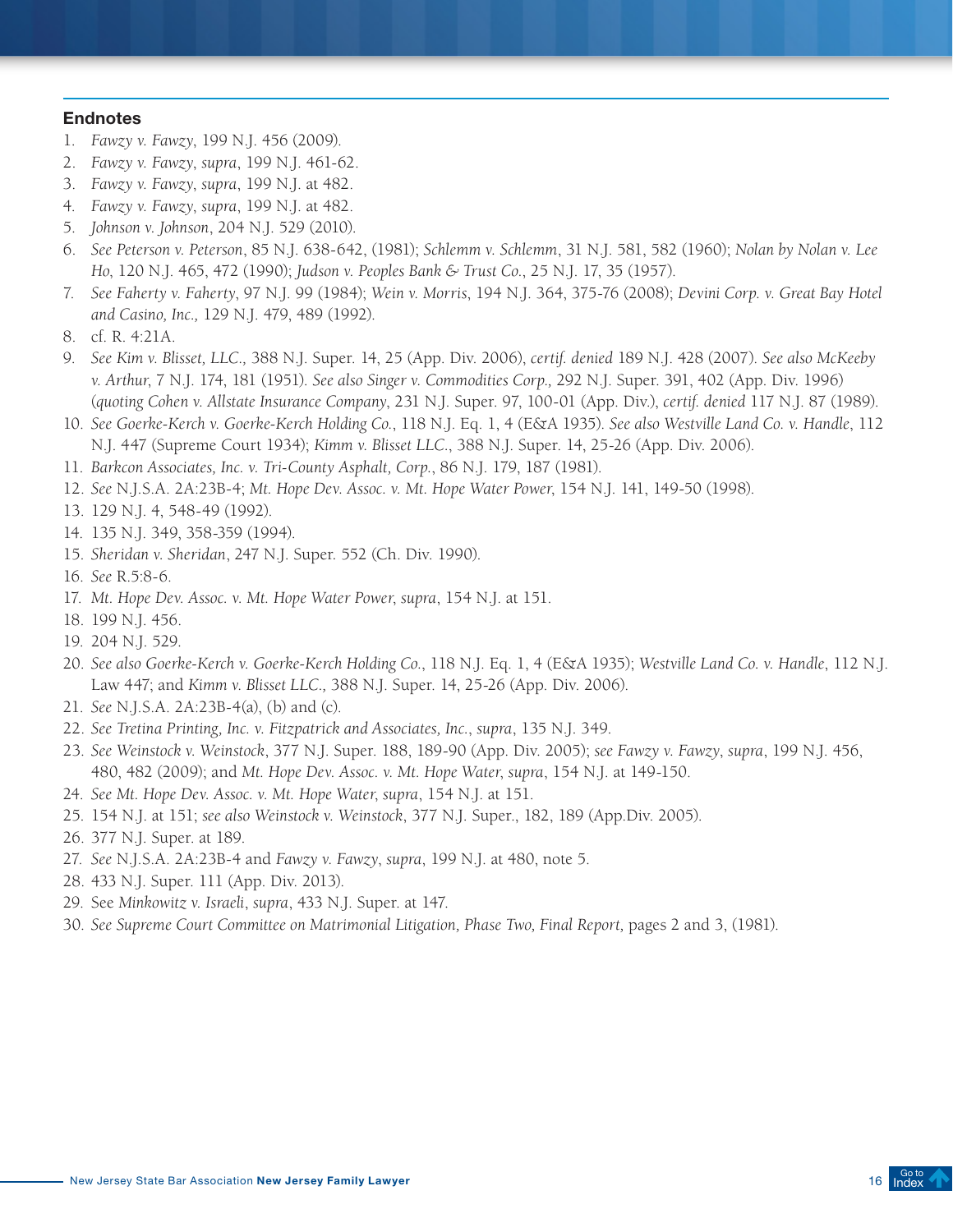## Endnotes

1. *Fawzy v. Fawzy*, 199 N.J. 456 (2009).
2. *Fawzy v. Fawzy*, *supra*, 199 N.J. 461-62.
3. *Fawzy v. Fawzy*, *supra*, 199 N.J. at 482.
4. *Fawzy v. Fawzy*, *supra*, 199 N.J. at 482.
5. *Johnson v. Johnson*, 204 N.J. 529 (2010).
6. *See Peterson v. Peterson*, 85 N.J. 638-642, (1981); *Schlemm v. Schlemm*, 31 N.J. 581, 582 (1960); *Nolan by Nolan v. Lee Ho*, 120 N.J. 465, 472 (1990); *Judson v. Peoples Bank & Trust Co.*, 25 N.J. 17, 35 (1957).
7. *See Faherty v. Faherty*, 97 N.J. 99 (1984); *Wein v. Morris*, 194 N.J. 364, 375-76 (2008); *Devini Corp. v. Great Bay Hotel and Casino, Inc.,* 129 N.J. 479, 489 (1992).
8. cf. R. 4:21A.
9. *See Kim v. Blisset, LLC.,* 388 N.J. Super. 14, 25 (App. Div. 2006), *certif. denied* 189 N.J. 428 (2007). *See also McKeeby v. Arthur*, 7 N.J. 174, 181 (1951). *See also Singer v. Commodities Corp.,* 292 N.J. Super. 391, 402 (App. Div. 1996) (*quoting Cohen v. Allstate Insurance Company*, 231 N.J. Super. 97, 100-01 (App. Div.), *certif. denied* 117 N.J. 87 (1989).
10. *See Goerke-Kerch v. Goerke-Kerch Holding Co.*, 118 N.J. Eq. 1, 4 (E&A 1935). *See also Westville Land Co. v. Handle*, 112 N.J. 447 (Supreme Court 1934); *Kimm v. Blisset LLC*., 388 N.J. Super. 14, 25-26 (App. Div. 2006).
11. *Barkcon Associates, Inc. v. Tri-County Asphalt, Corp.*, 86 N.J. 179, 187 (1981).
12. *See* N.J.S.A. 2A:23B-4; *Mt. Hope Dev. Assoc. v. Mt. Hope Water Power,* 154 N.J. 141, 149-50 (1998).
13. 129 N.J. 4, 548-49 (1992).
14. 135 N.J. 349, 358-359 (1994).
15. *Sheridan v. Sheridan*, 247 N.J. Super. 552 (Ch. Div. 1990).
16. *See* R.5:8-6.
17. *Mt. Hope Dev. Assoc. v. Mt. Hope Water Power*, *supra*, 154 N.J. at 151.
18. 199 N.J. 456.
19. 204 N.J. 529.
20. *See also Goerke-Kerch v. Goerke-Kerch Holding Co.*, 118 N.J. Eq. 1, 4 (E&A 1935); *Westville Land Co. v. Handle*, 112 N.J. Law 447; and *Kimm v. Blisset LLC.,* 388 N.J. Super. 14, 25-26 (App. Div. 2006).
21. *See* N.J.S.A. 2A:23B-4(a), (b) and (c).
22. *See Tretina Printing, Inc. v. Fitzpatrick and Associates, Inc.*, *supra*, 135 N.J. 349.
23. *See Weinstock v. Weinstock*, 377 N.J. Super. 188, 189-90 (App. Div. 2005); *see Fawzy v. Fawzy*, *supra*, 199 N.J. 456, 480, 482 (2009); and *Mt. Hope Dev. Assoc. v. Mt. Hope Water*, *supra*, 154 N.J. at 149-150.
24. *See Mt. Hope Dev. Assoc. v. Mt. Hope Water*, *supra*, 154 N.J. at 151.
25. 154 N.J. at 151; *see also Weinstock v. Weinstock*, 377 N.J. Super., 182, 189 (App.Div. 2005).
26. 377 N.J. Super. at 189.
27. *See* N.J.S.A. 2A:23B-4 and *Fawzy v. Fawzy*, *supra*, 199 N.J. at 480, note 5.
28. 433 N.J. Super. 111 (App. Div. 2013).
29. See *Minkowitz v. Israeli*, *supra*, 433 N.J. Super. at 147.
30. *See Supreme Court Committee on Matrimonial Litigation, Phase Two, Final Report,* pages 2 and 3, (1981).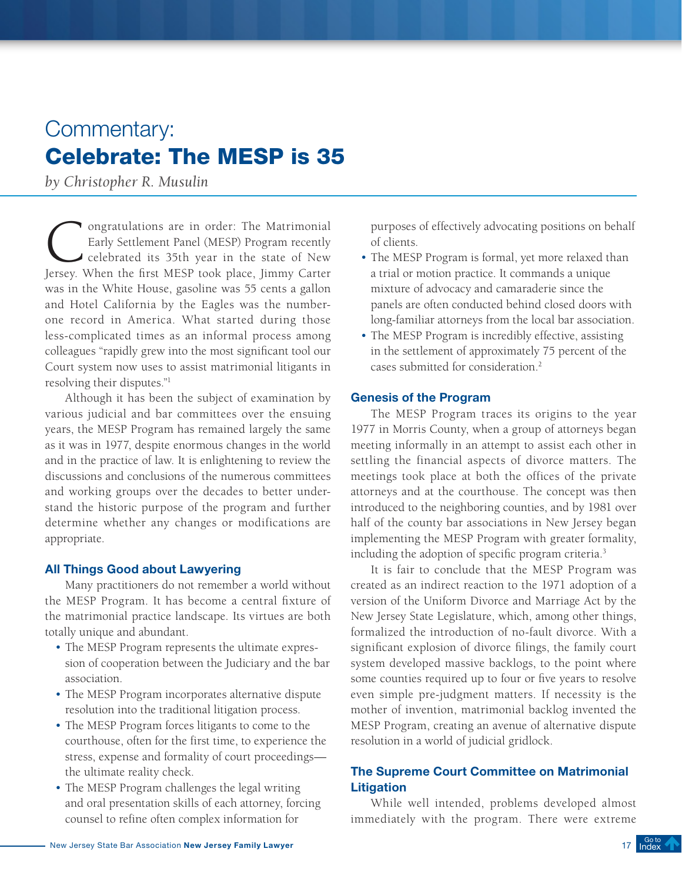# Commentary:
## Celebrate: The MESP is 35

*by Christopher R. Musulin*

Congratulations are in order: The Matrimonial Early Settlement Panel (MESP) Program recently celebrated its 35th year in the state of New Jersey. When the first MESP took place, Jimmy Carter was in the White House, gasoline was 55 cents a gallon and Hotel California by the Eagles was the number-one record in America. What started during those less-complicated times as an informal process among colleagues "rapidly grew into the most significant tool our Court system now uses to assist matrimonial litigants in resolving their disputes."[1]

Although it has been the subject of examination by various judicial and bar committees over the ensuing years, the MESP Program has remained largely the same as it was in 1977, despite enormous changes in the world and in the practice of law. It is enlightening to review the discussions and conclusions of the numerous committees and working groups over the decades to better understand the historic purpose of the program and further determine whether any changes or modifications are appropriate.

### All Things Good about Lawyering

Many practitioners do not remember a world without the MESP Program. It has become a central fixture of the matrimonial practice landscape. Its virtues are both totally unique and abundant.

- The MESP Program represents the ultimate expression of cooperation between the Judiciary and the bar association.
- The MESP Program incorporates alternative dispute resolution into the traditional litigation process.
- The MESP Program forces litigants to come to the courthouse, often for the first time, to experience the stress, expense and formality of court proceedings—the ultimate reality check.
- The MESP Program challenges the legal writing and oral presentation skills of each attorney, forcing counsel to refine often complex information for purposes of effectively advocating positions on behalf of clients.
- The MESP Program is formal, yet more relaxed than a trial or motion practice. It commands a unique mixture of advocacy and camaraderie since the panels are often conducted behind closed doors with long-familiar attorneys from the local bar association.
- The MESP Program is incredibly effective, assisting in the settlement of approximately 75 percent of the cases submitted for consideration.[2]

### Genesis of the Program

The MESP Program traces its origins to the year 1977 in Morris County, when a group of attorneys began meeting informally in an attempt to assist each other in settling the financial aspects of divorce matters. The meetings took place at both the offices of the private attorneys and at the courthouse. The concept was then introduced to the neighboring counties, and by 1981 over half of the county bar associations in New Jersey began implementing the MESP Program with greater formality, including the adoption of specific program criteria.[3]

It is fair to conclude that the MESP Program was created as an indirect reaction to the 1971 adoption of a version of the Uniform Divorce and Marriage Act by the New Jersey State Legislature, which, among other things, formalized the introduction of no-fault divorce. With a significant explosion of divorce filings, the family court system developed massive backlogs, to the point where some counties required up to four or five years to resolve even simple pre-judgment matters. If necessity is the mother of invention, matrimonial backlog invented the MESP Program, creating an avenue of alternative dispute resolution in a world of judicial gridlock.

### The Supreme Court Committee on Matrimonial Litigation

While well intended, problems developed almost immediately with the program. There were extreme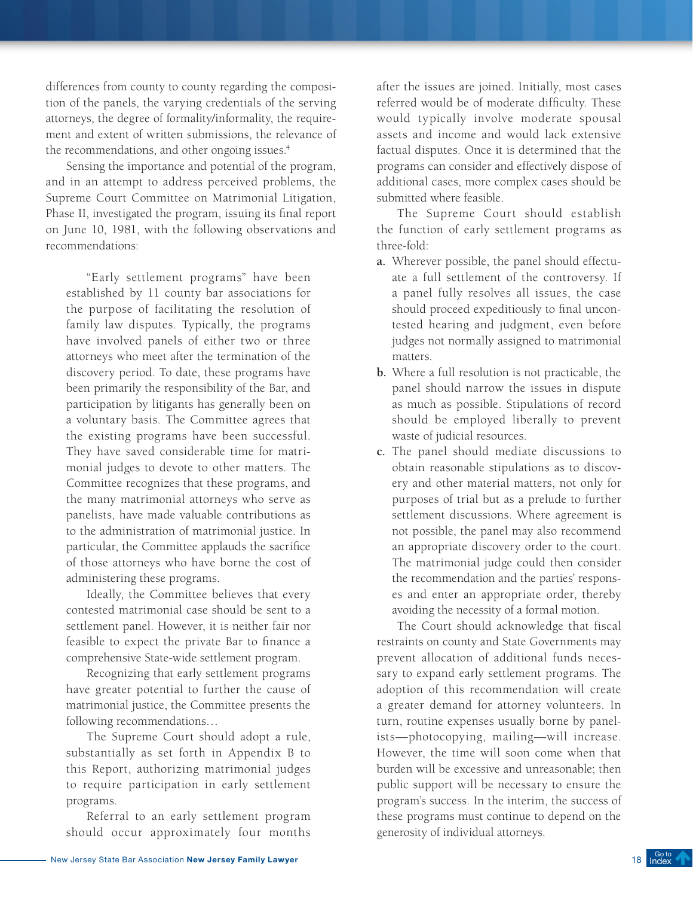differences from county to county regarding the composition of the panels, the varying credentials of the serving attorneys, the degree of formality/informality, the requirement and extent of written submissions, the relevance of the recommendations, and other ongoing issues.[4]

Sensing the importance and potential of the program, and in an attempt to address perceived problems, the Supreme Court Committee on Matrimonial Litigation, Phase II, investigated the program, issuing its final report on June 10, 1981, with the following observations and recommendations:

> "Early settlement programs" have been established by 11 county bar associations for the purpose of facilitating the resolution of family law disputes. Typically, the programs have involved panels of either two or three attorneys who meet after the termination of the discovery period. To date, these programs have been primarily the responsibility of the Bar, and participation by litigants has generally been on a voluntary basis. The Committee agrees that the existing programs have been successful. They have saved considerable time for matrimonial judges to devote to other matters. The Committee recognizes that these programs, and the many matrimonial attorneys who serve as panelists, have made valuable contributions as to the administration of matrimonial justice. In particular, the Committee applauds the sacrifice of those attorneys who have borne the cost of administering these programs.
>
> Ideally, the Committee believes that every contested matrimonial case should be sent to a settlement panel. However, it is neither fair nor feasible to expect the private Bar to finance a comprehensive State-wide settlement program.
>
> Recognizing that early settlement programs have greater potential to further the cause of matrimonial justice, the Committee presents the following recommendations…
>
> The Supreme Court should adopt a rule, substantially as set forth in Appendix B to this Report, authorizing matrimonial judges to require participation in early settlement programs.
>
> Referral to an early settlement program should occur approximately four months after the issues are joined. Initially, most cases referred would be of moderate difficulty. These would typically involve moderate spousal assets and income and would lack extensive factual disputes. Once it is determined that the programs can consider and effectively dispose of additional cases, more complex cases should be submitted where feasible.
>
> The Supreme Court should establish the function of early settlement programs as three-fold:
>
> **a.** Wherever possible, the panel should effectuate a full settlement of the controversy. If a panel fully resolves all issues, the case should proceed expeditiously to final uncontested hearing and judgment, even before judges not normally assigned to matrimonial matters.
>
> **b.** Where a full resolution is not practicable, the panel should narrow the issues in dispute as much as possible. Stipulations of record should be employed liberally to prevent waste of judicial resources.
>
> **c.** The panel should mediate discussions to obtain reasonable stipulations as to discovery and other material matters, not only for purposes of trial but as a prelude to further settlement discussions. Where agreement is not possible, the panel may also recommend an appropriate discovery order to the court. The matrimonial judge could then consider the recommendation and the parties' responses and enter an appropriate order, thereby avoiding the necessity of a formal motion.
>
> The Court should acknowledge that fiscal restraints on county and State Governments may prevent allocation of additional funds necessary to expand early settlement programs. The adoption of this recommendation will create a greater demand for attorney volunteers. In turn, routine expenses usually borne by panelists—photocopying, mailing—will increase. However, the time will soon come when that burden will be excessive and unreasonable; then public support will be necessary to ensure the program's success. In the interim, the success of these programs must continue to depend on the generosity of individual attorneys.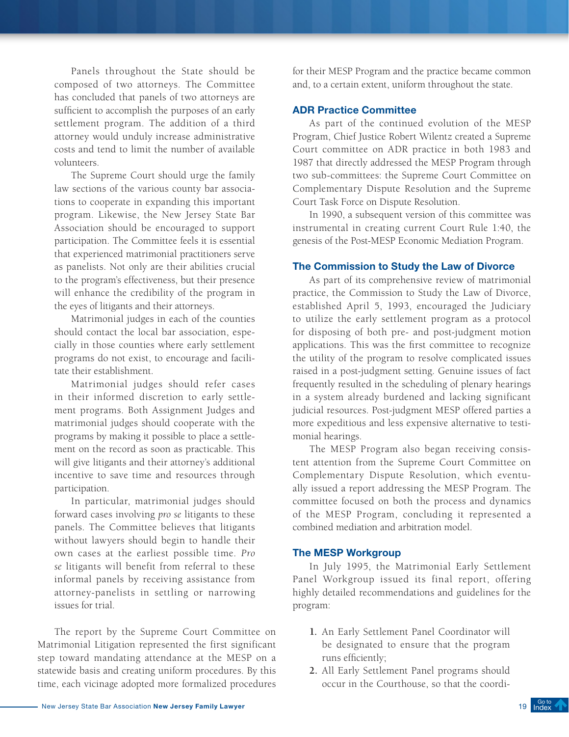Panels throughout the State should be composed of two attorneys. The Committee has concluded that panels of two attorneys are sufficient to accomplish the purposes of an early settlement program. The addition of a third attorney would unduly increase administrative costs and tend to limit the number of available volunteers.

The Supreme Court should urge the family law sections of the various county bar associations to cooperate in expanding this important program. Likewise, the New Jersey State Bar Association should be encouraged to support participation. The Committee feels it is essential that experienced matrimonial practitioners serve as panelists. Not only are their abilities crucial to the program's effectiveness, but their presence will enhance the credibility of the program in the eyes of litigants and their attorneys.

Matrimonial judges in each of the counties should contact the local bar association, especially in those counties where early settlement programs do not exist, to encourage and facilitate their establishment.

Matrimonial judges should refer cases in their informed discretion to early settlement programs. Both Assignment Judges and matrimonial judges should cooperate with the programs by making it possible to place a settlement on the record as soon as practicable. This will give litigants and their attorney's additional incentive to save time and resources through participation.

In particular, matrimonial judges should forward cases involving *pro se* litigants to these panels. The Committee believes that litigants without lawyers should begin to handle their own cases at the earliest possible time. *Pro se* litigants will benefit from referral to these informal panels by receiving assistance from attorney-panelists in settling or narrowing issues for trial.

The report by the Supreme Court Committee on Matrimonial Litigation represented the first significant step toward mandating attendance at the MESP on a statewide basis and creating uniform procedures. By this time, each vicinage adopted more formalized procedures for their MESP Program and the practice became common and, to a certain extent, uniform throughout the state.

## ADR Practice Committee

As part of the continued evolution of the MESP Program, Chief Justice Robert Wilentz created a Supreme Court committee on ADR practice in both 1983 and 1987 that directly addressed the MESP Program through two sub-committees: the Supreme Court Committee on Complementary Dispute Resolution and the Supreme Court Task Force on Dispute Resolution.

In 1990, a subsequent version of this committee was instrumental in creating current Court Rule 1:40, the genesis of the Post-MESP Economic Mediation Program.

## The Commission to Study the Law of Divorce

As part of its comprehensive review of matrimonial practice, the Commission to Study the Law of Divorce, established April 5, 1993, encouraged the Judiciary to utilize the early settlement program as a protocol for disposing of both pre- and post-judgment motion applications. This was the first committee to recognize the utility of the program to resolve complicated issues raised in a post-judgment setting. Genuine issues of fact frequently resulted in the scheduling of plenary hearings in a system already burdened and lacking significant judicial resources. Post-judgment MESP offered parties a more expeditious and less expensive alternative to testimonial hearings.

The MESP Program also began receiving consistent attention from the Supreme Court Committee on Complementary Dispute Resolution, which eventually issued a report addressing the MESP Program. The committee focused on both the process and dynamics of the MESP Program, concluding it represented a combined mediation and arbitration model.

## The MESP Workgroup

In July 1995, the Matrimonial Early Settlement Panel Workgroup issued its final report, offering highly detailed recommendations and guidelines for the program:

1. An Early Settlement Panel Coordinator will be designated to ensure that the program runs efficiently;
2. All Early Settlement Panel programs should occur in the Courthouse, so that the coordi-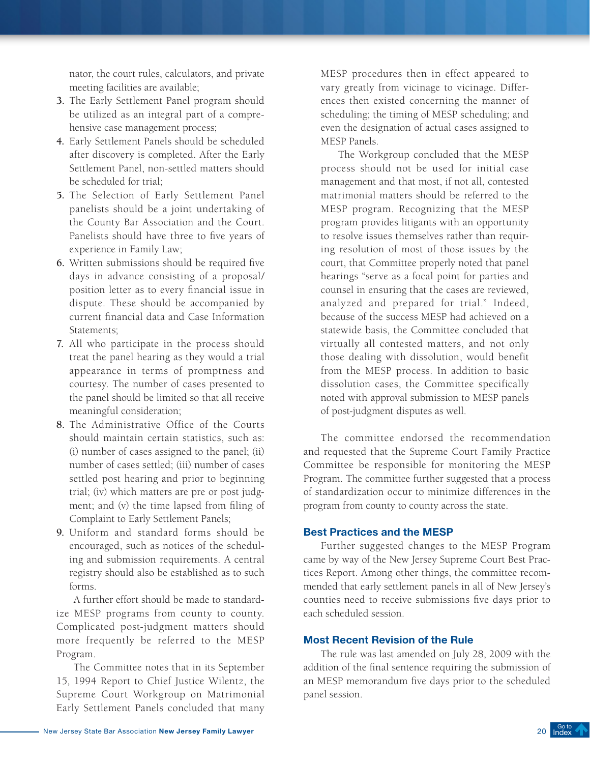nator, the court rules, calculators, and private meeting facilities are available;

3. The Early Settlement Panel program should be utilized as an integral part of a comprehensive case management process;
4. Early Settlement Panels should be scheduled after discovery is completed. After the Early Settlement Panel, non-settled matters should be scheduled for trial;
5. The Selection of Early Settlement Panel panelists should be a joint undertaking of the County Bar Association and the Court. Panelists should have three to five years of experience in Family Law;
6. Written submissions should be required five days in advance consisting of a proposal/position letter as to every financial issue in dispute. These should be accompanied by current financial data and Case Information Statements;
7. All who participate in the process should treat the panel hearing as they would a trial appearance in terms of promptness and courtesy. The number of cases presented to the panel should be limited so that all receive meaningful consideration;
8. The Administrative Office of the Courts should maintain certain statistics, such as: (i) number of cases assigned to the panel; (ii) number of cases settled; (iii) number of cases settled post hearing and prior to beginning trial; (iv) which matters are pre or post judgment; and (v) the time lapsed from filing of Complaint to Early Settlement Panels;
9. Uniform and standard forms should be encouraged, such as notices of the scheduling and submission requirements. A central registry should also be established as to such forms.

A further effort should be made to standardize MESP programs from county to county. Complicated post-judgment matters should more frequently be referred to the MESP Program.

The Committee notes that in its September 15, 1994 Report to Chief Justice Wilentz, the Supreme Court Workgroup on Matrimonial Early Settlement Panels concluded that many MESP procedures then in effect appeared to vary greatly from vicinage to vicinage. Differences then existed concerning the manner of scheduling; the timing of MESP scheduling; and even the designation of actual cases assigned to MESP Panels.

The Workgroup concluded that the MESP process should not be used for initial case management and that most, if not all, contested matrimonial matters should be referred to the MESP program. Recognizing that the MESP program provides litigants with an opportunity to resolve issues themselves rather than requiring resolution of most of those issues by the court, that Committee properly noted that panel hearings "serve as a focal point for parties and counsel in ensuring that the cases are reviewed, analyzed and prepared for trial." Indeed, because of the success MESP had achieved on a statewide basis, the Committee concluded that virtually all contested matters, and not only those dealing with dissolution, would benefit from the MESP process. In addition to basic dissolution cases, the Committee specifically noted with approval submission to MESP panels of post-judgment disputes as well.

The committee endorsed the recommendation and requested that the Supreme Court Family Practice Committee be responsible for monitoring the MESP Program. The committee further suggested that a process of standardization occur to minimize differences in the program from county to county across the state.

### Best Practices and the MESP

Further suggested changes to the MESP Program came by way of the New Jersey Supreme Court Best Practices Report. Among other things, the committee recommended that early settlement panels in all of New Jersey's counties need to receive submissions five days prior to each scheduled session.

### Most Recent Revision of the Rule

The rule was last amended on July 28, 2009 with the addition of the final sentence requiring the submission of an MESP memorandum five days prior to the scheduled panel session.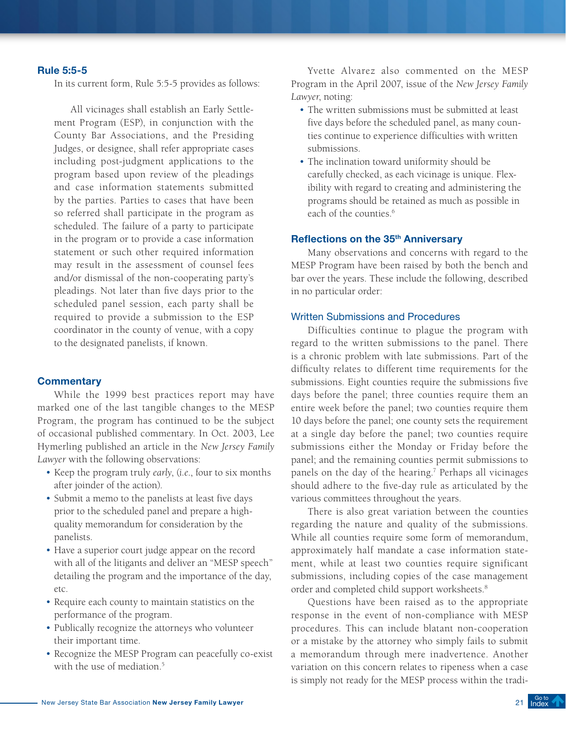## Rule 5:5-5

In its current form, Rule 5:5-5 provides as follows:

> All vicinages shall establish an Early Settlement Program (ESP), in conjunction with the County Bar Associations, and the Presiding Judges, or designee, shall refer appropriate cases including post-judgment applications to the program based upon review of the pleadings and case information statements submitted by the parties. Parties to cases that have been so referred shall participate in the program as scheduled. The failure of a party to participate in the program or to provide a case information statement or such other required information may result in the assessment of counsel fees and/or dismissal of the non-cooperating party's pleadings. Not later than five days prior to the scheduled panel session, each party shall be required to provide a submission to the ESP coordinator in the county of venue, with a copy to the designated panelists, if known.

## Commentary

While the 1999 best practices report may have marked one of the last tangible changes to the MESP Program, the program has continued to be the subject of occasional published commentary. In Oct. 2003, Lee Hymerling published an article in the *New Jersey Family Lawyer* with the following observations:

- Keep the program truly *early*, (*i.e.*, four to six months after joinder of the action).
- Submit a memo to the panelists at least five days prior to the scheduled panel and prepare a high-quality memorandum for consideration by the panelists.
- Have a superior court judge appear on the record with all of the litigants and deliver an "MESP speech" detailing the program and the importance of the day, etc.
- Require each county to maintain statistics on the performance of the program.
- Publically recognize the attorneys who volunteer their important time.
- Recognize the MESP Program can peacefully co-exist with the use of mediation.[5]

Yvette Alvarez also commented on the MESP Program in the April 2007, issue of the *New Jersey Family Lawyer*, noting:

- The written submissions must be submitted at least five days before the scheduled panel, as many counties continue to experience difficulties with written submissions.
- The inclination toward uniformity should be carefully checked, as each vicinage is unique. Flexibility with regard to creating and administering the programs should be retained as much as possible in each of the counties.[6]

## Reflections on the 35th Anniversary

Many observations and concerns with regard to the MESP Program have been raised by both the bench and bar over the years. These include the following, described in no particular order:

### Written Submissions and Procedures

Difficulties continue to plague the program with regard to the written submissions to the panel. There is a chronic problem with late submissions. Part of the difficulty relates to different time requirements for the submissions. Eight counties require the submissions five days before the panel; three counties require them an entire week before the panel; two counties require them 10 days before the panel; one county sets the requirement at a single day before the panel; two counties require submissions either the Monday or Friday before the panel; and the remaining counties permit submissions to panels on the day of the hearing.[7] Perhaps all vicinages should adhere to the five-day rule as articulated by the various committees throughout the years.

There is also great variation between the counties regarding the nature and quality of the submissions. While all counties require some form of memorandum, approximately half mandate a case information statement, while at least two counties require significant submissions, including copies of the case management order and completed child support worksheets.[8]

Questions have been raised as to the appropriate response in the event of non-compliance with MESP procedures. This can include blatant non-cooperation or a mistake by the attorney who simply fails to submit a memorandum through mere inadvertence. Another variation on this concern relates to ripeness when a case is simply not ready for the MESP process within the tradi-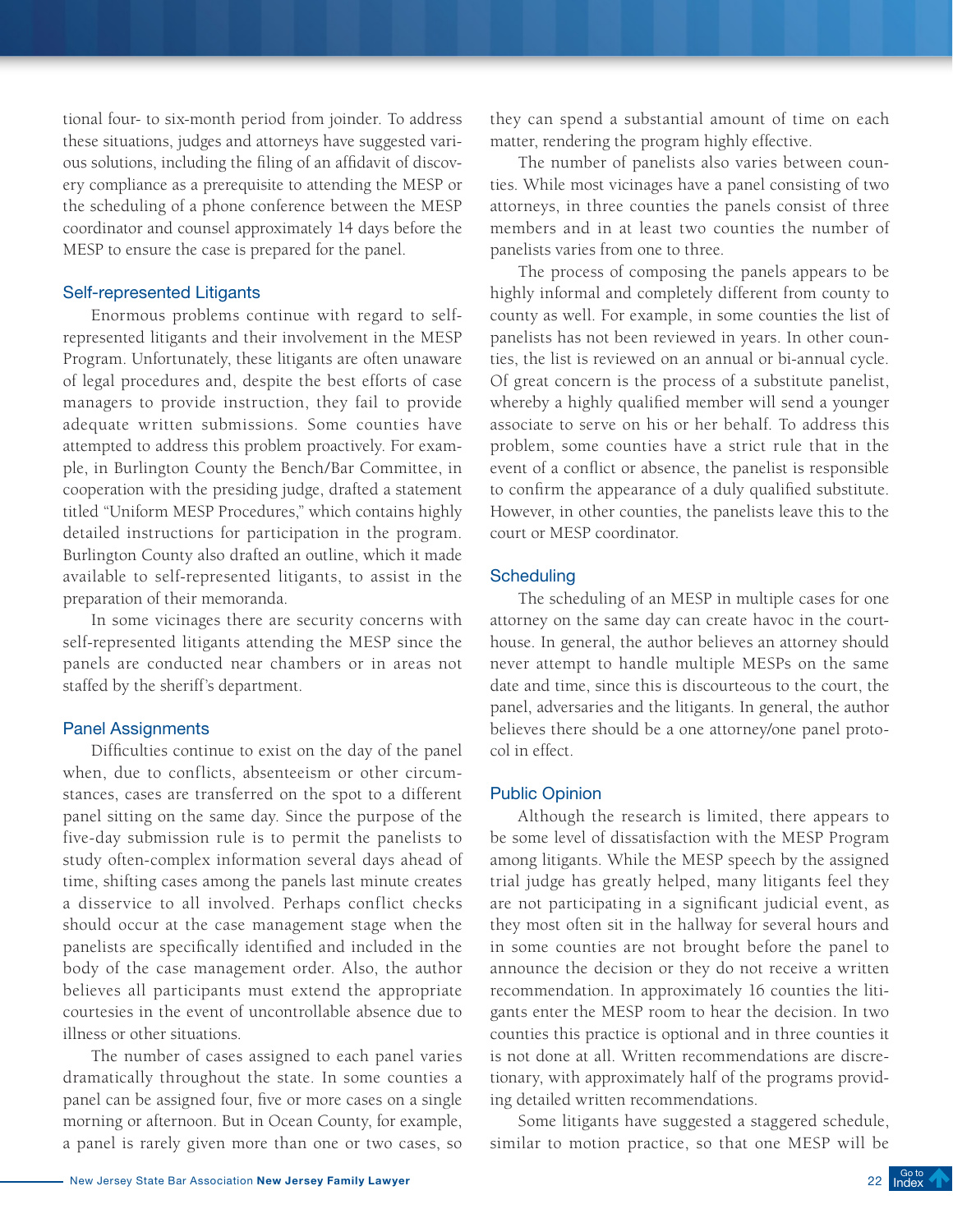tional four- to six-month period from joinder. To address these situations, judges and attorneys have suggested various solutions, including the filing of an affidavit of discovery compliance as a prerequisite to attending the MESP or the scheduling of a phone conference between the MESP coordinator and counsel approximately 14 days before the MESP to ensure the case is prepared for the panel.

### Self-represented Litigants

Enormous problems continue with regard to self-represented litigants and their involvement in the MESP Program. Unfortunately, these litigants are often unaware of legal procedures and, despite the best efforts of case managers to provide instruction, they fail to provide adequate written submissions. Some counties have attempted to address this problem proactively. For example, in Burlington County the Bench/Bar Committee, in cooperation with the presiding judge, drafted a statement titled "Uniform MESP Procedures," which contains highly detailed instructions for participation in the program. Burlington County also drafted an outline, which it made available to self-represented litigants, to assist in the preparation of their memoranda.

In some vicinages there are security concerns with self-represented litigants attending the MESP since the panels are conducted near chambers or in areas not staffed by the sheriff's department.

### Panel Assignments

Difficulties continue to exist on the day of the panel when, due to conflicts, absenteeism or other circumstances, cases are transferred on the spot to a different panel sitting on the same day. Since the purpose of the five-day submission rule is to permit the panelists to study often-complex information several days ahead of time, shifting cases among the panels last minute creates a disservice to all involved. Perhaps conflict checks should occur at the case management stage when the panelists are specifically identified and included in the body of the case management order. Also, the author believes all participants must extend the appropriate courtesies in the event of uncontrollable absence due to illness or other situations.

The number of cases assigned to each panel varies dramatically throughout the state. In some counties a panel can be assigned four, five or more cases on a single morning or afternoon. But in Ocean County, for example, a panel is rarely given more than one or two cases, so they can spend a substantial amount of time on each matter, rendering the program highly effective.

The number of panelists also varies between counties. While most vicinages have a panel consisting of two attorneys, in three counties the panels consist of three members and in at least two counties the number of panelists varies from one to three.

The process of composing the panels appears to be highly informal and completely different from county to county as well. For example, in some counties the list of panelists has not been reviewed in years. In other counties, the list is reviewed on an annual or bi-annual cycle. Of great concern is the process of a substitute panelist, whereby a highly qualified member will send a younger associate to serve on his or her behalf. To address this problem, some counties have a strict rule that in the event of a conflict or absence, the panelist is responsible to confirm the appearance of a duly qualified substitute. However, in other counties, the panelists leave this to the court or MESP coordinator.

### Scheduling

The scheduling of an MESP in multiple cases for one attorney on the same day can create havoc in the courthouse. In general, the author believes an attorney should never attempt to handle multiple MESPs on the same date and time, since this is discourteous to the court, the panel, adversaries and the litigants. In general, the author believes there should be a one attorney/one panel protocol in effect.

### Public Opinion

Although the research is limited, there appears to be some level of dissatisfaction with the MESP Program among litigants. While the MESP speech by the assigned trial judge has greatly helped, many litigants feel they are not participating in a significant judicial event, as they most often sit in the hallway for several hours and in some counties are not brought before the panel to announce the decision or they do not receive a written recommendation. In approximately 16 counties the litigants enter the MESP room to hear the decision. In two counties this practice is optional and in three counties it is not done at all. Written recommendations are discretionary, with approximately half of the programs providing detailed written recommendations.

Some litigants have suggested a staggered schedule, similar to motion practice, so that one MESP will be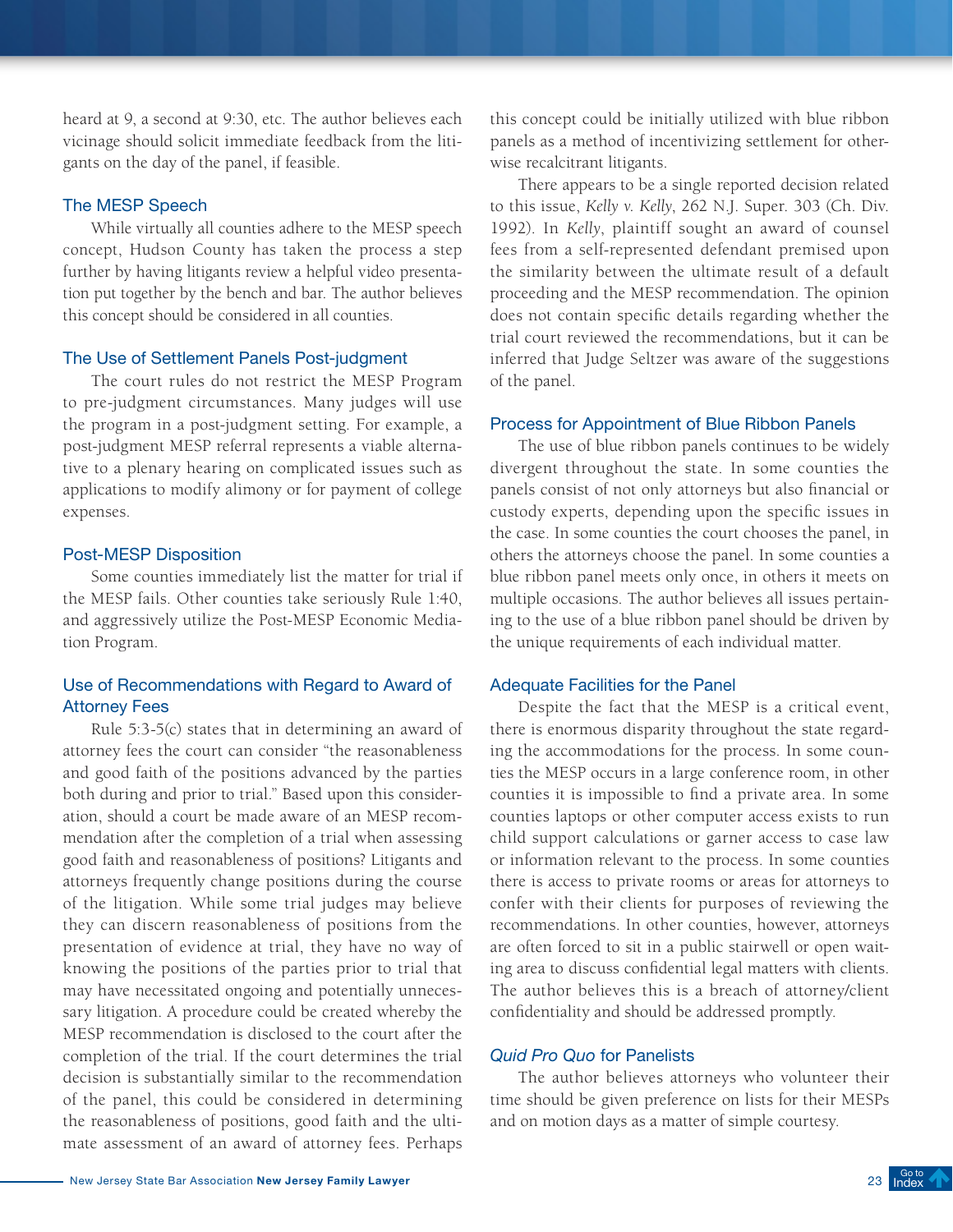heard at 9, a second at 9:30, etc. The author believes each vicinage should solicit immediate feedback from the litigants on the day of the panel, if feasible.

### The MESP Speech

While virtually all counties adhere to the MESP speech concept, Hudson County has taken the process a step further by having litigants review a helpful video presentation put together by the bench and bar. The author believes this concept should be considered in all counties.

### The Use of Settlement Panels Post-judgment

The court rules do not restrict the MESP Program to pre-judgment circumstances. Many judges will use the program in a post-judgment setting. For example, a post-judgment MESP referral represents a viable alternative to a plenary hearing on complicated issues such as applications to modify alimony or for payment of college expenses.

### Post-MESP Disposition

Some counties immediately list the matter for trial if the MESP fails. Other counties take seriously Rule 1:40, and aggressively utilize the Post-MESP Economic Mediation Program.

### Use of Recommendations with Regard to Award of Attorney Fees

Rule 5:3-5(c) states that in determining an award of attorney fees the court can consider "the reasonableness and good faith of the positions advanced by the parties both during and prior to trial." Based upon this consideration, should a court be made aware of an MESP recommendation after the completion of a trial when assessing good faith and reasonableness of positions? Litigants and attorneys frequently change positions during the course of the litigation. While some trial judges may believe they can discern reasonableness of positions from the presentation of evidence at trial, they have no way of knowing the positions of the parties prior to trial that may have necessitated ongoing and potentially unnecessary litigation. A procedure could be created whereby the MESP recommendation is disclosed to the court after the completion of the trial. If the court determines the trial decision is substantially similar to the recommendation of the panel, this could be considered in determining the reasonableness of positions, good faith and the ultimate assessment of an award of attorney fees. Perhaps this concept could be initially utilized with blue ribbon panels as a method of incentivizing settlement for otherwise recalcitrant litigants.

There appears to be a single reported decision related to this issue, *Kelly v. Kelly*, 262 N.J. Super. 303 (Ch. Div. 1992). In *Kelly*, plaintiff sought an award of counsel fees from a self-represented defendant premised upon the similarity between the ultimate result of a default proceeding and the MESP recommendation. The opinion does not contain specific details regarding whether the trial court reviewed the recommendations, but it can be inferred that Judge Seltzer was aware of the suggestions of the panel.

### Process for Appointment of Blue Ribbon Panels

The use of blue ribbon panels continues to be widely divergent throughout the state. In some counties the panels consist of not only attorneys but also financial or custody experts, depending upon the specific issues in the case. In some counties the court chooses the panel, in others the attorneys choose the panel. In some counties a blue ribbon panel meets only once, in others it meets on multiple occasions. The author believes all issues pertaining to the use of a blue ribbon panel should be driven by the unique requirements of each individual matter.

### Adequate Facilities for the Panel

Despite the fact that the MESP is a critical event, there is enormous disparity throughout the state regarding the accommodations for the process. In some counties the MESP occurs in a large conference room, in other counties it is impossible to find a private area. In some counties laptops or other computer access exists to run child support calculations or garner access to case law or information relevant to the process. In some counties there is access to private rooms or areas for attorneys to confer with their clients for purposes of reviewing the recommendations. In other counties, however, attorneys are often forced to sit in a public stairwell or open waiting area to discuss confidential legal matters with clients. The author believes this is a breach of attorney/client confidentiality and should be addressed promptly.

### *Quid Pro Quo* for Panelists

The author believes attorneys who volunteer their time should be given preference on lists for their MESPs and on motion days as a matter of simple courtesy.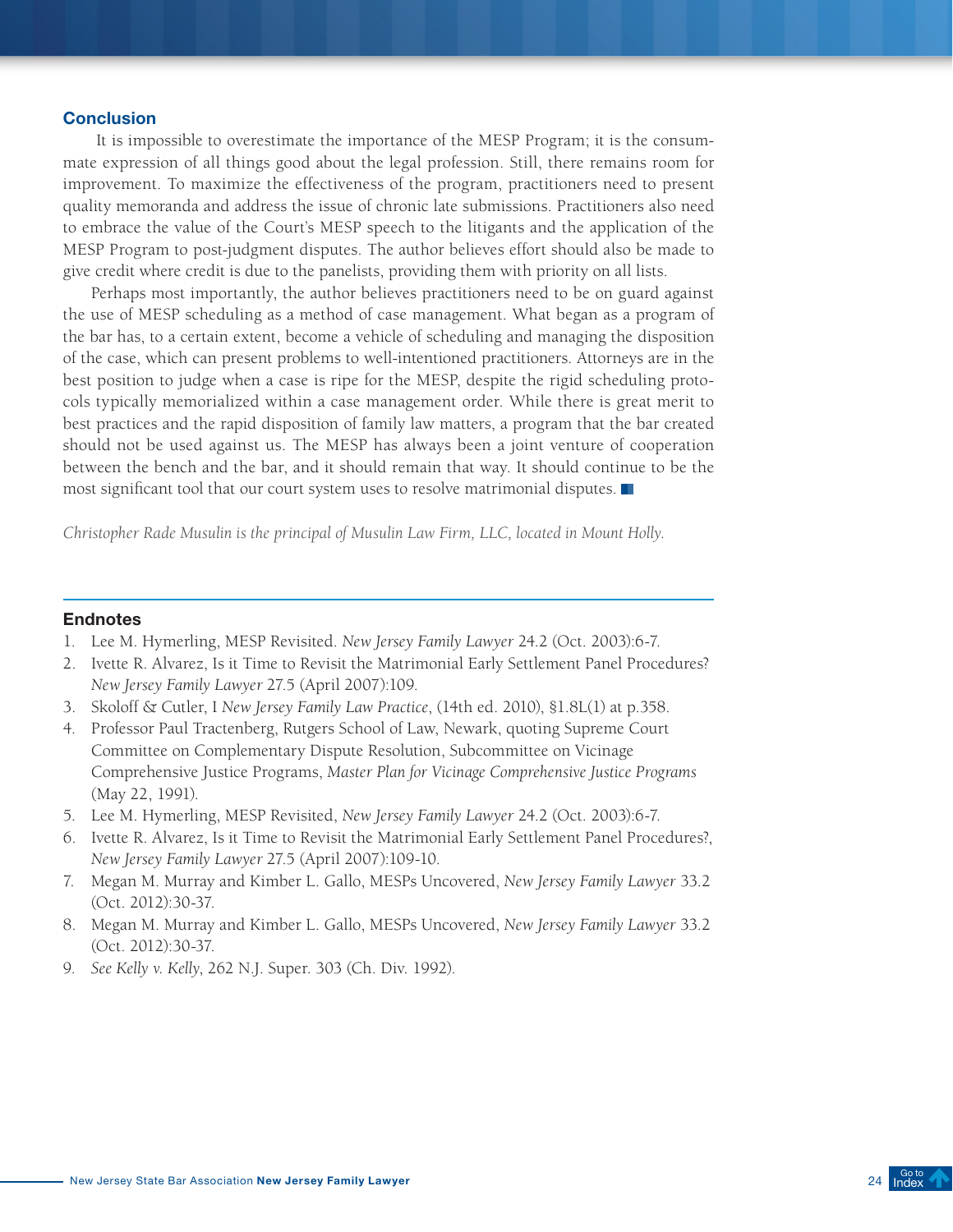## Conclusion

It is impossible to overestimate the importance of the MESP Program; it is the consummate expression of all things good about the legal profession. Still, there remains room for improvement. To maximize the effectiveness of the program, practitioners need to present quality memoranda and address the issue of chronic late submissions. Practitioners also need to embrace the value of the Court's MESP speech to the litigants and the application of the MESP Program to post-judgment disputes. The author believes effort should also be made to give credit where credit is due to the panelists, providing them with priority on all lists.

Perhaps most importantly, the author believes practitioners need to be on guard against the use of MESP scheduling as a method of case management. What began as a program of the bar has, to a certain extent, become a vehicle of scheduling and managing the disposition of the case, which can present problems to well-intentioned practitioners. Attorneys are in the best position to judge when a case is ripe for the MESP, despite the rigid scheduling protocols typically memorialized within a case management order. While there is great merit to best practices and the rapid disposition of family law matters, a program that the bar created should not be used against us. The MESP has always been a joint venture of cooperation between the bench and the bar, and it should remain that way. It should continue to be the most significant tool that our court system uses to resolve matrimonial disputes.

*Christopher Rade Musulin is the principal of Musulin Law Firm, LLC, located in Mount Holly.*

## Endnotes

1. Lee M. Hymerling, MESP Revisited. *New Jersey Family Lawyer* 24.2 (Oct. 2003):6-7.
2. Ivette R. Alvarez, Is it Time to Revisit the Matrimonial Early Settlement Panel Procedures? *New Jersey Family Lawyer* 27.5 (April 2007):109.
3. Skoloff & Cutler, I *New Jersey Family Law Practice*, (14th ed. 2010), §1.8L(1) at p.358.
4. Professor Paul Tractenberg, Rutgers School of Law, Newark, quoting Supreme Court Committee on Complementary Dispute Resolution, Subcommittee on Vicinage Comprehensive Justice Programs, *Master Plan for Vicinage Comprehensive Justice Programs* (May 22, 1991).
5. Lee M. Hymerling, MESP Revisited, *New Jersey Family Lawyer* 24.2 (Oct. 2003):6-7.
6. Ivette R. Alvarez, Is it Time to Revisit the Matrimonial Early Settlement Panel Procedures?, *New Jersey Family Lawyer* 27.5 (April 2007):109-10.
7. Megan M. Murray and Kimber L. Gallo, MESPs Uncovered, *New Jersey Family Lawyer* 33.2 (Oct. 2012):30-37.
8. Megan M. Murray and Kimber L. Gallo, MESPs Uncovered, *New Jersey Family Lawyer* 33.2 (Oct. 2012):30-37.
9. *See Kelly v. Kelly*, 262 N.J. Super. 303 (Ch. Div. 1992).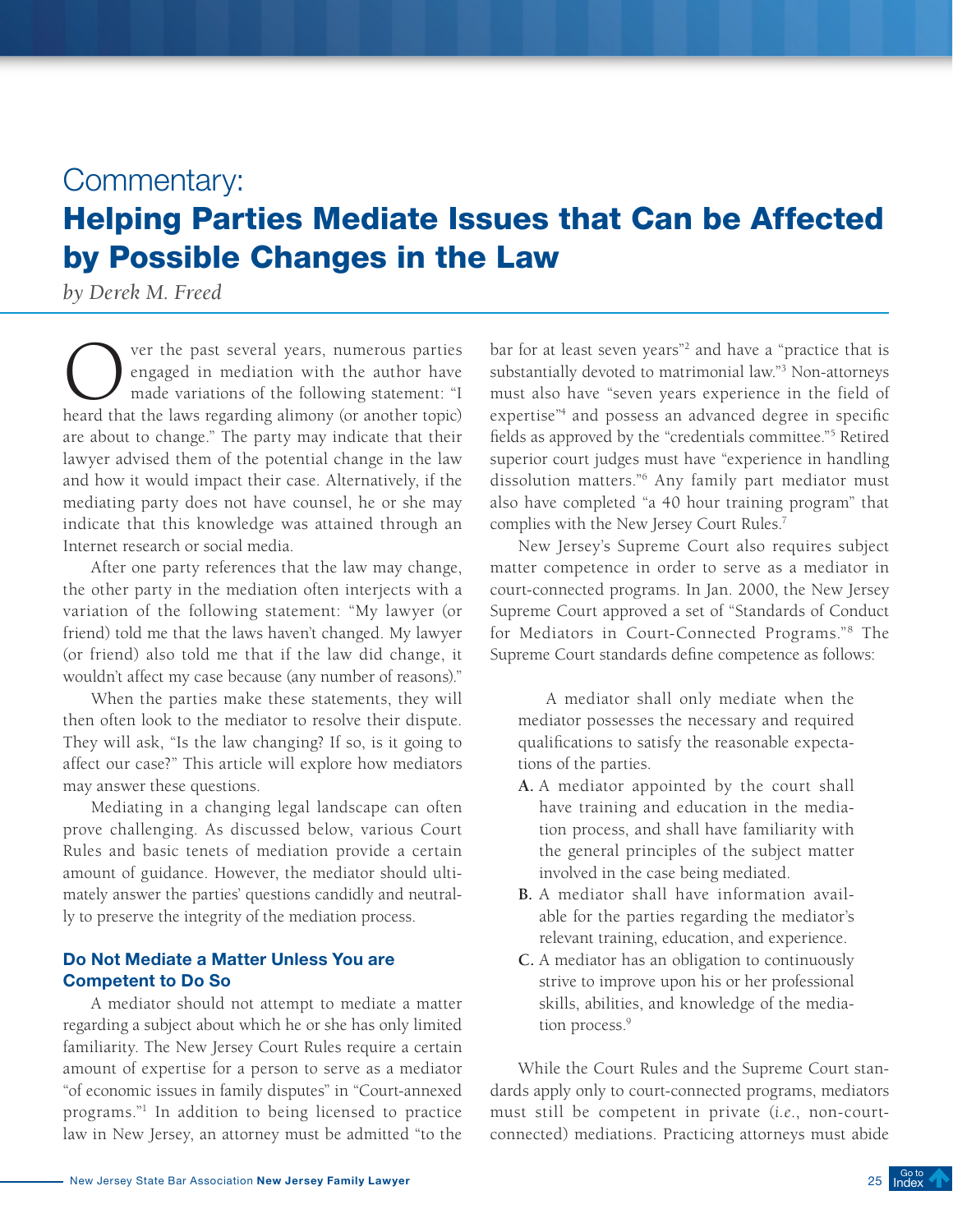# Commentary:
## Helping Parties Mediate Issues that Can be Affected by Possible Changes in the Law

*by Derek M. Freed*

Over the past several years, numerous parties engaged in mediation with the author have made variations of the following statement: "I heard that the laws regarding alimony (or another topic) are about to change." The party may indicate that their lawyer advised them of the potential change in the law and how it would impact their case. Alternatively, if the mediating party does not have counsel, he or she may indicate that this knowledge was attained through an Internet research or social media.

After one party references that the law may change, the other party in the mediation often interjects with a variation of the following statement: "My lawyer (or friend) told me that the laws haven't changed. My lawyer (or friend) also told me that if the law did change, it wouldn't affect my case because (any number of reasons)."

When the parties make these statements, they will then often look to the mediator to resolve their dispute. They will ask, "Is the law changing? If so, is it going to affect our case?" This article will explore how mediators may answer these questions.

Mediating in a changing legal landscape can often prove challenging. As discussed below, various Court Rules and basic tenets of mediation provide a certain amount of guidance. However, the mediator should ultimately answer the parties' questions candidly and neutrally to preserve the integrity of the mediation process.

### Do Not Mediate a Matter Unless You are Competent to Do So

A mediator should not attempt to mediate a matter regarding a subject about which he or she has only limited familiarity. The New Jersey Court Rules require a certain amount of expertise for a person to serve as a mediator "of economic issues in family disputes" in "Court-annexed programs."[1] In addition to being licensed to practice law in New Jersey, an attorney must be admitted "to the bar for at least seven years"[2] and have a "practice that is substantially devoted to matrimonial law."[3] Non-attorneys must also have "seven years experience in the field of expertise"[4] and possess an advanced degree in specific fields as approved by the "credentials committee."[5] Retired superior court judges must have "experience in handling dissolution matters."[6] Any family part mediator must also have completed "a 40 hour training program" that complies with the New Jersey Court Rules.[7]

New Jersey's Supreme Court also requires subject matter competence in order to serve as a mediator in court-connected programs. In Jan. 2000, the New Jersey Supreme Court approved a set of "Standards of Conduct for Mediators in Court-Connected Programs."[8] The Supreme Court standards define competence as follows:

> A mediator shall only mediate when the mediator possesses the necessary and required qualifications to satisfy the reasonable expectations of the parties.
>
> **A.** A mediator appointed by the court shall have training and education in the mediation process, and shall have familiarity with the general principles of the subject matter involved in the case being mediated.
>
> **B.** A mediator shall have information available for the parties regarding the mediator's relevant training, education, and experience.
>
> **C.** A mediator has an obligation to continuously strive to improve upon his or her professional skills, abilities, and knowledge of the mediation process.[9]

While the Court Rules and the Supreme Court standards apply only to court-connected programs, mediators must still be competent in private (*i.e.*, non-court-connected) mediations. Practicing attorneys must abide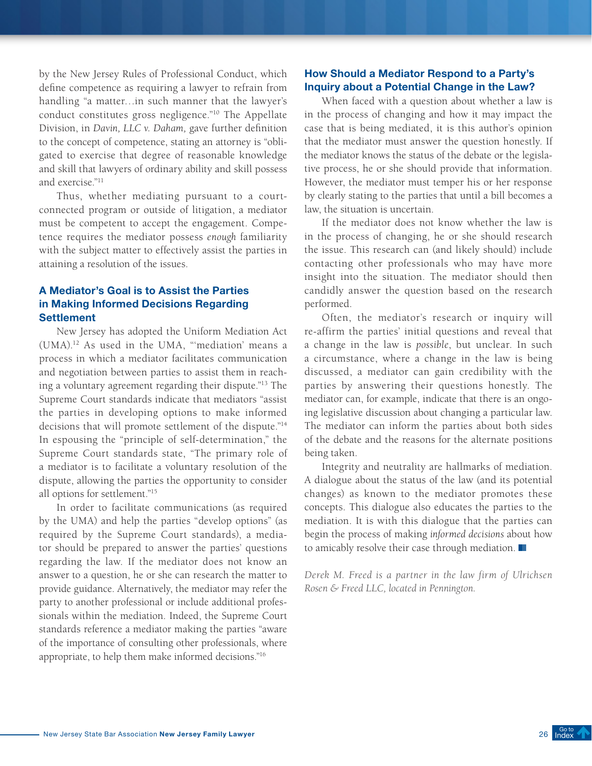by the New Jersey Rules of Professional Conduct, which define competence as requiring a lawyer to refrain from handling "a matter…in such manner that the lawyer's conduct constitutes gross negligence."[10] The Appellate Division, in *Davin, LLC v. Daham,* gave further definition to the concept of competence, stating an attorney is "obligated to exercise that degree of reasonable knowledge and skill that lawyers of ordinary ability and skill possess and exercise."[11]

Thus, whether mediating pursuant to a court-connected program or outside of litigation, a mediator must be competent to accept the engagement. Competence requires the mediator possess *enough* familiarity with the subject matter to effectively assist the parties in attaining a resolution of the issues.

## A Mediator's Goal is to Assist the Parties in Making Informed Decisions Regarding Settlement

New Jersey has adopted the Uniform Mediation Act (UMA).[12] As used in the UMA, "'mediation' means a process in which a mediator facilitates communication and negotiation between parties to assist them in reaching a voluntary agreement regarding their dispute."[13] The Supreme Court standards indicate that mediators "assist the parties in developing options to make informed decisions that will promote settlement of the dispute."[14] In espousing the "principle of self-determination," the Supreme Court standards state, "The primary role of a mediator is to facilitate a voluntary resolution of the dispute, allowing the parties the opportunity to consider all options for settlement."[15]

In order to facilitate communications (as required by the UMA) and help the parties "develop options" (as required by the Supreme Court standards), a mediator should be prepared to answer the parties' questions regarding the law. If the mediator does not know an answer to a question, he or she can research the matter to provide guidance. Alternatively, the mediator may refer the party to another professional or include additional professionals within the mediation. Indeed, the Supreme Court standards reference a mediator making the parties "aware of the importance of consulting other professionals, where appropriate, to help them make informed decisions."[16]

## How Should a Mediator Respond to a Party's Inquiry about a Potential Change in the Law?

When faced with a question about whether a law is in the process of changing and how it may impact the case that is being mediated, it is this author's opinion that the mediator must answer the question honestly. If the mediator knows the status of the debate or the legislative process, he or she should provide that information. However, the mediator must temper his or her response by clearly stating to the parties that until a bill becomes a law, the situation is uncertain.

If the mediator does not know whether the law is in the process of changing, he or she should research the issue. This research can (and likely should) include contacting other professionals who may have more insight into the situation. The mediator should then candidly answer the question based on the research performed.

Often, the mediator's research or inquiry will re-affirm the parties' initial questions and reveal that a change in the law is *possible*, but unclear. In such a circumstance, where a change in the law is being discussed, a mediator can gain credibility with the parties by answering their questions honestly. The mediator can, for example, indicate that there is an ongoing legislative discussion about changing a particular law. The mediator can inform the parties about both sides of the debate and the reasons for the alternate positions being taken.

Integrity and neutrality are hallmarks of mediation. A dialogue about the status of the law (and its potential changes) as known to the mediator promotes these concepts. This dialogue also educates the parties to the mediation. It is with this dialogue that the parties can begin the process of making *informed decisions* about how to amicably resolve their case through mediation. ■

*Derek M. Freed is a partner in the law firm of Ulrichsen Rosen & Freed LLC, located in Pennington.*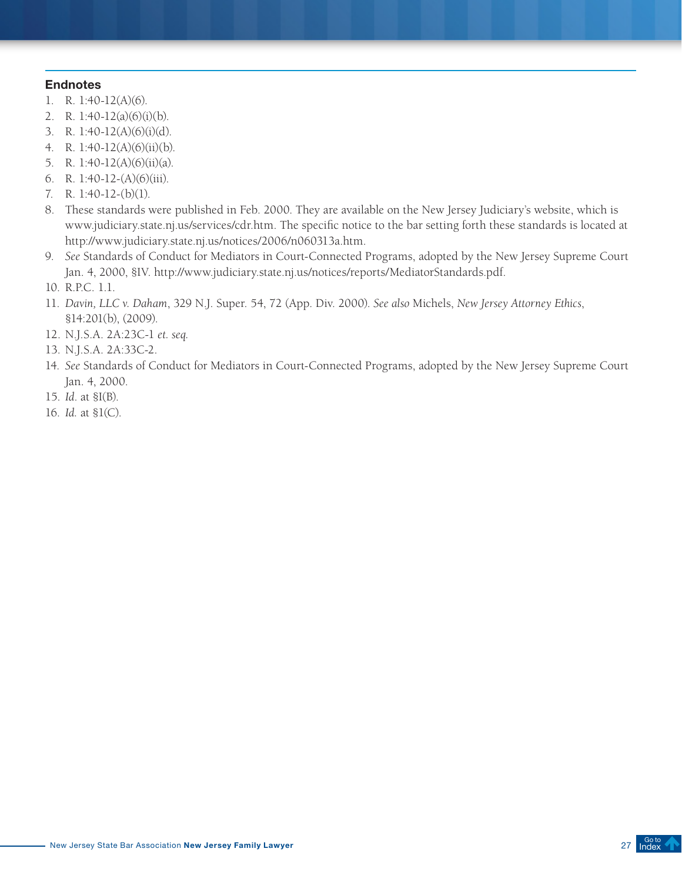### Endnotes

1. R. 1:40-12(A)(6).
2. R. 1:40-12(a)(6)(i)(b).
3. R. 1:40-12(A)(6)(i)(d).
4. R. 1:40-12(A)(6)(ii)(b).
5. R. 1:40-12(A)(6)(ii)(a).
6. R. 1:40-12-(A)(6)(iii).
7. R. 1:40-12-(b)(1).
8. These standards were published in Feb. 2000. They are available on the New Jersey Judiciary's website, which is www.judiciary.state.nj.us/services/cdr.htm. The specific notice to the bar setting forth these standards is located at http://www.judiciary.state.nj.us/notices/2006/n060313a.htm.
9. *See* Standards of Conduct for Mediators in Court-Connected Programs, adopted by the New Jersey Supreme Court Jan. 4, 2000, §IV. http://www.judiciary.state.nj.us/notices/reports/MediatorStandards.pdf.
10. R.P.C. 1.1.
11. *Davin, LLC v. Daham*, 329 N.J. Super. 54, 72 (App. Div. 2000). *See also* Michels, *New Jersey Attorney Ethics*, §14:201(b), (2009).
12. N.J.S.A. 2A:23C-1 *et. seq.*
13. N.J.S.A. 2A:33C-2.
14. *See* Standards of Conduct for Mediators in Court-Connected Programs, adopted by the New Jersey Supreme Court Jan. 4, 2000.
15. *Id.* at §I(B).
16. *Id.* at §1(C).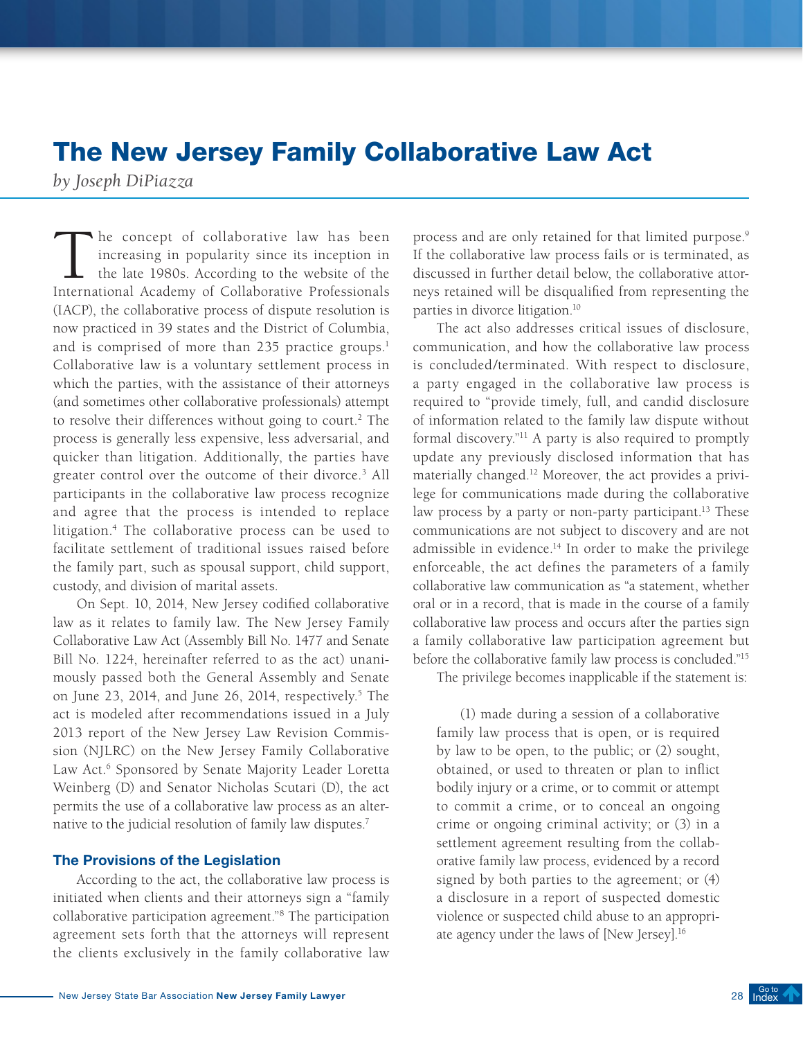# The New Jersey Family Collaborative Law Act

*by Joseph DiPiazza*

The concept of collaborative law has been increasing in popularity since its inception in the late 1980s. According to the website of the International Academy of Collaborative Professionals (IACP), the collaborative process of dispute resolution is now practiced in 39 states and the District of Columbia, and is comprised of more than 235 practice groups.[1] Collaborative law is a voluntary settlement process in which the parties, with the assistance of their attorneys (and sometimes other collaborative professionals) attempt to resolve their differences without going to court.[2] The process is generally less expensive, less adversarial, and quicker than litigation. Additionally, the parties have greater control over the outcome of their divorce.[3] All participants in the collaborative law process recognize and agree that the process is intended to replace litigation.[4] The collaborative process can be used to facilitate settlement of traditional issues raised before the family part, such as spousal support, child support, custody, and division of marital assets.

On Sept. 10, 2014, New Jersey codified collaborative law as it relates to family law. The New Jersey Family Collaborative Law Act (Assembly Bill No. 1477 and Senate Bill No. 1224, hereinafter referred to as the act) unanimously passed both the General Assembly and Senate on June 23, 2014, and June 26, 2014, respectively.[5] The act is modeled after recommendations issued in a July 2013 report of the New Jersey Law Revision Commission (NJLRC) on the New Jersey Family Collaborative Law Act.[6] Sponsored by Senate Majority Leader Loretta Weinberg (D) and Senator Nicholas Scutari (D), the act permits the use of a collaborative law process as an alternative to the judicial resolution of family law disputes.[7]

### The Provisions of the Legislation

According to the act, the collaborative law process is initiated when clients and their attorneys sign a "family collaborative participation agreement."[8] The participation agreement sets forth that the attorneys will represent the clients exclusively in the family collaborative law process and are only retained for that limited purpose.[9] If the collaborative law process fails or is terminated, as discussed in further detail below, the collaborative attorneys retained will be disqualified from representing the parties in divorce litigation.[10]

The act also addresses critical issues of disclosure, communication, and how the collaborative law process is concluded/terminated. With respect to disclosure, a party engaged in the collaborative law process is required to "provide timely, full, and candid disclosure of information related to the family law dispute without formal discovery."[11] A party is also required to promptly update any previously disclosed information that has materially changed.[12] Moreover, the act provides a privilege for communications made during the collaborative law process by a party or non-party participant.[13] These communications are not subject to discovery and are not admissible in evidence.[14] In order to make the privilege enforceable, the act defines the parameters of a family collaborative law communication as "a statement, whether oral or in a record, that is made in the course of a family collaborative law process and occurs after the parties sign a family collaborative law participation agreement but before the collaborative family law process is concluded."[15]

The privilege becomes inapplicable if the statement is:

> (1) made during a session of a collaborative family law process that is open, or is required by law to be open, to the public; or (2) sought, obtained, or used to threaten or plan to inflict bodily injury or a crime, or to commit or attempt to commit a crime, or to conceal an ongoing crime or ongoing criminal activity; or (3) in a settlement agreement resulting from the collaborative family law process, evidenced by a record signed by both parties to the agreement; or (4) a disclosure in a report of suspected domestic violence or suspected child abuse to an appropriate agency under the laws of [New Jersey].[16]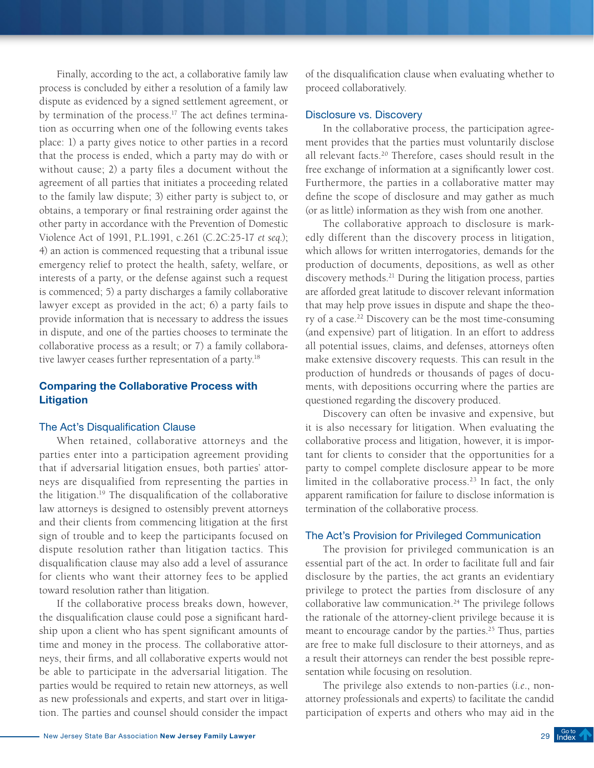Finally, according to the act, a collaborative family law process is concluded by either a resolution of a family law dispute as evidenced by a signed settlement agreement, or by termination of the process.[17] The act defines termination as occurring when one of the following events takes place: 1) a party gives notice to other parties in a record that the process is ended, which a party may do with or without cause; 2) a party files a document without the agreement of all parties that initiates a proceeding related to the family law dispute; 3) either party is subject to, or obtains, a temporary or final restraining order against the other party in accordance with the Prevention of Domestic Violence Act of 1991, P.L.1991, c.261 (C.2C:25-17 *et seq*.); 4) an action is commenced requesting that a tribunal issue emergency relief to protect the health, safety, welfare, or interests of a party, or the defense against such a request is commenced; 5) a party discharges a family collaborative lawyer except as provided in the act; 6) a party fails to provide information that is necessary to address the issues in dispute, and one of the parties chooses to terminate the collaborative process as a result; or 7) a family collaborative lawyer ceases further representation of a party.[18]

## Comparing the Collaborative Process with Litigation

### The Act's Disqualification Clause

When retained, collaborative attorneys and the parties enter into a participation agreement providing that if adversarial litigation ensues, both parties' attorneys are disqualified from representing the parties in the litigation.[19] The disqualification of the collaborative law attorneys is designed to ostensibly prevent attorneys and their clients from commencing litigation at the first sign of trouble and to keep the participants focused on dispute resolution rather than litigation tactics. This disqualification clause may also add a level of assurance for clients who want their attorney fees to be applied toward resolution rather than litigation.

If the collaborative process breaks down, however, the disqualification clause could pose a significant hardship upon a client who has spent significant amounts of time and money in the process. The collaborative attorneys, their firms, and all collaborative experts would not be able to participate in the adversarial litigation. The parties would be required to retain new attorneys, as well as new professionals and experts, and start over in litigation. The parties and counsel should consider the impact of the disqualification clause when evaluating whether to proceed collaboratively.

### Disclosure vs. Discovery

In the collaborative process, the participation agreement provides that the parties must voluntarily disclose all relevant facts.[20] Therefore, cases should result in the free exchange of information at a significantly lower cost. Furthermore, the parties in a collaborative matter may define the scope of disclosure and may gather as much (or as little) information as they wish from one another.

The collaborative approach to disclosure is markedly different than the discovery process in litigation, which allows for written interrogatories, demands for the production of documents, depositions, as well as other discovery methods.[21] During the litigation process, parties are afforded great latitude to discover relevant information that may help prove issues in dispute and shape the theory of a case.[22] Discovery can be the most time-consuming (and expensive) part of litigation. In an effort to address all potential issues, claims, and defenses, attorneys often make extensive discovery requests. This can result in the production of hundreds or thousands of pages of documents, with depositions occurring where the parties are questioned regarding the discovery produced.

Discovery can often be invasive and expensive, but it is also necessary for litigation. When evaluating the collaborative process and litigation, however, it is important for clients to consider that the opportunities for a party to compel complete disclosure appear to be more limited in the collaborative process.[23] In fact, the only apparent ramification for failure to disclose information is termination of the collaborative process.

### The Act's Provision for Privileged Communication

The provision for privileged communication is an essential part of the act. In order to facilitate full and fair disclosure by the parties, the act grants an evidentiary privilege to protect the parties from disclosure of any collaborative law communication.[24] The privilege follows the rationale of the attorney-client privilege because it is meant to encourage candor by the parties.[25] Thus, parties are free to make full disclosure to their attorneys, and as a result their attorneys can render the best possible representation while focusing on resolution.

The privilege also extends to non-parties (*i.e.*, non-attorney professionals and experts) to facilitate the candid participation of experts and others who may aid in the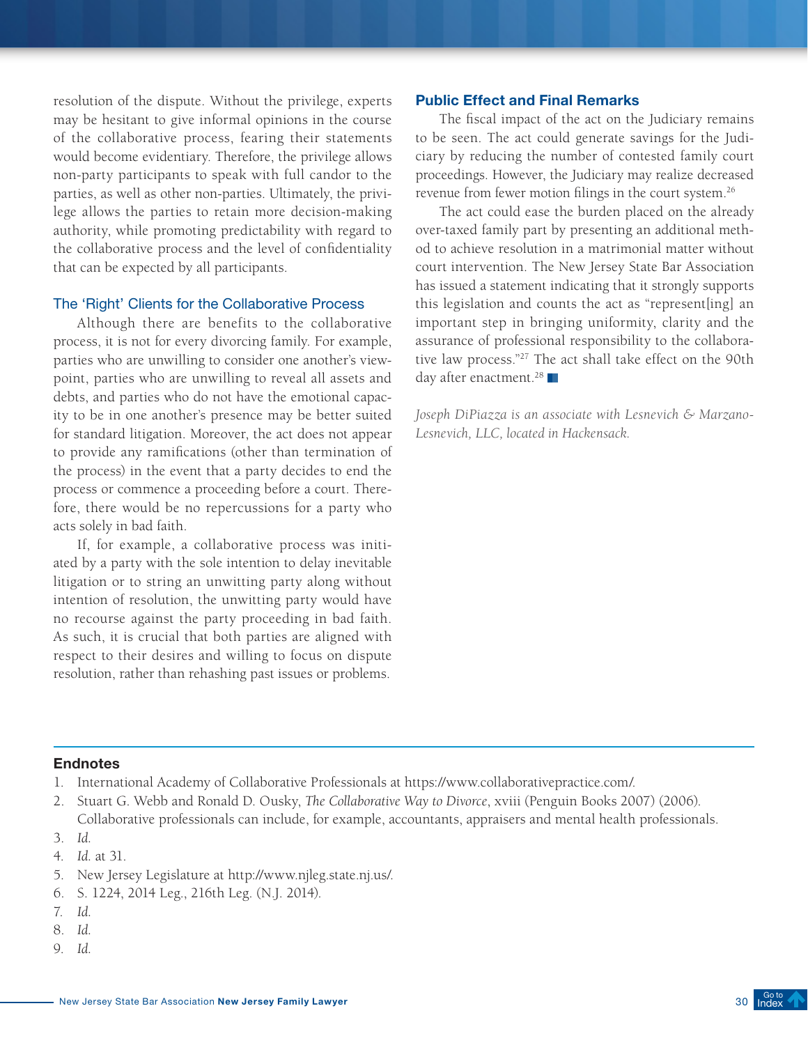resolution of the dispute. Without the privilege, experts may be hesitant to give informal opinions in the course of the collaborative process, fearing their statements would become evidentiary. Therefore, the privilege allows non-party participants to speak with full candor to the parties, as well as other non-parties. Ultimately, the privilege allows the parties to retain more decision-making authority, while promoting predictability with regard to the collaborative process and the level of confidentiality that can be expected by all participants.

### The 'Right' Clients for the Collaborative Process

Although there are benefits to the collaborative process, it is not for every divorcing family. For example, parties who are unwilling to consider one another's viewpoint, parties who are unwilling to reveal all assets and debts, and parties who do not have the emotional capacity to be in one another's presence may be better suited for standard litigation. Moreover, the act does not appear to provide any ramifications (other than termination of the process) in the event that a party decides to end the process or commence a proceeding before a court. Therefore, there would be no repercussions for a party who acts solely in bad faith.

If, for example, a collaborative process was initiated by a party with the sole intention to delay inevitable litigation or to string an unwitting party along without intention of resolution, the unwitting party would have no recourse against the party proceeding in bad faith. As such, it is crucial that both parties are aligned with respect to their desires and willing to focus on dispute resolution, rather than rehashing past issues or problems.

### Public Effect and Final Remarks

The fiscal impact of the act on the Judiciary remains to be seen. The act could generate savings for the Judiciary by reducing the number of contested family court proceedings. However, the Judiciary may realize decreased revenue from fewer motion filings in the court system.[26]

The act could ease the burden placed on the already over-taxed family part by presenting an additional method to achieve resolution in a matrimonial matter without court intervention. The New Jersey State Bar Association has issued a statement indicating that it strongly supports this legislation and counts the act as "represent[ing] an important step in bringing uniformity, clarity and the assurance of professional responsibility to the collaborative law process."[27] The act shall take effect on the 90th day after enactment.[28]

*Joseph DiPiazza is an associate with Lesnevich & Marzano-Lesnevich, LLC, located in Hackensack.*

## Endnotes

1. International Academy of Collaborative Professionals at https://www.collaborativepractice.com/.
2. Stuart G. Webb and Ronald D. Ousky, *The Collaborative Way to Divorce*, xviii (Penguin Books 2007) (2006). Collaborative professionals can include, for example, accountants, appraisers and mental health professionals.
3. *Id.*
4. *Id.* at 31.
5. New Jersey Legislature at http://www.njleg.state.nj.us/.
6. S. 1224, 2014 Leg., 216th Leg. (N.J. 2014).
7. *Id.*
8. *Id.*
9. *Id.*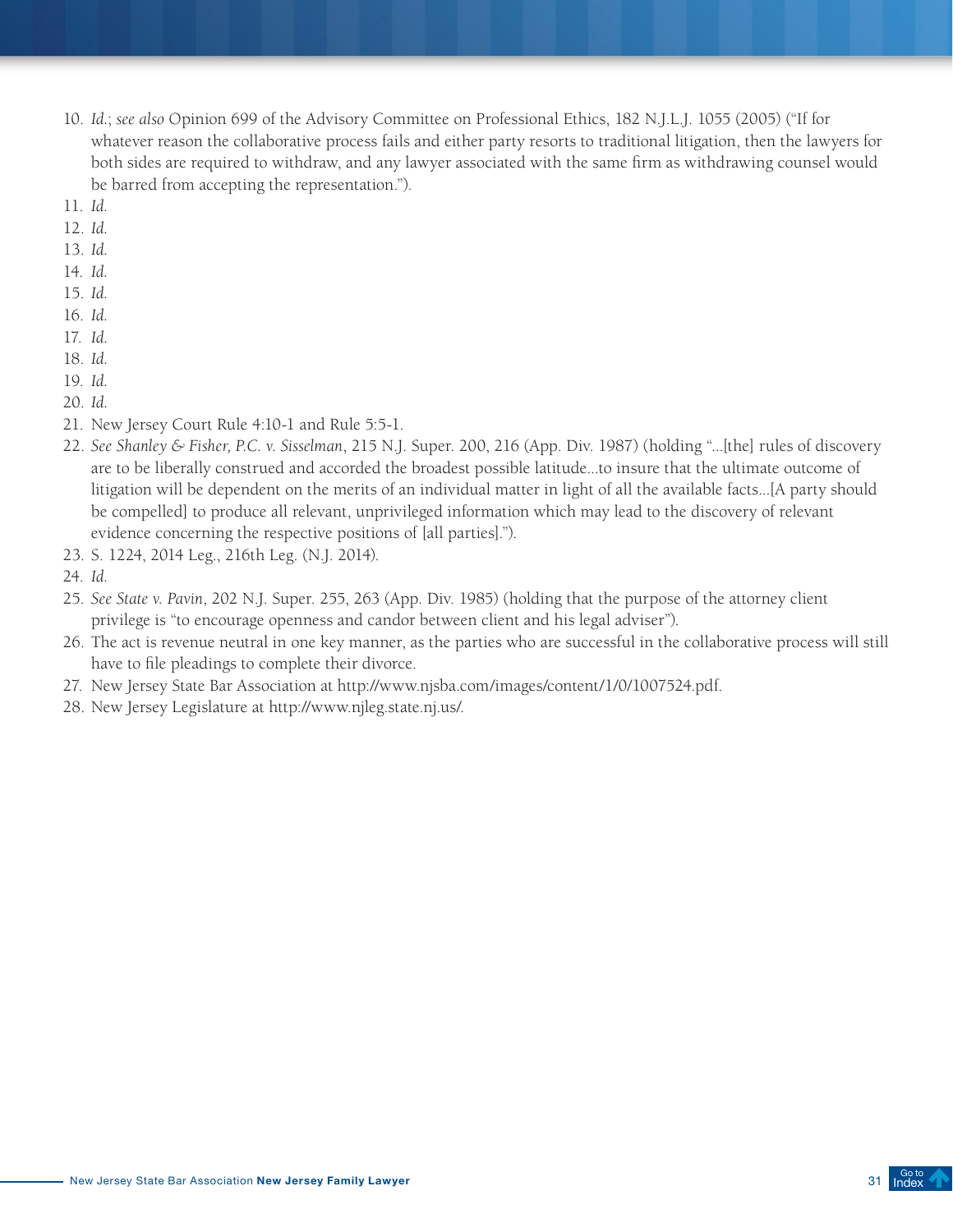10. *Id.*; *see also* Opinion 699 of the Advisory Committee on Professional Ethics, 182 N.J.L.J. 1055 (2005) ("If for whatever reason the collaborative process fails and either party resorts to traditional litigation, then the lawyers for both sides are required to withdraw, and any lawyer associated with the same firm as withdrawing counsel would be barred from accepting the representation.").
11. *Id.*
12. *Id.*
13. *Id.*
14. *Id.*
15. *Id.*
16. *Id.*
17. *Id.*
18. *Id.*
19. *Id.*
20. *Id.*
21. New Jersey Court Rule 4:10-1 and Rule 5:5-1.
22. *See Shanley & Fisher, P.C. v. Sisselman*, 215 N.J. Super. 200, 216 (App. Div. 1987) (holding "...[the] rules of discovery are to be liberally construed and accorded the broadest possible latitude...to insure that the ultimate outcome of litigation will be dependent on the merits of an individual matter in light of all the available facts...[A party should be compelled] to produce all relevant, unprivileged information which may lead to the discovery of relevant evidence concerning the respective positions of [all parties].").
23. S. 1224, 2014 Leg., 216th Leg. (N.J. 2014).
24. *Id.*
25. *See State v. Pavin*, 202 N.J. Super. 255, 263 (App. Div. 1985) (holding that the purpose of the attorney client privilege is "to encourage openness and candor between client and his legal adviser").
26. The act is revenue neutral in one key manner, as the parties who are successful in the collaborative process will still have to file pleadings to complete their divorce.
27. New Jersey State Bar Association at http://www.njsba.com/images/content/1/0/1007524.pdf.
28. New Jersey Legislature at http://www.njleg.state.nj.us/.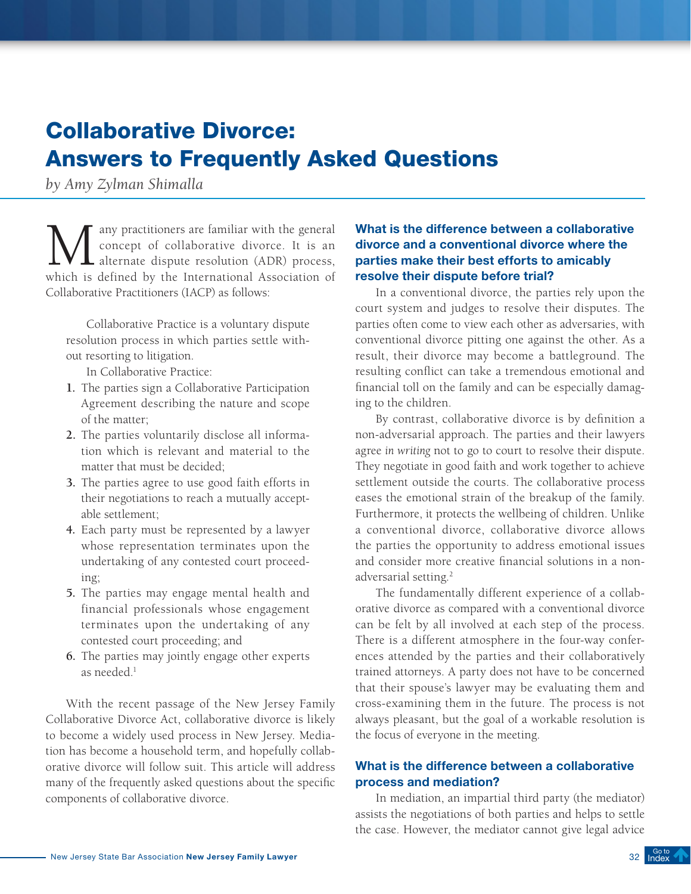# Collaborative Divorce: Answers to Frequently Asked Questions

*by Amy Zylman Shimalla*

Many practitioners are familiar with the general concept of collaborative divorce. It is an alternate dispute resolution (ADR) process, which is defined by the International Association of Collaborative Practitioners (IACP) as follows:

> Collaborative Practice is a voluntary dispute resolution process in which parties settle without resorting to litigation.
>
> In Collaborative Practice:
>
> 1. The parties sign a Collaborative Participation Agreement describing the nature and scope of the matter;
> 2. The parties voluntarily disclose all information which is relevant and material to the matter that must be decided;
> 3. The parties agree to use good faith efforts in their negotiations to reach a mutually acceptable settlement;
> 4. Each party must be represented by a lawyer whose representation terminates upon the undertaking of any contested court proceeding;
> 5. The parties may engage mental health and financial professionals whose engagement terminates upon the undertaking of any contested court proceeding; and
> 6. The parties may jointly engage other experts as needed.[1]

With the recent passage of the New Jersey Family Collaborative Divorce Act, collaborative divorce is likely to become a widely used process in New Jersey. Mediation has become a household term, and hopefully collaborative divorce will follow suit. This article will address many of the frequently asked questions about the specific components of collaborative divorce.

### What is the difference between a collaborative divorce and a conventional divorce where the parties make their best efforts to amicably resolve their dispute before trial?

In a conventional divorce, the parties rely upon the court system and judges to resolve their disputes. The parties often come to view each other as adversaries, with conventional divorce pitting one against the other. As a result, their divorce may become a battleground. The resulting conflict can take a tremendous emotional and financial toll on the family and can be especially damaging to the children.

By contrast, collaborative divorce is by definition a non-adversarial approach. The parties and their lawyers agree *in writing* not to go to court to resolve their dispute. They negotiate in good faith and work together to achieve settlement outside the courts. The collaborative process eases the emotional strain of the breakup of the family. Furthermore, it protects the wellbeing of children. Unlike a conventional divorce, collaborative divorce allows the parties the opportunity to address emotional issues and consider more creative financial solutions in a non-adversarial setting.[2]

The fundamentally different experience of a collaborative divorce as compared with a conventional divorce can be felt by all involved at each step of the process. There is a different atmosphere in the four-way conferences attended by the parties and their collaboratively trained attorneys. A party does not have to be concerned that their spouse's lawyer may be evaluating them and cross-examining them in the future. The process is not always pleasant, but the goal of a workable resolution is the focus of everyone in the meeting.

### What is the difference between a collaborative process and mediation?

In mediation, an impartial third party (the mediator) assists the negotiations of both parties and helps to settle the case. However, the mediator cannot give legal advice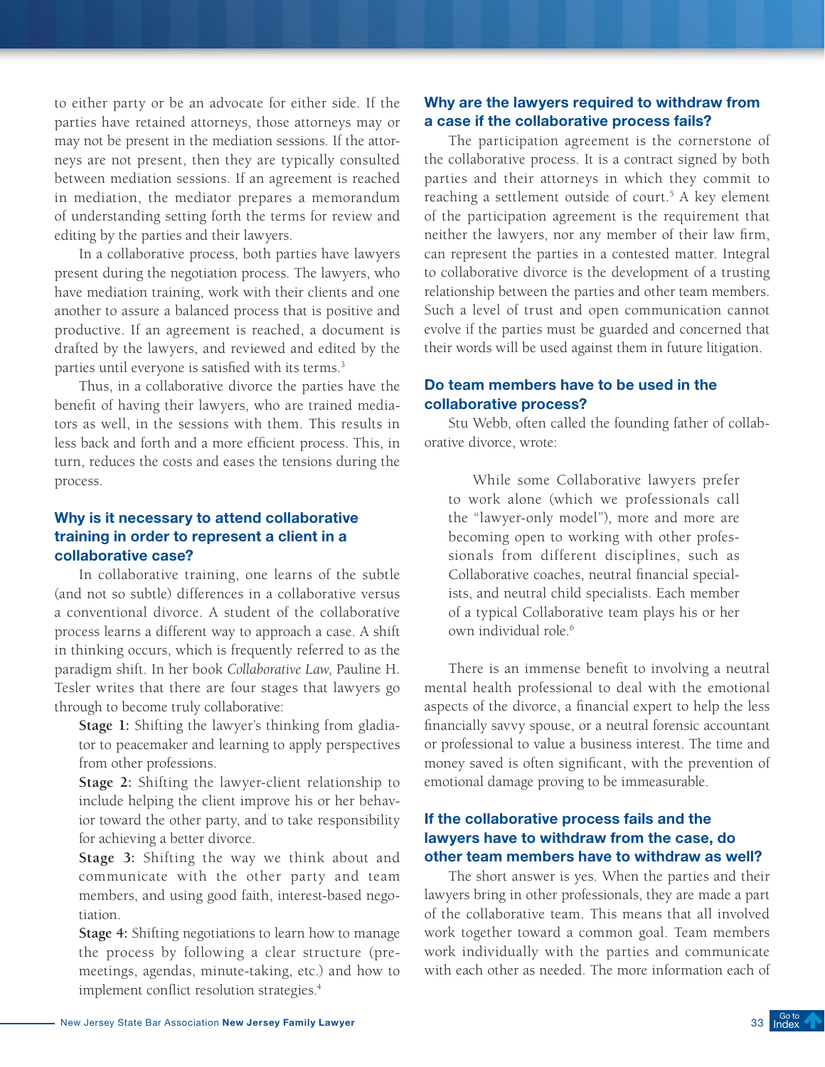to either party or be an advocate for either side. If the parties have retained attorneys, those attorneys may or may not be present in the mediation sessions. If the attorneys are not present, then they are typically consulted between mediation sessions. If an agreement is reached in mediation, the mediator prepares a memorandum of understanding setting forth the terms for review and editing by the parties and their lawyers.

In a collaborative process, both parties have lawyers present during the negotiation process. The lawyers, who have mediation training, work with their clients and one another to assure a balanced process that is positive and productive. If an agreement is reached, a document is drafted by the lawyers, and reviewed and edited by the parties until everyone is satisfied with its terms.[3]

Thus, in a collaborative divorce the parties have the benefit of having their lawyers, who are trained mediators as well, in the sessions with them. This results in less back and forth and a more efficient process. This, in turn, reduces the costs and eases the tensions during the process.

### Why is it necessary to attend collaborative training in order to represent a client in a collaborative case?

In collaborative training, one learns of the subtle (and not so subtle) differences in a collaborative versus a conventional divorce. A student of the collaborative process learns a different way to approach a case. A shift in thinking occurs, which is frequently referred to as the paradigm shift. In her book *Collaborative Law*, Pauline H. Tesler writes that there are four stages that lawyers go through to become truly collaborative:

**Stage 1:** Shifting the lawyer's thinking from gladiator to peacemaker and learning to apply perspectives from other professions.

**Stage 2:** Shifting the lawyer-client relationship to include helping the client improve his or her behavior toward the other party, and to take responsibility for achieving a better divorce.

**Stage 3:** Shifting the way we think about and communicate with the other party and team members, and using good faith, interest-based negotiation.

**Stage 4:** Shifting negotiations to learn how to manage the process by following a clear structure (premeetings, agendas, minute-taking, etc.) and how to implement conflict resolution strategies.[4]

### Why are the lawyers required to withdraw from a case if the collaborative process fails?

The participation agreement is the cornerstone of the collaborative process. It is a contract signed by both parties and their attorneys in which they commit to reaching a settlement outside of court.[5] A key element of the participation agreement is the requirement that neither the lawyers, nor any member of their law firm, can represent the parties in a contested matter. Integral to collaborative divorce is the development of a trusting relationship between the parties and other team members. Such a level of trust and open communication cannot evolve if the parties must be guarded and concerned that their words will be used against them in future litigation.

### Do team members have to be used in the collaborative process?

Stu Webb, often called the founding father of collaborative divorce, wrote:

> While some Collaborative lawyers prefer to work alone (which we professionals call the "lawyer-only model"), more and more are becoming open to working with other professionals from different disciplines, such as Collaborative coaches, neutral financial specialists, and neutral child specialists. Each member of a typical Collaborative team plays his or her own individual role.[6]

There is an immense benefit to involving a neutral mental health professional to deal with the emotional aspects of the divorce, a financial expert to help the less financially savvy spouse, or a neutral forensic accountant or professional to value a business interest. The time and money saved is often significant, with the prevention of emotional damage proving to be immeasurable.

### If the collaborative process fails and the lawyers have to withdraw from the case, do other team members have to withdraw as well?

The short answer is yes. When the parties and their lawyers bring in other professionals, they are made a part of the collaborative team. This means that all involved work together toward a common goal. Team members work individually with the parties and communicate with each other as needed. The more information each of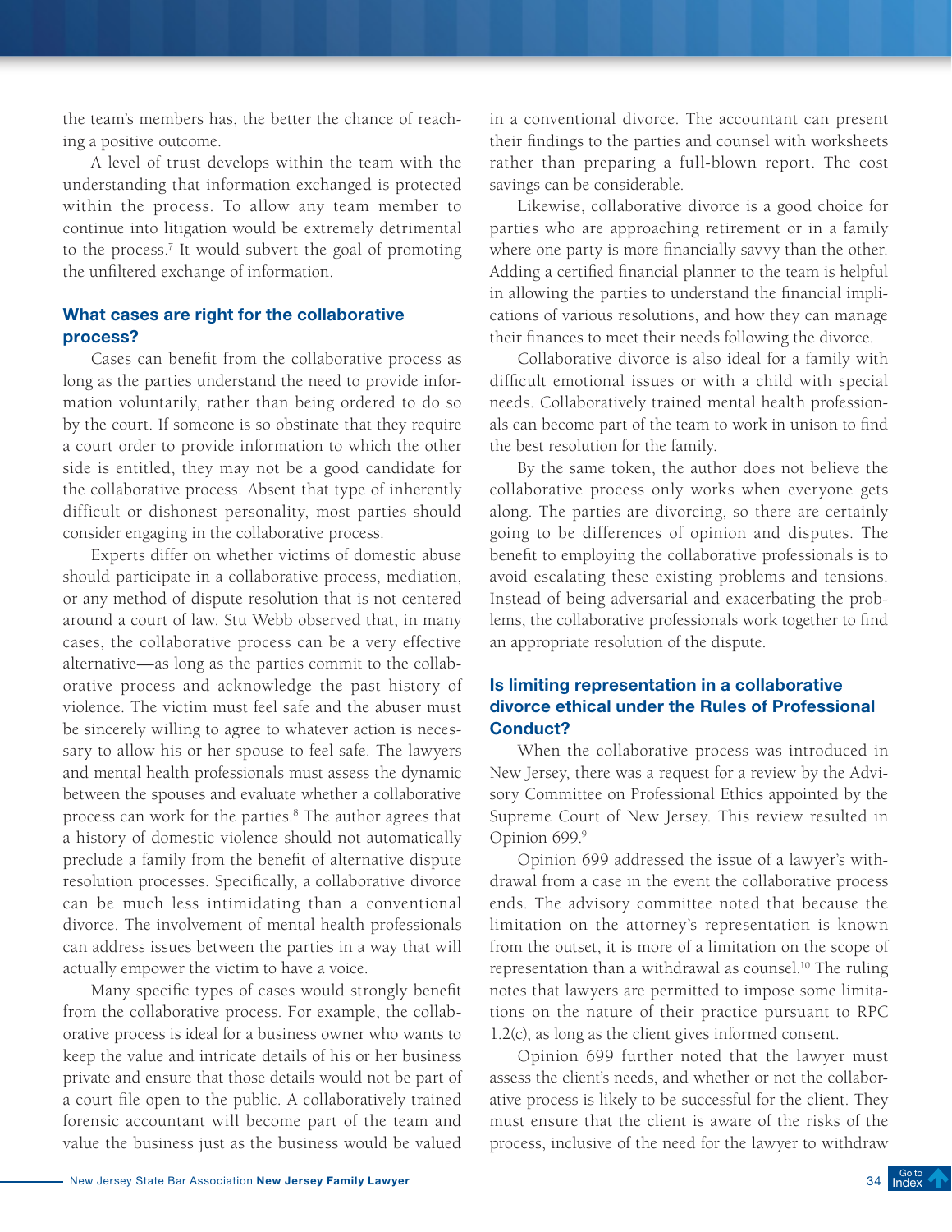the team's members has, the better the chance of reaching a positive outcome.

A level of trust develops within the team with the understanding that information exchanged is protected within the process. To allow any team member to continue into litigation would be extremely detrimental to the process.[7] It would subvert the goal of promoting the unfiltered exchange of information.

### What cases are right for the collaborative process?

Cases can benefit from the collaborative process as long as the parties understand the need to provide information voluntarily, rather than being ordered to do so by the court. If someone is so obstinate that they require a court order to provide information to which the other side is entitled, they may not be a good candidate for the collaborative process. Absent that type of inherently difficult or dishonest personality, most parties should consider engaging in the collaborative process.

Experts differ on whether victims of domestic abuse should participate in a collaborative process, mediation, or any method of dispute resolution that is not centered around a court of law. Stu Webb observed that, in many cases, the collaborative process can be a very effective alternative—as long as the parties commit to the collaborative process and acknowledge the past history of violence. The victim must feel safe and the abuser must be sincerely willing to agree to whatever action is necessary to allow his or her spouse to feel safe. The lawyers and mental health professionals must assess the dynamic between the spouses and evaluate whether a collaborative process can work for the parties.[8] The author agrees that a history of domestic violence should not automatically preclude a family from the benefit of alternative dispute resolution processes. Specifically, a collaborative divorce can be much less intimidating than a conventional divorce. The involvement of mental health professionals can address issues between the parties in a way that will actually empower the victim to have a voice.

Many specific types of cases would strongly benefit from the collaborative process. For example, the collaborative process is ideal for a business owner who wants to keep the value and intricate details of his or her business private and ensure that those details would not be part of a court file open to the public. A collaboratively trained forensic accountant will become part of the team and value the business just as the business would be valued in a conventional divorce. The accountant can present their findings to the parties and counsel with worksheets rather than preparing a full-blown report. The cost savings can be considerable.

Likewise, collaborative divorce is a good choice for parties who are approaching retirement or in a family where one party is more financially savvy than the other. Adding a certified financial planner to the team is helpful in allowing the parties to understand the financial implications of various resolutions, and how they can manage their finances to meet their needs following the divorce.

Collaborative divorce is also ideal for a family with difficult emotional issues or with a child with special needs. Collaboratively trained mental health professionals can become part of the team to work in unison to find the best resolution for the family.

By the same token, the author does not believe the collaborative process only works when everyone gets along. The parties are divorcing, so there are certainly going to be differences of opinion and disputes. The benefit to employing the collaborative professionals is to avoid escalating these existing problems and tensions. Instead of being adversarial and exacerbating the problems, the collaborative professionals work together to find an appropriate resolution of the dispute.

### Is limiting representation in a collaborative divorce ethical under the Rules of Professional Conduct?

When the collaborative process was introduced in New Jersey, there was a request for a review by the Advisory Committee on Professional Ethics appointed by the Supreme Court of New Jersey. This review resulted in Opinion 699.[9]

Opinion 699 addressed the issue of a lawyer's withdrawal from a case in the event the collaborative process ends. The advisory committee noted that because the limitation on the attorney's representation is known from the outset, it is more of a limitation on the scope of representation than a withdrawal as counsel.[10] The ruling notes that lawyers are permitted to impose some limitations on the nature of their practice pursuant to RPC 1.2(c), as long as the client gives informed consent.

Opinion 699 further noted that the lawyer must assess the client's needs, and whether or not the collaborative process is likely to be successful for the client. They must ensure that the client is aware of the risks of the process, inclusive of the need for the lawyer to withdraw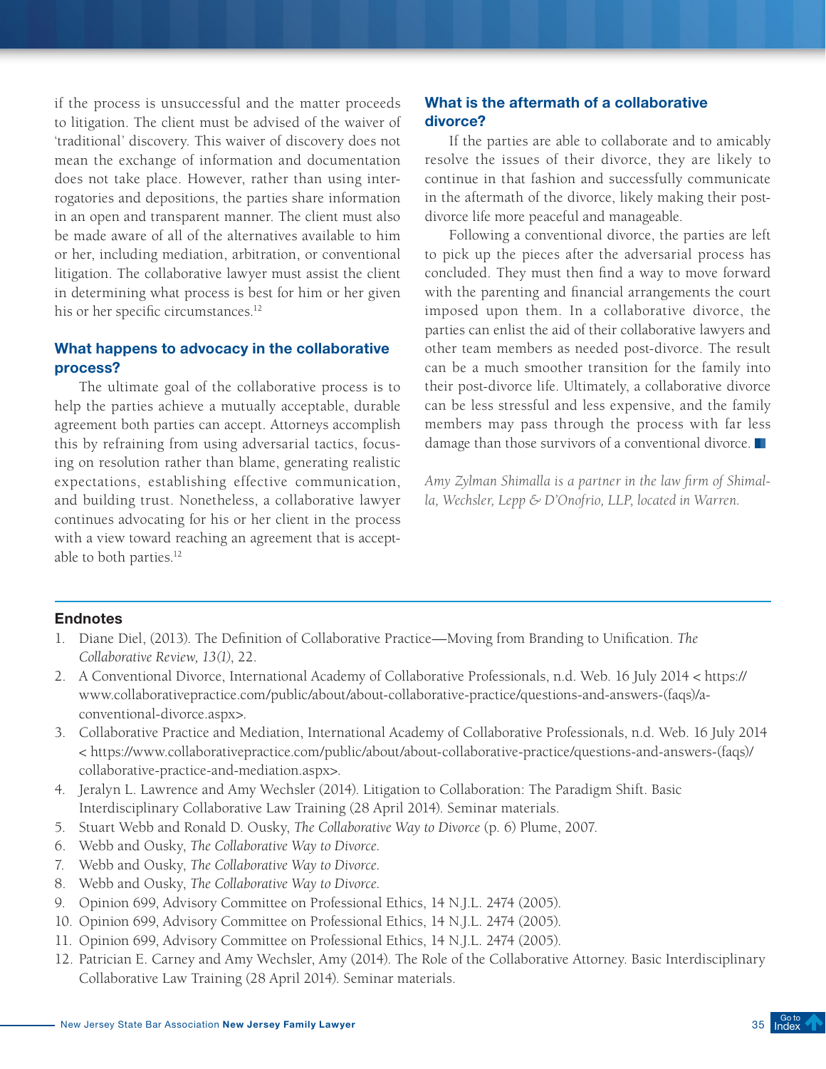if the process is unsuccessful and the matter proceeds to litigation. The client must be advised of the waiver of 'traditional' discovery. This waiver of discovery does not mean the exchange of information and documentation does not take place. However, rather than using interrogatories and depositions, the parties share information in an open and transparent manner. The client must also be made aware of all of the alternatives available to him or her, including mediation, arbitration, or conventional litigation. The collaborative lawyer must assist the client in determining what process is best for him or her given his or her specific circumstances.[12]

## What happens to advocacy in the collaborative process?

The ultimate goal of the collaborative process is to help the parties achieve a mutually acceptable, durable agreement both parties can accept. Attorneys accomplish this by refraining from using adversarial tactics, focusing on resolution rather than blame, generating realistic expectations, establishing effective communication, and building trust. Nonetheless, a collaborative lawyer continues advocating for his or her client in the process with a view toward reaching an agreement that is acceptable to both parties.[12]

## What is the aftermath of a collaborative divorce?

If the parties are able to collaborate and to amicably resolve the issues of their divorce, they are likely to continue in that fashion and successfully communicate in the aftermath of the divorce, likely making their post-divorce life more peaceful and manageable.

Following a conventional divorce, the parties are left to pick up the pieces after the adversarial process has concluded. They must then find a way to move forward with the parenting and financial arrangements the court imposed upon them. In a collaborative divorce, the parties can enlist the aid of their collaborative lawyers and other team members as needed post-divorce. The result can be a much smoother transition for the family into their post-divorce life. Ultimately, a collaborative divorce can be less stressful and less expensive, and the family members may pass through the process with far less damage than those survivors of a conventional divorce.

*Amy Zylman Shimalla is a partner in the law firm of Shimalla, Wechsler, Lepp & D'Onofrio, LLP, located in Warren.*

## Endnotes

1. Diane Diel, (2013). The Definition of Collaborative Practice—Moving from Branding to Unification. *The Collaborative Review, 13(1)*, 22.
2. A Conventional Divorce, International Academy of Collaborative Professionals, n.d. Web. 16 July 2014 < https://www.collaborativepractice.com/public/about/about-collaborative-practice/questions-and-answers-(faqs)/a-conventional-divorce.aspx>.
3. Collaborative Practice and Mediation, International Academy of Collaborative Professionals, n.d. Web. 16 July 2014 < https://www.collaborativepractice.com/public/about/about-collaborative-practice/questions-and-answers-(faqs)/collaborative-practice-and-mediation.aspx>.
4. Jeralyn L. Lawrence and Amy Wechsler (2014). Litigation to Collaboration: The Paradigm Shift. Basic Interdisciplinary Collaborative Law Training (28 April 2014). Seminar materials.
5. Stuart Webb and Ronald D. Ousky, *The Collaborative Way to Divorce* (p. 6) Plume, 2007.
6. Webb and Ousky, *The Collaborative Way to Divorce*.
7. Webb and Ousky, *The Collaborative Way to Divorce*.
8. Webb and Ousky, *The Collaborative Way to Divorce*.
9. Opinion 699, Advisory Committee on Professional Ethics, 14 N.J.L. 2474 (2005).
10. Opinion 699, Advisory Committee on Professional Ethics, 14 N.J.L. 2474 (2005).
11. Opinion 699, Advisory Committee on Professional Ethics, 14 N.J.L. 2474 (2005).
12. Patrician E. Carney and Amy Wechsler, Amy (2014). The Role of the Collaborative Attorney. Basic Interdisciplinary Collaborative Law Training (28 April 2014). Seminar materials.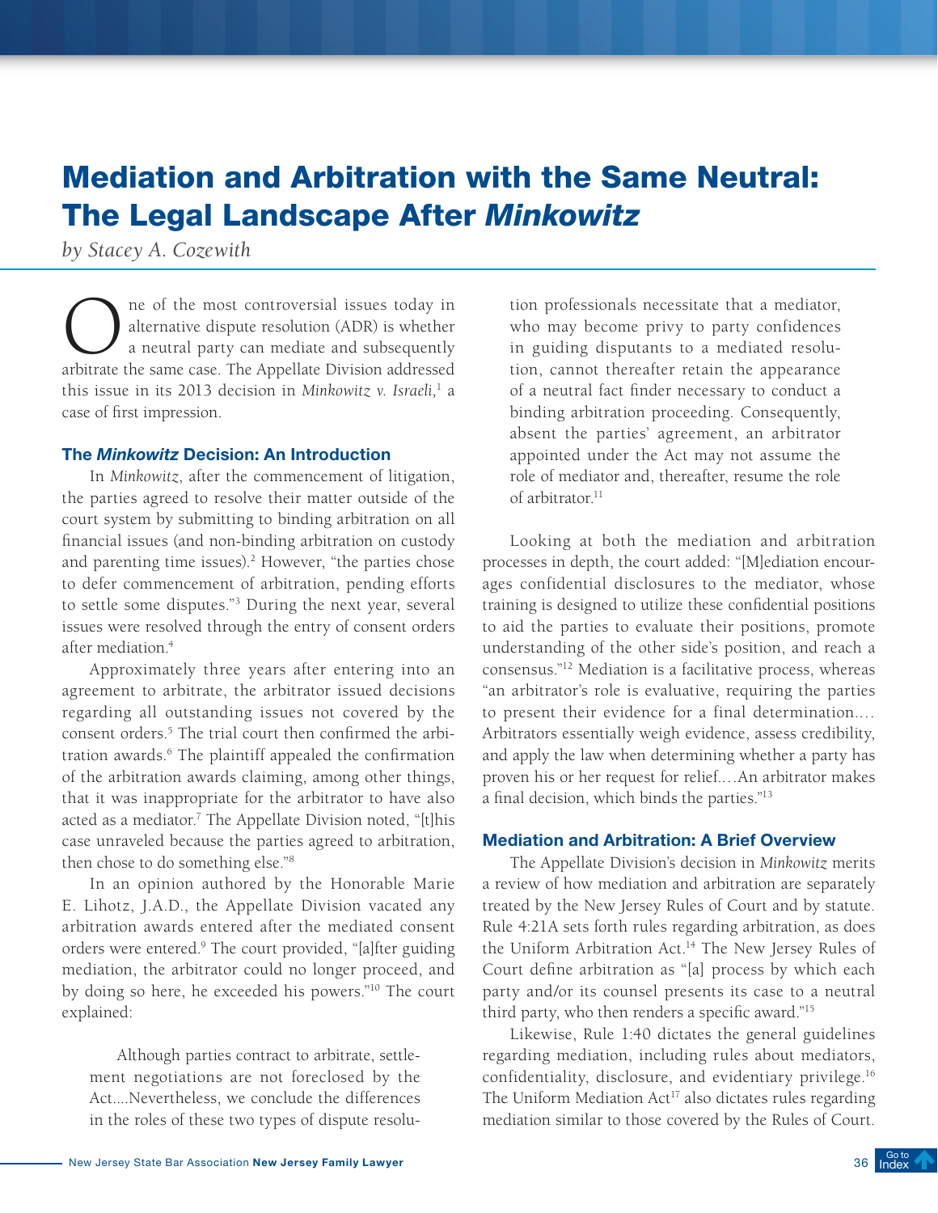# Mediation and Arbitration with the Same Neutral: The Legal Landscape After *Minkowitz*

*by Stacey A. Cozewith*

One of the most controversial issues today in alternative dispute resolution (ADR) is whether a neutral party can mediate and subsequently arbitrate the same case. The Appellate Division addressed this issue in its 2013 decision in *Minkowitz v. Israeli,*[1] a case of first impression.

## The *Minkowitz* Decision: An Introduction

In *Minkowitz*, after the commencement of litigation, the parties agreed to resolve their matter outside of the court system by submitting to binding arbitration on all financial issues (and non-binding arbitration on custody and parenting time issues).[2] However, "the parties chose to defer commencement of arbitration, pending efforts to settle some disputes."[3] During the next year, several issues were resolved through the entry of consent orders after mediation.[4]

Approximately three years after entering into an agreement to arbitrate, the arbitrator issued decisions regarding all outstanding issues not covered by the consent orders.[5] The trial court then confirmed the arbitration awards.[6] The plaintiff appealed the confirmation of the arbitration awards claiming, among other things, that it was inappropriate for the arbitrator to have also acted as a mediator.[7] The Appellate Division noted, "[t]his case unraveled because the parties agreed to arbitration, then chose to do something else."[8]

In an opinion authored by the Honorable Marie E. Lihotz, J.A.D., the Appellate Division vacated any arbitration awards entered after the mediated consent orders were entered.[9] The court provided, "[a]fter guiding mediation, the arbitrator could no longer proceed, and by doing so here, he exceeded his powers."[10] The court explained:

> Although parties contract to arbitrate, settlement negotiations are not foreclosed by the Act....Nevertheless, we conclude the differences in the roles of these two types of dispute resolution professionals necessitate that a mediator, who may become privy to party confidences in guiding disputants to a mediated resolution, cannot thereafter retain the appearance of a neutral fact finder necessary to conduct a binding arbitration proceeding. Consequently, absent the parties' agreement, an arbitrator appointed under the Act may not assume the role of mediator and, thereafter, resume the role of arbitrator.[11]

Looking at both the mediation and arbitration processes in depth, the court added: "[M]ediation encourages confidential disclosures to the mediator, whose training is designed to utilize these confidential positions to aid the parties to evaluate their positions, promote understanding of the other side's position, and reach a consensus."[12] Mediation is a facilitative process, whereas "an arbitrator's role is evaluative, requiring the parties to present their evidence for a final determination.... Arbitrators essentially weigh evidence, assess credibility, and apply the law when determining whether a party has proven his or her request for relief.…An arbitrator makes a final decision, which binds the parties."[13]

## Mediation and Arbitration: A Brief Overview

The Appellate Division's decision in *Minkowitz* merits a review of how mediation and arbitration are separately treated by the New Jersey Rules of Court and by statute. Rule 4:21A sets forth rules regarding arbitration, as does the Uniform Arbitration Act.[14] The New Jersey Rules of Court define arbitration as "[a] process by which each party and/or its counsel presents its case to a neutral third party, who then renders a specific award."[15]

Likewise, Rule 1:40 dictates the general guidelines regarding mediation, including rules about mediators, confidentiality, disclosure, and evidentiary privilege.[16] The Uniform Mediation Act[17] also dictates rules regarding mediation similar to those covered by the Rules of Court.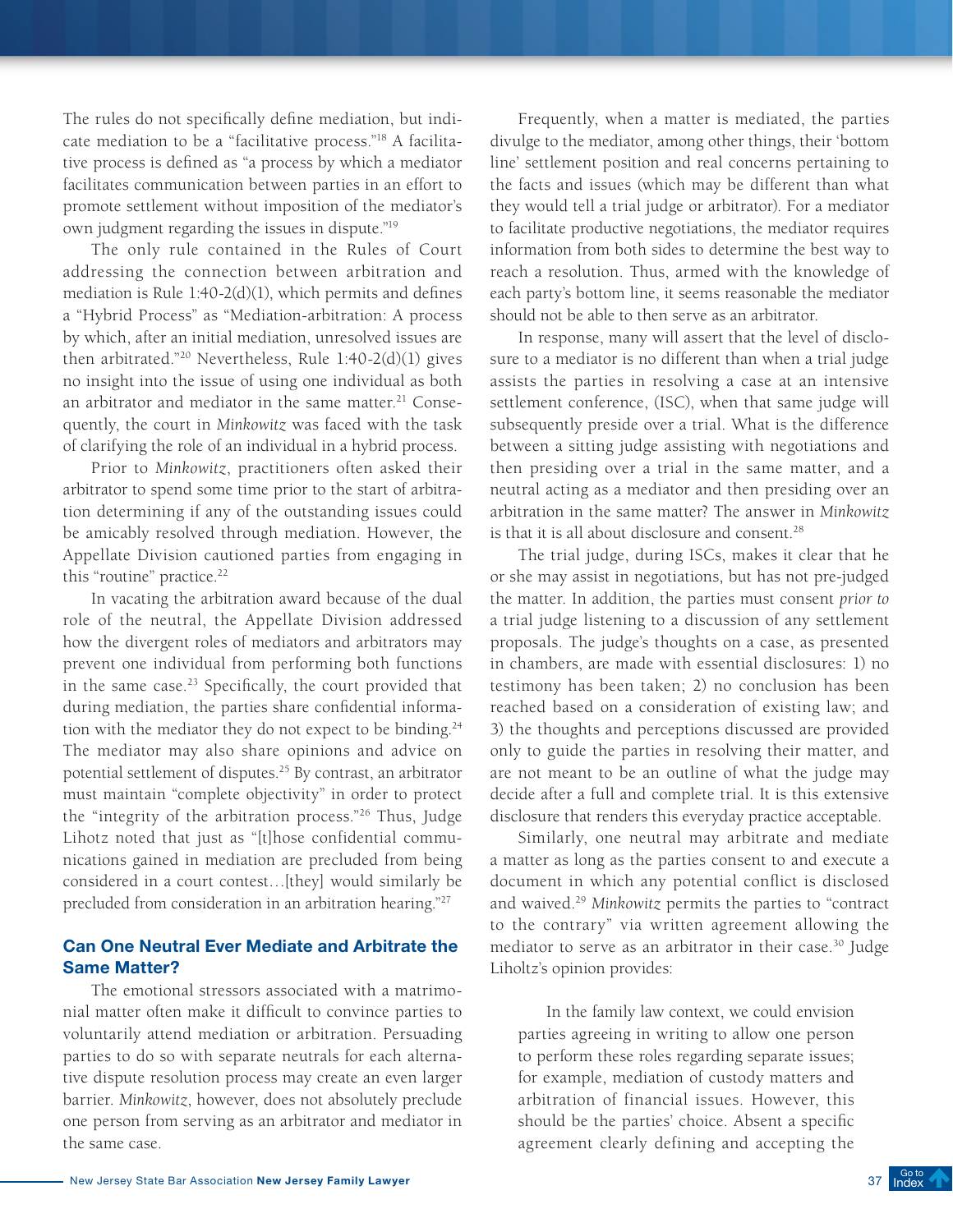The rules do not specifically define mediation, but indicate mediation to be a "facilitative process."[18] A facilitative process is defined as "a process by which a mediator facilitates communication between parties in an effort to promote settlement without imposition of the mediator's own judgment regarding the issues in dispute."[19]

The only rule contained in the Rules of Court addressing the connection between arbitration and mediation is Rule 1:40-2(d)(1), which permits and defines a "Hybrid Process" as "Mediation-arbitration: A process by which, after an initial mediation, unresolved issues are then arbitrated."[20] Nevertheless, Rule 1:40-2(d)(1) gives no insight into the issue of using one individual as both an arbitrator and mediator in the same matter.[21] Consequently, the court in *Minkowitz* was faced with the task of clarifying the role of an individual in a hybrid process.

Prior to *Minkowitz*, practitioners often asked their arbitrator to spend some time prior to the start of arbitration determining if any of the outstanding issues could be amicably resolved through mediation. However, the Appellate Division cautioned parties from engaging in this "routine" practice.[22]

In vacating the arbitration award because of the dual role of the neutral, the Appellate Division addressed how the divergent roles of mediators and arbitrators may prevent one individual from performing both functions in the same case.[23] Specifically, the court provided that during mediation, the parties share confidential information with the mediator they do not expect to be binding.[24] The mediator may also share opinions and advice on potential settlement of disputes.[25] By contrast, an arbitrator must maintain "complete objectivity" in order to protect the "integrity of the arbitration process."[26] Thus, Judge Lihotz noted that just as "[t]hose confidential communications gained in mediation are precluded from being considered in a court contest…[they] would similarly be precluded from consideration in an arbitration hearing."[27]

### Can One Neutral Ever Mediate and Arbitrate the Same Matter?

The emotional stressors associated with a matrimonial matter often make it difficult to convince parties to voluntarily attend mediation or arbitration. Persuading parties to do so with separate neutrals for each alternative dispute resolution process may create an even larger barrier. *Minkowitz*, however, does not absolutely preclude one person from serving as an arbitrator and mediator in the same case.

Frequently, when a matter is mediated, the parties divulge to the mediator, among other things, their 'bottom line' settlement position and real concerns pertaining to the facts and issues (which may be different than what they would tell a trial judge or arbitrator). For a mediator to facilitate productive negotiations, the mediator requires information from both sides to determine the best way to reach a resolution. Thus, armed with the knowledge of each party's bottom line, it seems reasonable the mediator should not be able to then serve as an arbitrator.

In response, many will assert that the level of disclosure to a mediator is no different than when a trial judge assists the parties in resolving a case at an intensive settlement conference, (ISC), when that same judge will subsequently preside over a trial. What is the difference between a sitting judge assisting with negotiations and then presiding over a trial in the same matter, and a neutral acting as a mediator and then presiding over an arbitration in the same matter? The answer in *Minkowitz* is that it is all about disclosure and consent.[28]

The trial judge, during ISCs, makes it clear that he or she may assist in negotiations, but has not pre-judged the matter. In addition, the parties must consent *prior to* a trial judge listening to a discussion of any settlement proposals. The judge's thoughts on a case, as presented in chambers, are made with essential disclosures: 1) no testimony has been taken; 2) no conclusion has been reached based on a consideration of existing law; and 3) the thoughts and perceptions discussed are provided only to guide the parties in resolving their matter, and are not meant to be an outline of what the judge may decide after a full and complete trial. It is this extensive disclosure that renders this everyday practice acceptable.

Similarly, one neutral may arbitrate and mediate a matter as long as the parties consent to and execute a document in which any potential conflict is disclosed and waived.[29] *Minkowitz* permits the parties to "contract to the contrary" via written agreement allowing the mediator to serve as an arbitrator in their case.[30] Judge Liholtz's opinion provides:

> In the family law context, we could envision parties agreeing in writing to allow one person to perform these roles regarding separate issues; for example, mediation of custody matters and arbitration of financial issues. However, this should be the parties' choice. Absent a specific agreement clearly defining and accepting the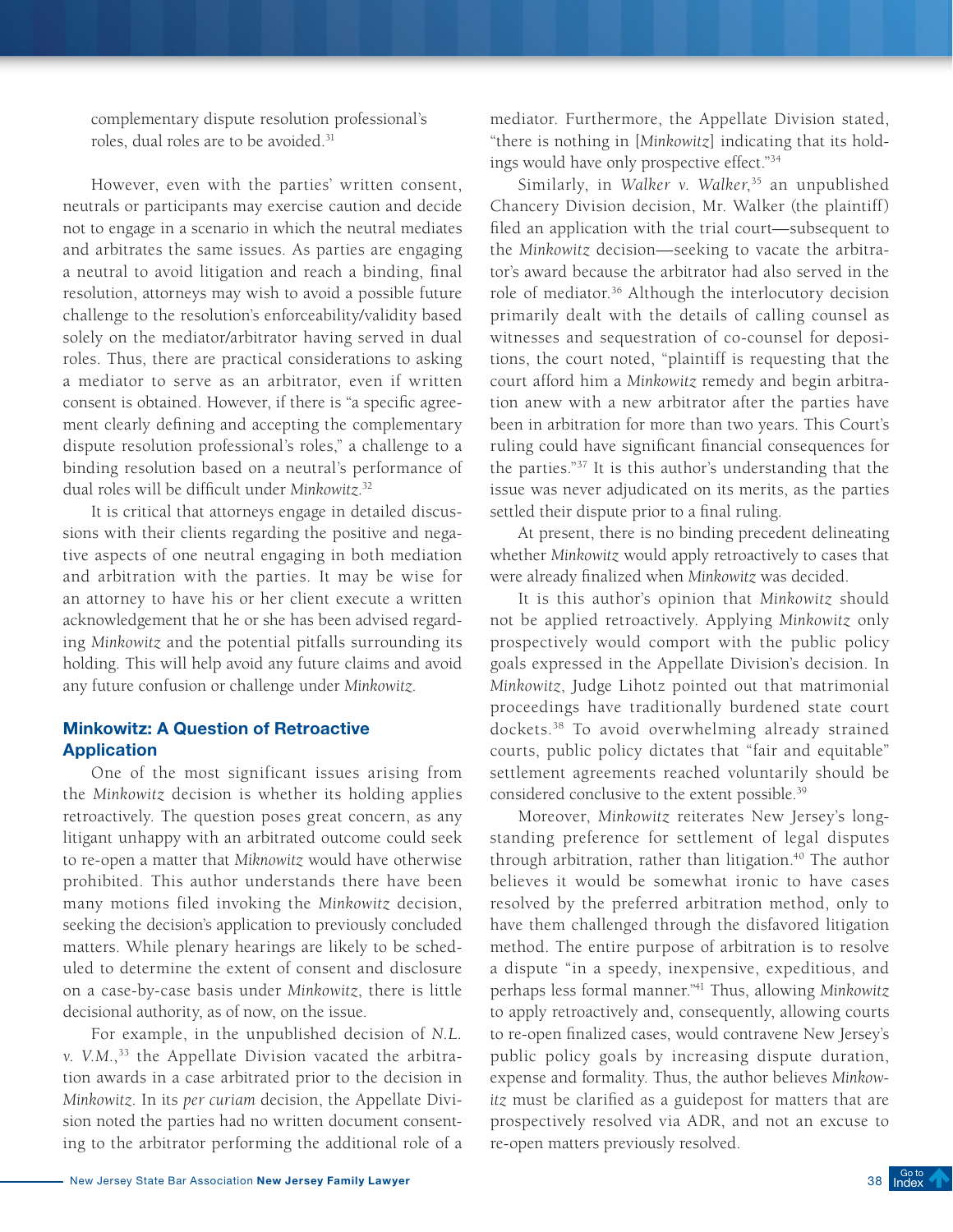complementary dispute resolution professional's roles, dual roles are to be avoided.[31]

However, even with the parties' written consent, neutrals or participants may exercise caution and decide not to engage in a scenario in which the neutral mediates and arbitrates the same issues. As parties are engaging a neutral to avoid litigation and reach a binding, final resolution, attorneys may wish to avoid a possible future challenge to the resolution's enforceability/validity based solely on the mediator/arbitrator having served in dual roles. Thus, there are practical considerations to asking a mediator to serve as an arbitrator, even if written consent is obtained. However, if there is "a specific agreement clearly defining and accepting the complementary dispute resolution professional's roles," a challenge to a binding resolution based on a neutral's performance of dual roles will be difficult under *Minkowitz*.[32]

It is critical that attorneys engage in detailed discussions with their clients regarding the positive and negative aspects of one neutral engaging in both mediation and arbitration with the parties. It may be wise for an attorney to have his or her client execute a written acknowledgement that he or she has been advised regarding *Minkowitz* and the potential pitfalls surrounding its holding. This will help avoid any future claims and avoid any future confusion or challenge under *Minkowitz*.

## Minkowitz: A Question of Retroactive Application

One of the most significant issues arising from the *Minkowitz* decision is whether its holding applies retroactively. The question poses great concern, as any litigant unhappy with an arbitrated outcome could seek to re-open a matter that *Miknowitz* would have otherwise prohibited. This author understands there have been many motions filed invoking the *Minkowitz* decision, seeking the decision's application to previously concluded matters. While plenary hearings are likely to be scheduled to determine the extent of consent and disclosure on a case-by-case basis under *Minkowitz*, there is little decisional authority, as of now, on the issue.

For example, in the unpublished decision of *N.L. v. V.M.*,[33] the Appellate Division vacated the arbitration awards in a case arbitrated prior to the decision in *Minkowitz*. In its *per curiam* decision, the Appellate Division noted the parties had no written document consenting to the arbitrator performing the additional role of a mediator. Furthermore, the Appellate Division stated, "there is nothing in [*Minkowitz*] indicating that its holdings would have only prospective effect."[34]

Similarly, in *Walker v. Walker*,[35] an unpublished Chancery Division decision, Mr. Walker (the plaintiff) filed an application with the trial court—subsequent to the *Minkowitz* decision—seeking to vacate the arbitrator's award because the arbitrator had also served in the role of mediator.[36] Although the interlocutory decision primarily dealt with the details of calling counsel as witnesses and sequestration of co-counsel for depositions, the court noted, "plaintiff is requesting that the court afford him a *Minkowitz* remedy and begin arbitration anew with a new arbitrator after the parties have been in arbitration for more than two years. This Court's ruling could have significant financial consequences for the parties."[37] It is this author's understanding that the issue was never adjudicated on its merits, as the parties settled their dispute prior to a final ruling.

At present, there is no binding precedent delineating whether *Minkowitz* would apply retroactively to cases that were already finalized when *Minkowitz* was decided.

It is this author's opinion that *Minkowitz* should not be applied retroactively. Applying *Minkowitz* only prospectively would comport with the public policy goals expressed in the Appellate Division's decision. In *Minkowitz*, Judge Lihotz pointed out that matrimonial proceedings have traditionally burdened state court dockets.[38] To avoid overwhelming already strained courts, public policy dictates that "fair and equitable" settlement agreements reached voluntarily should be considered conclusive to the extent possible.[39]

Moreover, *Minkowitz* reiterates New Jersey's longstanding preference for settlement of legal disputes through arbitration, rather than litigation.[40] The author believes it would be somewhat ironic to have cases resolved by the preferred arbitration method, only to have them challenged through the disfavored litigation method. The entire purpose of arbitration is to resolve a dispute "in a speedy, inexpensive, expeditious, and perhaps less formal manner."[41] Thus, allowing *Minkowitz* to apply retroactively and, consequently, allowing courts to re-open finalized cases, would contravene New Jersey's public policy goals by increasing dispute duration, expense and formality. Thus, the author believes *Minkowitz* must be clarified as a guidepost for matters that are prospectively resolved via ADR, and not an excuse to re-open matters previously resolved.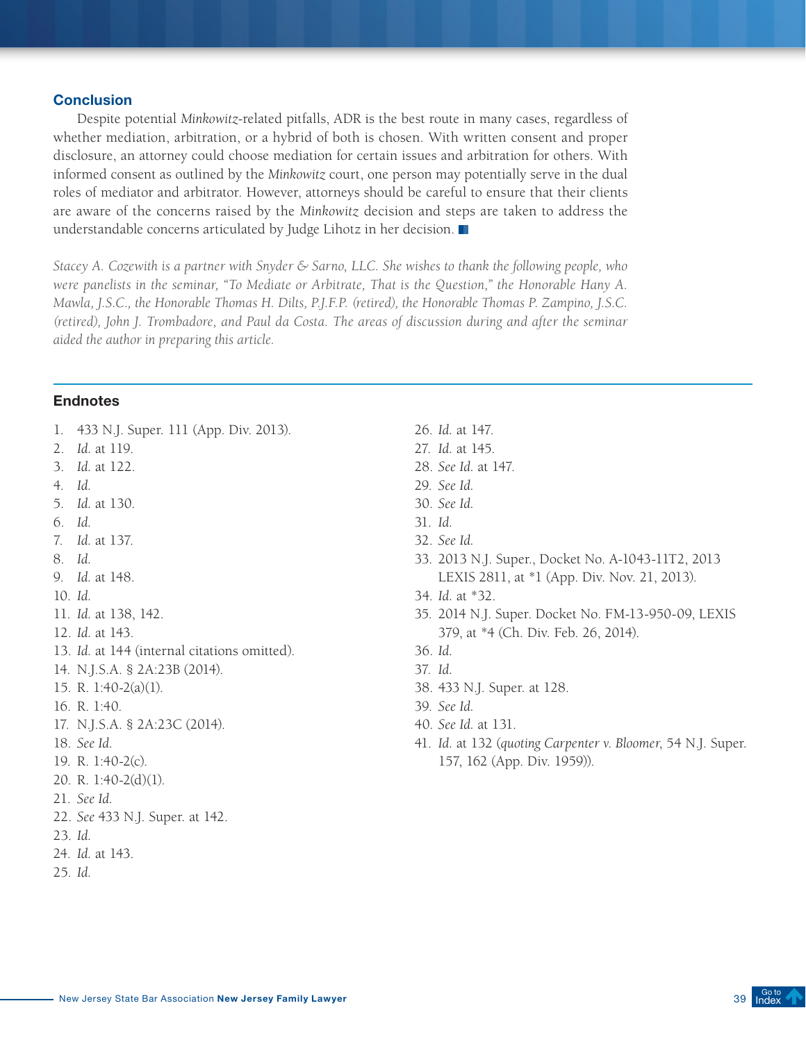## Conclusion

Despite potential *Minkowitz*-related pitfalls, ADR is the best route in many cases, regardless of whether mediation, arbitration, or a hybrid of both is chosen. With written consent and proper disclosure, an attorney could choose mediation for certain issues and arbitration for others. With informed consent as outlined by the *Minkowitz* court, one person may potentially serve in the dual roles of mediator and arbitrator. However, attorneys should be careful to ensure that their clients are aware of the concerns raised by the *Minkowitz* decision and steps are taken to address the understandable concerns articulated by Judge Lihotz in her decision. ■

*Stacey A. Cozewith is a partner with Snyder & Sarno, LLC. She wishes to thank the following people, who were panelists in the seminar, "To Mediate or Arbitrate, That is the Question," the Honorable Hany A. Mawla, J.S.C., the Honorable Thomas H. Dilts, P.J.F.P. (retired), the Honorable Thomas P. Zampino, J.S.C. (retired), John J. Trombadore, and Paul da Costa. The areas of discussion during and after the seminar aided the author in preparing this article.*

## Endnotes

1. 433 N.J. Super. 111 (App. Div. 2013).
2. *Id.* at 119.
3. *Id.* at 122.
4. *Id.*
5. *Id.* at 130.
6. *Id.*
7. *Id.* at 137.
8. *Id.*
9. *Id.* at 148.
10. *Id.*
11. *Id.* at 138, 142.
12. *Id.* at 143.
13. *Id.* at 144 (internal citations omitted).
14. N.J.S.A. § 2A:23B (2014).
15. R. 1:40-2(a)(1).
16. R. 1:40.
17. N.J.S.A. § 2A:23C (2014).
18. *See Id.*
19. R. 1:40-2(c).
20. R. 1:40-2(d)(1).
21. *See Id.*
22. *See* 433 N.J. Super. at 142.
23. *Id.*
24. *Id.* at 143.
25. *Id.*
26. *Id.* at 147.
27. *Id.* at 145.
28. *See Id.* at 147.
29. *See Id.*
30. *See Id.*
31. *Id.*
32. *See Id.*
33. 2013 N.J. Super., Docket No. A-1043-11T2, 2013 LEXIS 2811, at *1 (App. Div. Nov. 21, 2013).
34. *Id.* at *32.
35. 2014 N.J. Super. Docket No. FM-13-950-09, LEXIS 379, at *4 (Ch. Div. Feb. 26, 2014).
36. *Id.*
37. *Id.*
38. 433 N.J. Super. at 128.
39. *See Id.*
40. *See Id.* at 131.
41. *Id.* at 132 (*quoting Carpenter v. Bloomer*, 54 N.J. Super. 157, 162 (App. Div. 1959)).